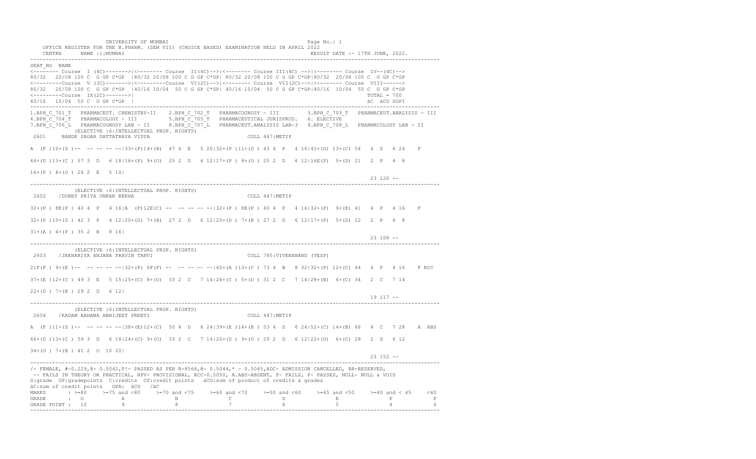UNIVERSITY OF MUMBAI

OFFICE REGISTER FOR THE B.PHARM. (SEM VII) (CHOICE BASED) EXAMINATION HELD IN APRIL 2022

CENTRE NAME :1:MUMBAI RESULT DATE :- 17TH JUNE, 2022.

```
SEAT_NO  NAME
<-------- Course  I (4C)------->|<-------- Course  II(4C)-->|<-------- Course III(4C) -->|<-------- Course  IV--(4C)-->
80/32  20/08 100 C  G GP C*GP  |80/32 20/08 100 C G GP C*GP| 80/32 20/08 100 C G GP C*GP|80/32  20/08 100 C  G GP C*GP
<---------Course  V (3C)------->|<---------Course  VI(2C)-->|<-------- Course  VII(2C)-->|<-------- Course  VIII------>
80/32  20/08 100 C  G GP C*GP  |40/16 10/04  50 C G GP C*GP| 40/16 10/04  50 C G GP C*GP|40/16  10/04  50 C  G GP C*GP
<---------Course  IX(2C)------->|                                                                    TOTAL = 700
40/16  10/04  50 C  G GP C*GP  |                                                                    äC  äCG SGPI
```

```
1.BPH_C_701_T  PHARMACEUT. CHEMISTRY-II    2.BPH_C_702_T  PHARMACOGNOSY - III         3.BPH_C_703_T  PHARMACEUT.ANALYSIS - III
4.BPH_C_704_T  PHARMACOLOGY - III          5.BPH_C_705_T  PHARMACEUTICAL JURISPRUD.   6. ELECTIVE
7.BPH_C_706_L  PHARMACOGNOSY LAB - II      8.BPH_C_707_L  PHARMACEUT.ANALYSIS LAB-3   9.BPH_C_708_L  PHARMACOLOGY LAB - II
```

```
          (ELECTIVE :6:INTELLECTUAL PROP. RIGHTS)
 2601     BANDE SAGAR DATTATRAYA VIDYA                            COLL 447:METIP

A  (F )10+(D )--  -- -- -- --|33+(P)14+(B)  47 4  E   5 20|32+(P )11+(D ) 43 4  P   4 16|41+(D) 13+(C) 54   4  D   6 24    F

44+(D )13+(C ) 57 3  D   6 18|16+(P) 9+(O)  25 2  D   6 12|17+(P ) 8+(O ) 25 2  D   6 12|16E(P)  5+(D) 21   2  P   4  8

16+(P ) 8+(O ) 24 2  E   5 10|
                                                                                                            23 120 --
```

```
          (ELECTIVE :6:INTELLECTUAL PROP. RIGHTS)
 2602    /DUBEY PRIYA ONKAR REKHA                                 COLL 447:METIP

32+(P ) 8E(P ) 40 4  P   4 16|A  (F)12E(C) --  -- -- -- --|32+(P ) 8E(P ) 40 4  P   4 16|32+(P)  9+(E) 41   4  P   4 16    F

32+(P )10+(D ) 42 3  P   4 12|20+(D) 7+(B)  27 2  D   6 12|20+(D ) 7+(B ) 27 2  D   6 12|17+(P)  5+(D) 22   2  P   4  8

31+(A ) 4+(P ) 35 2  B   8 16|
                                                                                                            23 108 --
```

```
          (ELECTIVE :6:INTELLECTUAL PROP. RIGHTS)
 2603    /JAKHARIYA ANJANA PRAVIN TANVI                           COLL 785:VIVEKANAND (VESP)

21F(F ) 9+(E )--  -- -- -- --|32+(P) 6F(F) --  -- -- -- --|60+(A )13+(C ) 73 4  B   8 32|32+(P) 12+(C) 44   4  P   4 16    F RCC

37+(E )12+(C ) 49 3  E   5 15|25+(C) 8+(O)  33 2  C   7 14|26+(C ) 5+(D ) 31 2  C   7 14|28+(B)  6+(C) 34   2  C   7 14

22+(D ) 7+(B ) 29 2  D   6 12|
                                                                                                            19 117 --
```

```
          (ELECTIVE :6:INTELLECTUAL PROP. RIGHTS)
 2604    /KADAM AAHANA ABHIJEET PREETI                            COLL 447:METIP

A  (F )11+(D )--  -- -- -- --|38+(E)12+(C)  50 4  D   6 24|39+(E )14+(B ) 53 4  D   6 24|52+(C) 14+(B) 66   4  C   7 28    A ABS

46+(D )13+(C ) 59 3  D   6 18|24+(C) 9+(O)  33 2  C   7 14|20+(D ) 9+(O ) 29 2  D   6 12|22+(D)  6+(C) 28   2  D   6 12

34+(O ) 7+(B ) 41 2  O  10 20|
                                                                                                            23 152 --
```

/- FEMALE, #-0.229,@- 0.5042,P!- PASSED AS PER R-8566,@- 0.5044,* - 0.5045,ADC- ADMISSION CANCELLED, RR-RESERVED,
-- FAILS IN THEORY OR PRACTICAL, RPV- PROVISIONAL, RCC-0.5050, A.ABS-ABSENT, F- FAILS, P- PASSES, NULL- NULL & VOID
G:grade GP:gradepoints C:credits CP:credit points äCG:sum of product of credits & grades
äC:sum of credit points GPA: äCG /äC

| MARKS | >=80 | >=75 and <80 | >=70 and <75 | >=60 and <70 | >=50 and <60 | >=45 and <50 | >=40 and < 45 | <40 |
|---|---|---|---|---|---|---|---|---|
| GRADE | O | A | B | C | D | E | P | F |
| GRADE POINT | 10 | 9 | 8 | 7 | 6 | 5 | 4 | 0 |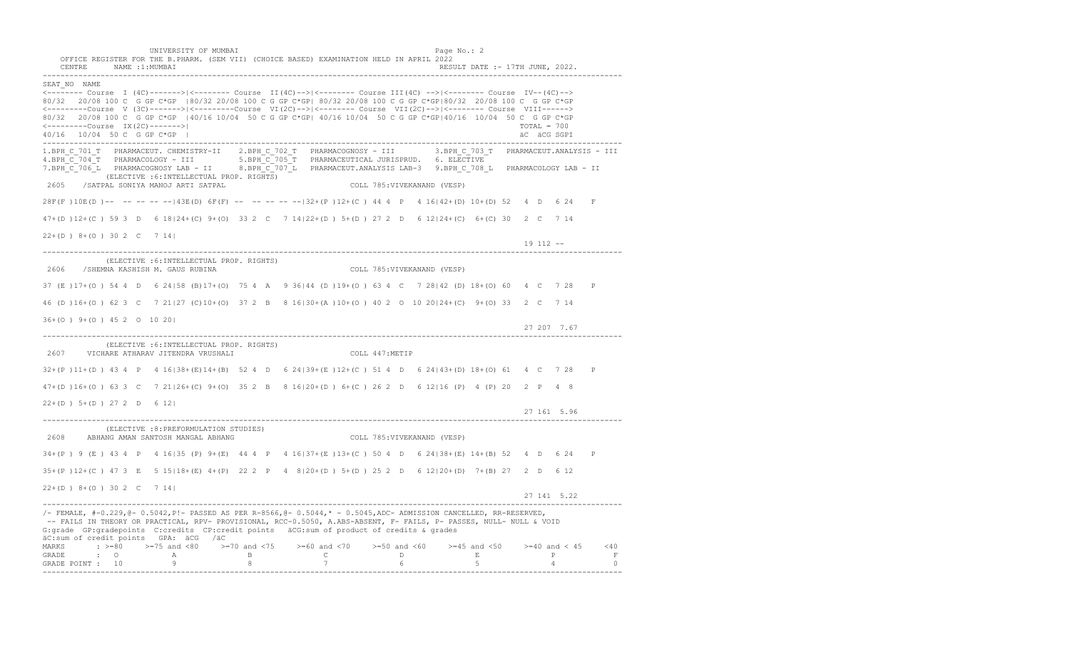UNIVERSITY OF MUMBAI

OFFICE REGISTER FOR THE B.PHARM. (SEM VII) (CHOICE BASED) EXAMINATION HELD IN APRIL 2022

CENTRE NAME :1:MUMBAI RESULT DATE :- 17TH JUNE, 2022.

```
SEAT_NO  NAME
<-------- Course  I (4C)------->|<-------- Course  II(4C)-->|<-------- Course III(4C) -->|<-------- Course  IV--(4C)-->
80/32  20/08 100 C  G GP C*GP  |80/32 20/08 100 C G GP C*GP| 80/32 20/08 100 C G GP C*GP|80/32  20/08 100 C  G GP C*GP
<--------Course  V (3C)------->|<---------Course  VI(2C)-->|<-------- Course  VII(2C)-->|<-------- Course  VIII------>
80/32  20/08 100 C  G GP C*GP  |40/16 10/04  50 C G GP C*GP| 40/16 10/04  50 C G GP C*GP|40/16  10/04  50 C  G GP C*GP
<---------Course  IX(2C)------->|                                                                    TOTAL = 700
40/16  10/04  50 C  G GP C*GP  |                                                                    äC  äCG SGPI
```

```
1.BPH_C_701_T  PHARMACEUT. CHEMISTRY-II    2.BPH_C_702_T  PHARMACOGNOSY - III        3.BPH_C_703_T  PHARMACEUT.ANALYSIS - III
4.BPH_C_704_T  PHARMACOLOGY - III          5.BPH_C_705_T  PHARMACEUTICAL JURISPRUD.  6. ELECTIVE
7.BPH_C_706_L  PHARMACOGNOSY LAB - II      8.BPH_C_707_L  PHARMACEUT.ANALYSIS LAB-3   9.BPH_C_708_L  PHARMACOLOGY LAB - II
```

```
           (ELECTIVE :6:INTELLECTUAL PROP. RIGHTS)
 2605   /SATPAL SONIYA MANOJ ARTI SATPAL                        COLL 785:VIVEKANAND (VESP)

28F(F )10E(D )--  -- -- -- --|43E(D) 6F(F) --  -- -- -- --|32+(P )12+(C ) 44 4  P   4 16|42+(D) 10+(D) 52  4  D   6 24    F

47+(D )12+(C ) 59 3  D   6 18|24+(C) 9+(O)  33 2  C   7 14|22+(D ) 5+(D ) 27 2  D   6 12|24+(C)  6+(C) 30   2  C   7 14

22+(D ) 8+(O ) 30 2  C   7 14|
                                                                                                        19 112 --
```

```
           (ELECTIVE :6:INTELLECTUAL PROP. RIGHTS)
 2606   /SHEMNA KASHISH M. GAUS RUBINA                          COLL 785:VIVEKANAND (VESP)

37 (E )17+(O ) 54 4  D   6 24|58 (B)17+(O)  75 4  A   9 36|44 (D )19+(O ) 63 4  C   7 28|42 (D) 18+(O) 60  4  C   7 28    P

46 (D )16+(O ) 62 3  C   7 21|27 (C)10+(O)  37 2  B   8 16|30+(A )10+(O ) 40 2  O  10 20|24+(C)  9+(O) 33   2  C   7 14

36+(O ) 9+(O ) 45 2  O  10 20|
                                                                                                        27 207  7.67
```

```
           (ELECTIVE :6:INTELLECTUAL PROP. RIGHTS)
 2607    VICHARE ATHARAV JITENDRA VRUSHALI                      COLL 447:METIP

32+(P )11+(D ) 43 4  P   4 16|38+(E)14+(B)  52 4  D   6 24|39+(E )12+(C ) 51 4  D   6 24|43+(D) 18+(O) 61  4  C   7 28    P

47+(D )16+(O ) 63 3  C   7 21|26+(C) 9+(O)  35 2  B   8 16|20+(D ) 6+(C ) 26 2  D   6 12|16 (P)  4 (P) 20   2  P   4  8

22+(D ) 5+(D ) 27 2  D   6 12|
                                                                                                        27 161  5.96
```

```
           (ELECTIVE :8:PREFORMULATION STUDIES)
 2608    ABHANG AMAN SANTOSH MANGAL ABHANG                      COLL 785:VIVEKANAND (VESP)

34+(P ) 9 (E ) 43 4  P   4 16|35 (P) 9+(E)  44 4  P   4 16|37+(E )13+(C ) 50 4  D   6 24|38+(E) 14+(B) 52  4  D   6 24    P

35+(P )12+(C ) 47 3  E   5 15|18+(E) 4+(P)  22 2  P   4  8|20+(D ) 5+(D ) 25 2  D   6 12|20+(D)  7+(B) 27   2  D   6 12

22+(D ) 8+(O ) 30 2  C   7 14|
                                                                                                        27 141  5.22
```

/- FEMALE, #-0.229,@- 0.5042,P!- PASSED AS PER R-8566,@- 0.5044,* - 0.5045,ADC- ADMISSION CANCELLED, RR-RESERVED,
-- FAILS IN THEORY OR PRACTICAL, RPV- PROVISIONAL, RCC-0.5050, A.ABS-ABSENT, F- FAILS, P- PASSES, NULL- NULL & VOID
G:grade GP:gradepoints C:credits CP:credit points äCG:sum of product of credits & grades
äC:sum of credit points GPA: äCG /äC

| MARKS | : >=80 | >=75 and <80 | >=70 and <75 | >=60 and <70 | >=50 and <60 | >=45 and <50 | >=40 and < 45 | <40 |
|---|---|---|---|---|---|---|---|---|
| GRADE | : O | A | B | C | D | E | P | F |
| GRADE POINT | : 10 | 9 | 8 | 7 | 6 | 5 | 4 | 0 |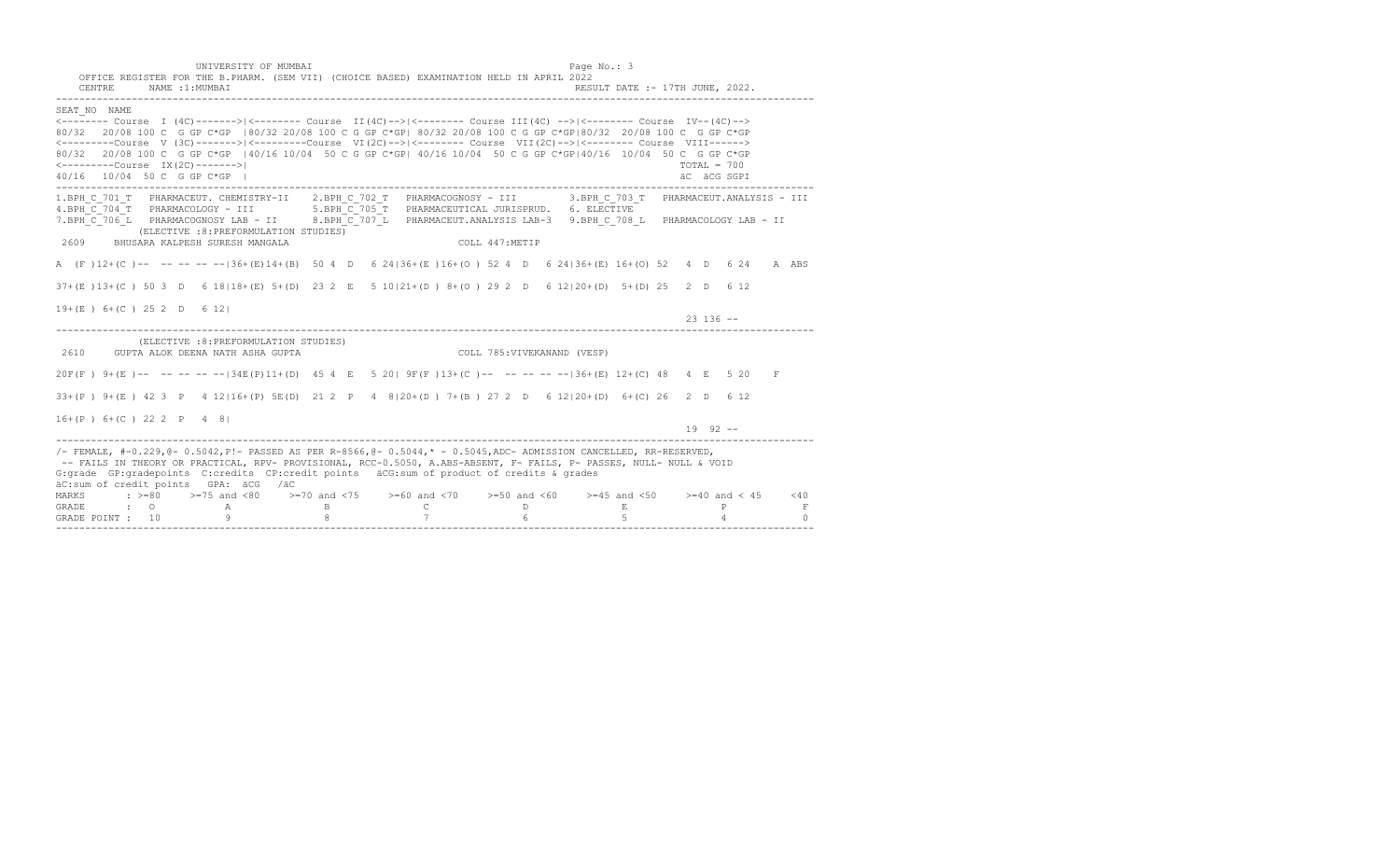UNIVERSITY OF MUMBAI

OFFICE REGISTER FOR THE B.PHARM. (SEM VII) (CHOICE BASED) EXAMINATION HELD IN APRIL 2022

CENTRE NAME :1:MUMBAI RESULT DATE :- 17TH JUNE, 2022.

```
SEAT_NO NAME
<-------- Course  I (4C)------->|<-------- Course  II(4C)-->|<-------- Course III(4C) -->|<-------- Course  IV--(4C)-->
80/32  20/08 100 C  G GP C*GP  |80/32 20/08 100 C G GP C*GP| 80/32 20/08 100 C G GP C*GP|80/32  20/08 100 C  G GP C*GP
<---------Course  V (3C)------->|<---------Course  VI(2C)-->|<-------- Course  VII(2C)-->|<-------- Course  VIII------>
80/32  20/08 100 C  G GP C*GP  |40/16 10/04  50 C G GP C*GP| 40/16 10/04  50 C G GP C*GP|40/16  10/04  50 C  G GP C*GP
<---------Course  IX(2C)------->|                                                                       TOTAL = 700
40/16  10/04  50 C  G GP C*GP  |                                                                        äC  äCG SGPI
------------------------------------------------------------------------------------------------------------------------
1.BPH_C_701_T   PHARMACEUT. CHEMISTRY-II    2.BPH_C_702_T   PHARMACOGNOSY - III        3.BPH_C_703_T   PHARMACEUT.ANALYSIS - III
4.BPH_C_704_T   PHARMACOLOGY - III          5.BPH_C_705_T   PHARMACEUTICAL JURISPRUD.  6. ELECTIVE
7.BPH_C_706_L   PHARMACOGNOSY LAB - II      8.BPH_C_707_L   PHARMACEUT.ANALYSIS LAB-3   9.BPH_C_708_L   PHARMACOLOGY LAB - II
           (ELECTIVE :8:PREFORMULATION STUDIES)
 2609     BHUSARA KALPESH SURESH MANGALA                          COLL 447:METIP

A  (F )12+(C )--  -- -- -- --|36+(E)14+(B)  50 4  D   6 24|36+(E )16+(O ) 52 4  D   6 24|36+(E) 16+(O) 52   4  D   6 24    A  ABS

37+(E )13+(C ) 50 3  D   6 18|18+(E) 5+(D)  23 2  E   5 10|21+(D ) 8+(O ) 29 2  D   6 12|20+(D)  5+(D) 25   2  D   6 12

19+(E ) 6+(C ) 25 2  D   6 12|
                                                                                                         23 136 --
------------------------------------------------------------------------------------------------------------------------
           (ELECTIVE :8:PREFORMULATION STUDIES)
 2610     GUPTA ALOK DEENA NATH ASHA GUPTA                        COLL 785:VIVEKANAND (VESP)

20F(F ) 9+(E )--  -- -- -- --|34E(P)11+(D)  45 4  E   5 20| 9F(F )13+(C )--  -- -- -- --|36+(E) 12+(C) 48   4  E   5 20    F

33+(P ) 9+(E ) 42 3  P   4 12|16+(P) 5E(D)  21 2  P   4  8|20+(D ) 7+(B ) 27 2  D   6 12|20+(D)  6+(C) 26   2  D   6 12

16+(P ) 6+(C ) 22 2  P   4  8|
                                                                                                         19  92 --
------------------------------------------------------------------------------------------------------------------------
/- FEMALE, #-0.229,@- 0.5042,P!- PASSED AS PER R-8566,@- 0.5044,* - 0.5045,ADC- ADMISSION CANCELLED, RR-RESERVED,
 -- FAILS IN THEORY OR PRACTICAL, RPV- PROVISIONAL, RCC-0.5050, A.ABS-ABSENT, F- FAILS, P- PASSES, NULL- NULL & VOID
G:grade  GP:gradepoints  C:credits  CP:credit points   äCG:sum of product of credits & grades
äC:sum of credit points   GPA:  äCG   /äC
MARKS       : >=80     >=75 and <80     >=70 and <75     >=60 and <70     >=50 and <60     >=45 and <50     >=40 and < 45     <40
GRADE       :  O           A                B                C                D                E                P              F
GRADE POINT :  10          9                8                7                6                5                4              0
------------------------------------------------------------------------------------------------------------------------
```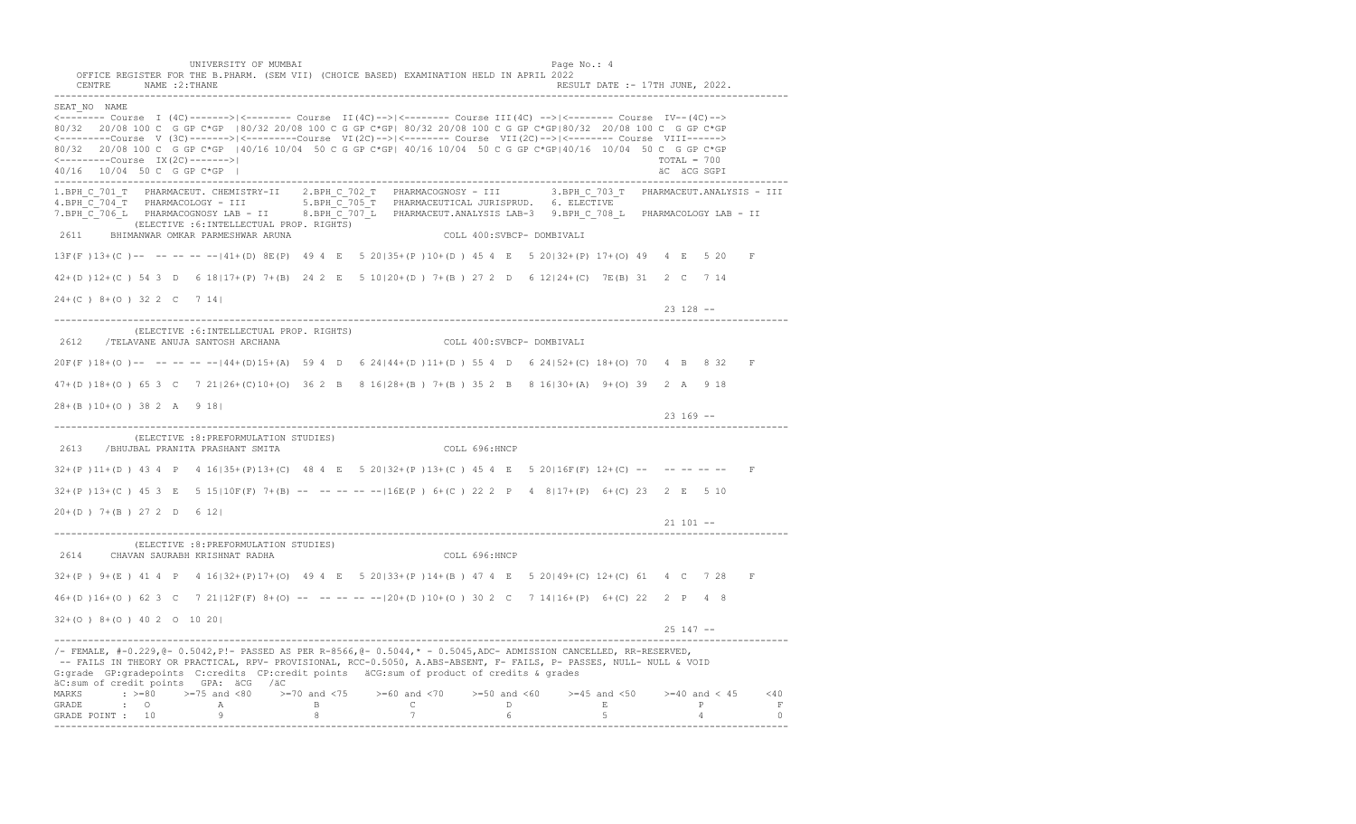```
                    UNIVERSITY OF MUMBAI                                                   Page No.: 4
    OFFICE REGISTER FOR THE B.PHARM. (SEM VII) (CHOICE BASED) EXAMINATION HELD IN APRIL 2022
    CENTRE      NAME :2:THANE                                                              RESULT DATE :- 17TH JUNE, 2022.
----------------------------------------------------------------------------------------------------------------------------------
SEAT_NO  NAME
<-------- Course  I (4C)------->|<-------- Course  II(4C)-->|<-------- Course III(4C) -->|<-------- Course  IV--(4C)-->
80/32   20/08 100 C  G GP C*GP  |80/32 20/08 100 C G GP C*GP| 80/32 20/08 100 C G GP C*GP|80/32  20/08 100 C  G GP C*GP
<--------Course  V (3C)------->|<---------Course  VI(2C)-->|<-------- Course  VII(2C)-->|<-------- Course  VIII------>
80/32   20/08 100 C  G GP C*GP  |40/16 10/04  50 C G GP C*GP| 40/16 10/04  50 C G GP C*GP|40/16  10/04  50 C  G GP C*GP
<---------Course  IX(2C)------->|                                                                          TOTAL = 700
40/16   10/04  50 C  G GP C*GP  |                                                                          äC  äCG SGPI
----------------------------------------------------------------------------------------------------------------------------------
1.BPH_C_701_T   PHARMACEUT. CHEMISTRY-II    2.BPH_C_702_T   PHARMACOGNOSY - III         3.BPH_C_703_T   PHARMACEUT.ANALYSIS - III
4.BPH_C_704_T   PHARMACOLOGY - III          5.BPH_C_705_T   PHARMACEUTICAL JURISPRUD.   6. ELECTIVE
7.BPH_C_706_L   PHARMACOGNOSY LAB - II      8.BPH_C_707_L   PHARMACEUT.ANALYSIS LAB-3   9.BPH_C_708_L   PHARMACOLOGY LAB - II
           (ELECTIVE :6:INTELLECTUAL PROP. RIGHTS)
 2611     BHIMANWAR OMKAR PARMESHWAR ARUNA                          COLL 400:SVBCP- DOMBIVALI

13F(F )13+(C )--  -- -- -- --|41+(D) 8E(P)  49 4  E   5 20|35+(P )10+(D ) 45 4  E   5 20|32+(P) 17+(O) 49   4  E   5 20    F

42+(D )12+(C ) 54 3  D   6 18|17+(P) 7+(B)  24 2  E   5 10|20+(D ) 7+(B ) 27 2  D   6 12|24+(C)  7E(B) 31   2  C   7 14

24+(C ) 8+(O ) 32 2  C   7 14|
                                                                                                           23 128 --
----------------------------------------------------------------------------------------------------------------------------------
           (ELECTIVE :6:INTELLECTUAL PROP. RIGHTS)
 2612    /TELAVANE ANUJA SANTOSH ARCHANA                            COLL 400:SVBCP- DOMBIVALI

20F(F )18+(O )--  -- -- -- --|44+(D)15+(A)  59 4  D   6 24|44+(D )11+(D ) 55 4  D   6 24|52+(C) 18+(O) 70   4  B   8 32    F

47+(D )18+(O ) 65 3  C   7 21|26+(C)10+(O)  36 2  B   8 16|28+(B ) 7+(B ) 35 2  B   8 16|30+(A)  9+(O) 39   2  A   9 18

28+(B )10+(O ) 38 2  A   9 18|
                                                                                                           23 169 --
----------------------------------------------------------------------------------------------------------------------------------
           (ELECTIVE :8:PREFORMULATION STUDIES)
 2613    /BHUJBAL PRANITA PRASHANT SMITA                            COLL 696:HNCP

32+(P )11+(D ) 43 4  P   4 16|35+(P)13+(C)  48 4  E   5 20|32+(P )13+(C ) 45 4  E   5 20|16F(F) 12+(C)  --   -- -- -- --    F

32+(P )13+(C ) 45 3  E   5 15|10F(F) 7+(B)  --  -- -- -- --|16E(P ) 6+(C ) 22 2  P   4  8|17+(P)  6+(C) 23   2  E   5 10

20+(D ) 7+(B ) 27 2  D   6 12|
                                                                                                           21 101 --
----------------------------------------------------------------------------------------------------------------------------------
           (ELECTIVE :8:PREFORMULATION STUDIES)
 2614     CHAVAN SAURABH KRISHNAT RADHA                             COLL 696:HNCP

32+(P ) 9+(E ) 41 4  P   4 16|32+(P)17+(O)  49 4  E   5 20|33+(P )14+(B ) 47 4  E   5 20|49+(C) 12+(C) 61   4  C   7 28    F

46+(D )16+(O ) 62 3  C   7 21|12F(F) 8+(O)  --  -- -- -- --|20+(D )10+(O ) 30 2  C   7 14|16+(P)  6+(C) 22   2  P   4  8

32+(O ) 8+(O ) 40 2  O  10 20|
                                                                                                           25 147 --
----------------------------------------------------------------------------------------------------------------------------------
/- FEMALE, #-0.229,@- 0.5042,P!- PASSED AS PER R-8566,@- 0.5044,* - 0.5045,ADC- ADMISSION CANCELLED, RR-RESERVED,
 -- FAILS IN THEORY OR PRACTICAL, RPV- PROVISIONAL, RCC-0.5050, A.ABS-ABSENT, F- FAILS, P- PASSES, NULL- NULL & VOID
G:grade  GP:gradepoints  C:credits  CP:credit points   äCG:sum of product of credits & grades
äC:sum of credit points   GPA: äCG   /äC
MARKS        : >=80     >=75 and <80     >=70 and <75     >=60 and <70     >=50 and <60     >=45 and <50     >=40 and < 45     <40
GRADE        :  O            A                B                C                D                E                P            F
GRADE POINT :  10            9                8                7                6                5                4            0
----------------------------------------------------------------------------------------------------------------------------------
```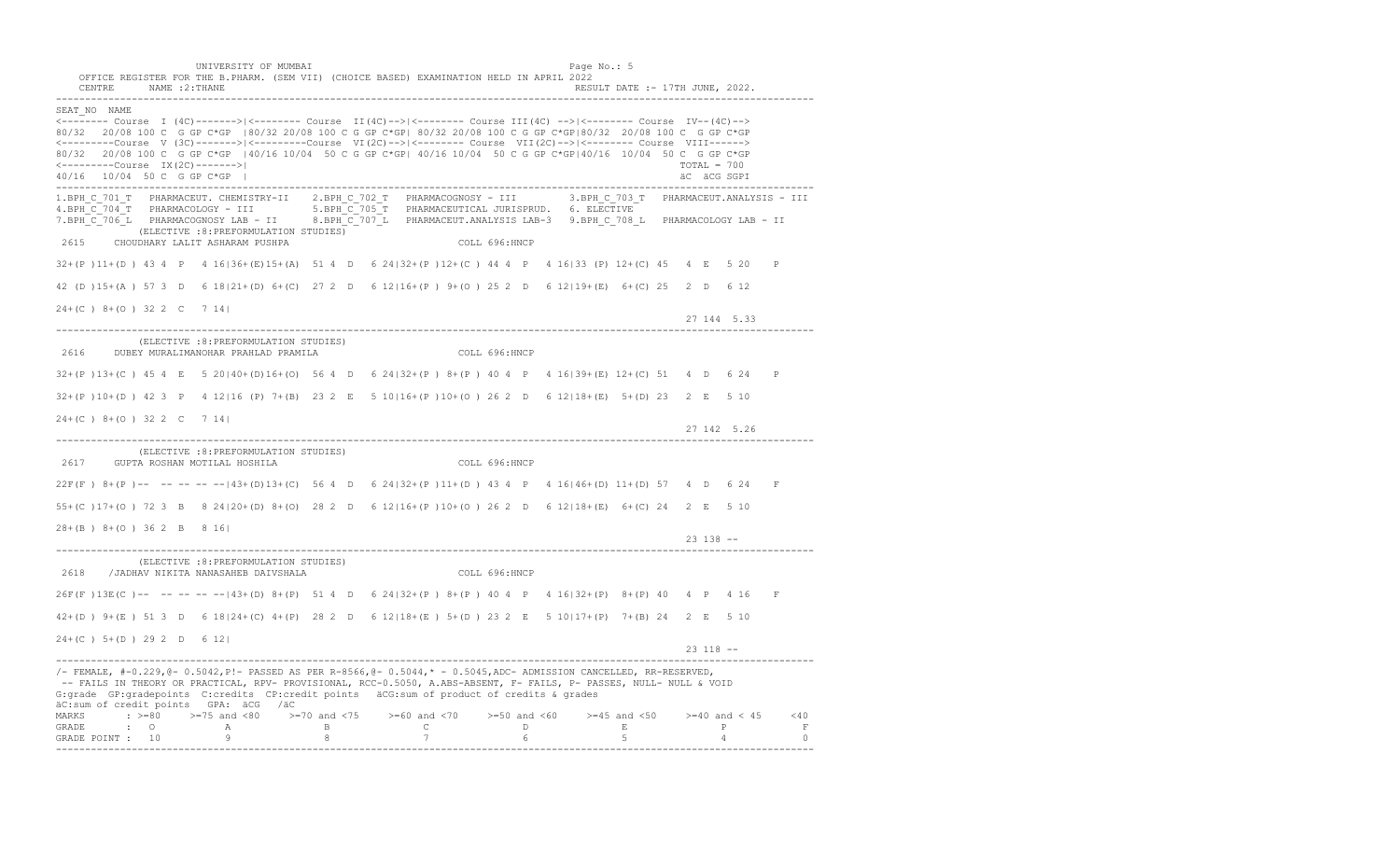UNIVERSITY OF MUMBAI

OFFICE REGISTER FOR THE B.PHARM. (SEM VII) (CHOICE BASED) EXAMINATION HELD IN APRIL 2022

CENTRE NAME :2:THANE RESULT DATE :- 17TH JUNE, 2022.

```
SEAT_NO  NAME
<-------- Course  I (4C)------->|<-------- Course  II(4C)-->|<-------- Course III(4C) -->|<-------- Course  IV--(4C)-->
80/32   20/08 100 C  G GP C*GP  |80/32 20/08 100 C G GP C*GP| 80/32 20/08 100 C G GP C*GP|80/32  20/08 100 C  G GP C*GP
<--------Course  V (3C)------->|<---------Course  VI(2C)-->|<-------- Course  VII(2C)-->|<-------- Course  VIII------>
80/32   20/08 100 C  G GP C*GP  |40/16 10/04  50 C G GP C*GP| 40/16 10/04  50 C G GP C*GP|40/16  10/04  50 C  G GP C*GP
<---------Course  IX(2C)------->|                                                                          TOTAL = 700
40/16   10/04  50 C  G GP C*GP  |                                                                          äC  äCG SGPI

1.BPH_C_701_T   PHARMACEUT. CHEMISTRY-II    2.BPH_C_702_T   PHARMACOGNOSY - III         3.BPH_C_703_T   PHARMACEUT.ANALYSIS - III
4.BPH_C_704_T   PHARMACOLOGY - III          5.BPH_C_705_T   PHARMACEUTICAL JURISPRUD.   6. ELECTIVE
7.BPH_C_706_L   PHARMACOGNOSY LAB - II      8.BPH_C_707_L   PHARMACEUT.ANALYSIS LAB-3   9.BPH_C_708_L   PHARMACOLOGY LAB - II
          (ELECTIVE :8:PREFORMULATION STUDIES)
 2615     CHOUDHARY LALIT ASHARAM PUSHPA                             COLL 696:HNCP

32+(P )11+(D ) 43 4  P   4 16|36+(E)15+(A)  51 4  D   6 24|32+(P )12+(C ) 44 4  P   4 16|33 (P) 12+(C) 45   4  E   5 20    P

42 (D )15+(A ) 57 3  D   6 18|21+(D) 6+(C)  27 2  D   6 12|16+(P ) 9+(O ) 25 2  D   6 12|19+(E)  6+(C) 25   2  D   6 12

24+(C ) 8+(O ) 32 2  C   7 14|
                                                                                                            27 144  5.33
-----------------------------------------------------------------------------------------------------------------------------
          (ELECTIVE :8:PREFORMULATION STUDIES)
 2616     DUBEY MURALIMANOHAR PRAHLAD PRAMILA                        COLL 696:HNCP

32+(P )13+(C ) 45 4  E   5 20|40+(D)16+(O)  56 4  D   6 24|32+(P ) 8+(P ) 40 4  P   4 16|39+(E) 12+(C) 51   4  D   6 24    P

32+(P )10+(D ) 42 3  P   4 12|16 (P) 7+(B)  23 2  E   5 10|16+(P )10+(O ) 26 2  D   6 12|18+(E)  5+(D) 23   2  E   5 10

24+(C ) 8+(O ) 32 2  C   7 14|
                                                                                                            27 142  5.26
-----------------------------------------------------------------------------------------------------------------------------
          (ELECTIVE :8:PREFORMULATION STUDIES)
 2617     GUPTA ROSHAN MOTILAL HOSHILA                               COLL 696:HNCP

22F(F ) 8+(P )--  -- -- -- --|43+(D)13+(C)  56 4  D   6 24|32+(P )11+(D ) 43 4  P   4 16|46+(D) 11+(D) 57   4  D   6 24    F

55+(C )17+(O ) 72 3  B   8 24|20+(D) 8+(O)  28 2  D   6 12|16+(P )10+(O ) 26 2  D   6 12|18+(E)  6+(C) 24   2  E   5 10

28+(B ) 8+(O ) 36 2  B   8 16|
                                                                                                            23 138  --
-----------------------------------------------------------------------------------------------------------------------------
          (ELECTIVE :8:PREFORMULATION STUDIES)
 2618    /JADHAV NIKITA NANASAHEB DAIVSHALA                          COLL 696:HNCP

26F(F )13E(C )--  -- -- -- --|43+(D) 8+(P)  51 4  D   6 24|32+(P ) 8+(P ) 40 4  P   4 16|32+(P)  8+(P) 40   4  P   4 16    F

42+(D ) 9+(E ) 51 3  D   6 18|24+(C) 4+(P)  28 2  D   6 12|18+(E ) 5+(D ) 23 2  E   5 10|17+(P)  7+(B) 24   2  E   5 10

24+(C ) 5+(D ) 29 2  D   6 12|
                                                                                                            23 118  --
-----------------------------------------------------------------------------------------------------------------------------
/- FEMALE, #-0.229,@- 0.5042,P!- PASSED AS PER R-8566,@- 0.5044,* - 0.5045,ADC- ADMISSION CANCELLED, RR-RESERVED,
 -- FAILS IN THEORY OR PRACTICAL, RPV- PROVISIONAL, RCC-0.5050, A.ABS-ABSENT, F- FAILS, P- PASSES, NULL- NULL & VOID
G:grade  GP:gradepoints  C:credits  CP:credit points   äCG:sum of product of credits & grades
äC:sum of credit points   GPA:  äCG   /äC
MARKS        : >=80     >=75 and <80     >=70 and <75     >=60 and <70     >=50 and <60     >=45 and <50     >=40 and < 45     <40
GRADE        :  O           A                B                C                D                E                P              F
GRADE POINT  :  10          9                8                7                6                5                4              0
```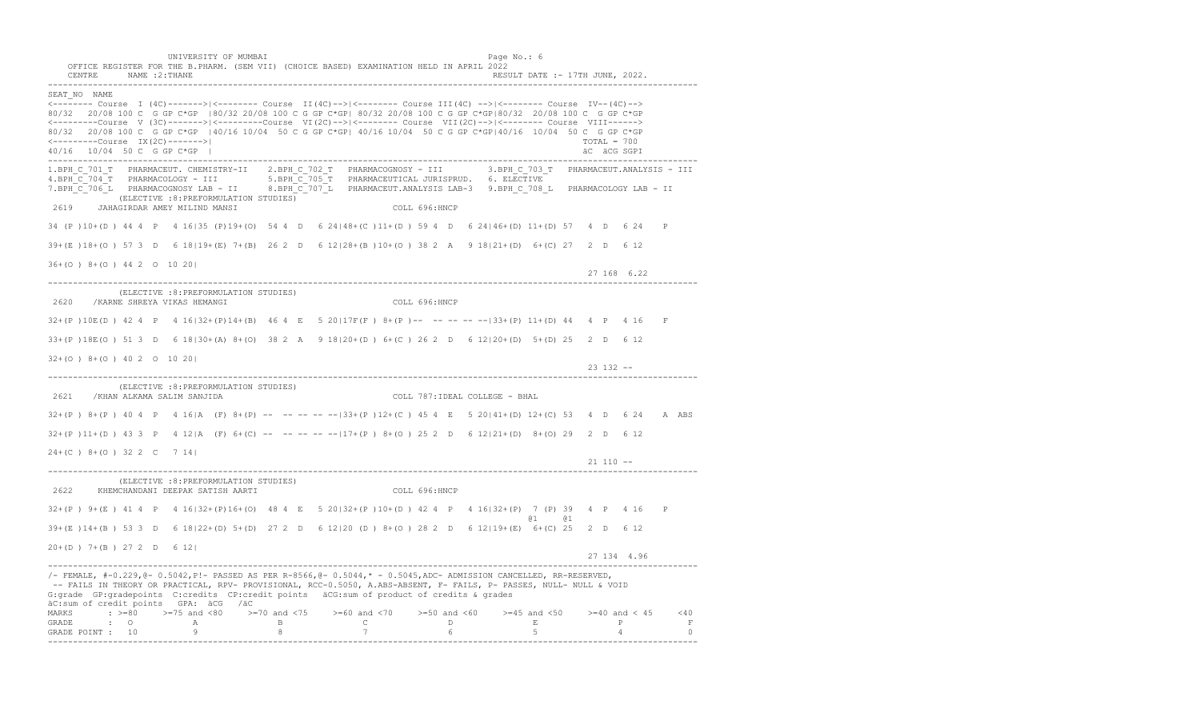UNIVERSITY OF MUMBAI

OFFICE REGISTER FOR THE B.PHARM. (SEM VII) (CHOICE BASED) EXAMINATION HELD IN APRIL 2022

CENTRE NAME :2:THANE RESULT DATE :- 17TH JUNE, 2022.

```
SEAT_NO  NAME
<-------- Course  I (4C)------->|<-------- Course  II(4C)-->|<-------- Course III(4C) -->|<-------- Course  IV--(4C)-->
80/32  20/08 100 C  G GP C*GP  |80/32 20/08 100 C G GP C*GP| 80/32 20/08 100 C G GP C*GP|80/32  20/08 100 C  G GP C*GP
<---------Course  V (3C)------->|<---------Course  VI(2C)-->|<-------- Course  VII(2C)-->|<-------- Course  VIII------>
80/32  20/08 100 C  G GP C*GP  |40/16 10/04  50 C G GP C*GP| 40/16 10/04  50 C G GP C*GP|40/16  10/04  50 C  G GP C*GP
<---------Course  IX(2C)------->|                                                                       TOTAL = 700
40/16  10/04  50 C  G GP C*GP  |                                                                       äC  äCG SGPI
```

```
1.BPH_C_701_T   PHARMACEUT. CHEMISTRY-II    2.BPH_C_702_T   PHARMACOGNOSY - III         3.BPH_C_703_T   PHARMACEUT.ANALYSIS - III
4.BPH_C_704_T   PHARMACOLOGY - III          5.BPH_C_705_T   PHARMACEUTICAL JURISPRUD.   6. ELECTIVE
7.BPH_C_706_L   PHARMACOGNOSY LAB - II      8.BPH_C_707_L   PHARMACEUT.ANALYSIS LAB-3   9.BPH_C_708_L   PHARMACOLOGY LAB - II
```

```
          (ELECTIVE :8:PREFORMULATION STUDIES)
 2619     JAHAGIRDAR AMEY MILIND MANSI                            COLL 696:HNCP

34 (P )10+(D ) 44 4  P   4 16|35 (P)19+(O)  54 4  D   6 24|48+(C )11+(D ) 59 4  D   6 24|46+(D) 11+(D) 57   4  D   6 24    P

39+(E )18+(O ) 57 3  D   6 18|19+(E) 7+(B)  26 2  D   6 12|28+(B )10+(O ) 38 2  A   9 18|21+(D)  6+(C) 27   2  D   6 12

36+(O ) 8+(O ) 44 2  O  10 20|
                                                                                                        27 168  6.22
```

```
          (ELECTIVE :8:PREFORMULATION STUDIES)
 2620    /KARNE SHREYA VIKAS HEMANGI                              COLL 696:HNCP

32+(P )10E(D ) 42 4  P   4 16|32+(P)14+(B)  46 4  E   5 20|17F(F ) 8+(P )--  -- -- -- --|33+(P) 11+(D) 44   4  P   4 16    F

33+(P )18E(O ) 51 3  D   6 18|30+(A) 8+(O)  38 2  A   9 18|20+(D ) 6+(C ) 26 2  D   6 12|20+(D)  5+(D) 25   2  D   6 12

32+(O ) 8+(O ) 40 2  O  10 20|
                                                                                                        23 132 --
```

```
          (ELECTIVE :8:PREFORMULATION STUDIES)
 2621    /KHAN ALKAMA SALIM SANJIDA                               COLL 787:IDEAL COLLEGE - BHAL

32+(P ) 8+(P ) 40 4  P   4 16|A  (F) 8+(P) --  -- -- -- --|33+(P )12+(C ) 45 4  E   5 20|41+(D) 12+(C) 53   4  D   6 24    A ABS

32+(P )11+(D ) 43 3  P   4 12|A  (F) 6+(C) --  -- -- -- --|17+(P ) 8+(O ) 25 2  D   6 12|21+(D)  8+(O) 29   2  D   6 12

24+(C ) 8+(O ) 32 2  C   7 14|
                                                                                                        21 110 --
```

```
          (ELECTIVE :8:PREFORMULATION STUDIES)
 2622     KHEMCHANDANI DEEPAK SATISH AARTI                        COLL 696:HNCP

32+(P ) 9+(E ) 41 4  P   4 16|32+(P)16+(O)  48 4  E   5 20|32+(P )10+(D ) 42 4  P   4 16|32+(P)  7 (P) 39   4  P   4 16    P
                                                                                          @1     @1
39+(E )14+(B ) 53 3  D   6 18|22+(D) 5+(D)  27 2  D   6 12|20 (D ) 8+(O ) 28 2  D   6 12|19+(E)  6+(C) 25   2  D   6 12

20+(D ) 7+(B ) 27 2  D   6 12|
                                                                                                        27 134  4.96
```

/- FEMALE, #-0.229,@- 0.5042,P!- PASSED AS PER R-8566,@- 0.5044,* - 0.5045,ADC- ADMISSION CANCELLED, RR-RESERVED,
-- FAILS IN THEORY OR PRACTICAL, RPV- PROVISIONAL, RCC-0.5050, A.ABS-ABSENT, F- FAILS, P- PASSES, NULL- NULL & VOID
G:grade GP:gradepoints C:credits CP:credit points äCG:sum of product of credits & grades
äC:sum of credit points GPA: äCG /äC

| MARKS | >=80 | >=75 and <80 | >=70 and <75 | >=60 and <70 | >=50 and <60 | >=45 and <50 | >=40 and < 45 | <40 |
|---|---|---|---|---|---|---|---|---|
| GRADE | O | A | B | C | D | E | P | F |
| GRADE POINT | 10 | 9 | 8 | 7 | 6 | 5 | 4 | 0 |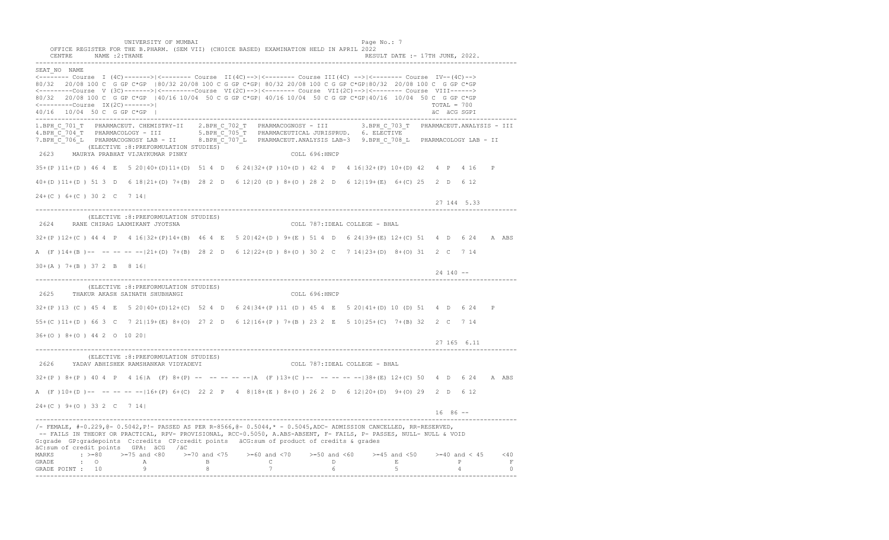UNIVERSITY OF MUMBAI

OFFICE REGISTER FOR THE B.PHARM. (SEM VII) (CHOICE BASED) EXAMINATION HELD IN APRIL 2022

CENTRE NAME :2:THANE RESULT DATE :- 17TH JUNE, 2022.

```
SEAT_NO  NAME
<-------- Course  I (4C)------->|<-------- Course  II(4C)-->|<-------- Course III(4C) -->|<-------- Course  IV--(4C)-->
80/32   20/08 100 C  G GP C*GP  |80/32 20/08 100 C G GP C*GP| 80/32 20/08 100 C G GP C*GP|80/32  20/08 100 C  G GP C*GP
<---------Course  V (3C)------->|<---------Course  VI(2C)-->|<-------- Course  VII(2C)-->|<-------- Course  VIII------>
80/32   20/08 100 C  G GP C*GP  |40/16 10/04  50 C G GP C*GP| 40/16 10/04  50 C G GP C*GP|40/16  10/04  50 C  G GP C*GP
<---------Course  IX(2C)------->|                                                                         TOTAL = 700
40/16   10/04  50 C  G GP C*GP  |                                                                         äC  äCG SGPI
```

1.BPH_C_701_T PHARMACEUT. CHEMISTRY-II 2.BPH_C_702_T PHARMACOGNOSY - III 3.BPH_C_703_T PHARMACEUT.ANALYSIS - III
4.BPH_C_704_T PHARMACOLOGY - III 5.BPH_C_705_T PHARMACEUTICAL JURISPRUD. 6. ELECTIVE
7.BPH_C_706_L PHARMACOGNOSY LAB - II 8.BPH_C_707_L PHARMACEUT.ANALYSIS LAB-3 9.BPH_C_708_L PHARMACOLOGY LAB - II

```
        (ELECTIVE :8:PREFORMULATION STUDIES)
 2623     MAURYA PRABHAT VIJAYKUMAR PINKY                         COLL 696:HNCP

35+(P )11+(D ) 46 4  E   5 20|40+(D)11+(D)  51 4  D   6 24|32+(P )10+(D ) 42 4  P   4 16|32+(P) 10+(D) 42   4  P   4 16    P

40+(D )11+(D ) 51 3  D   6 18|21+(D) 7+(B)  28 2  D   6 12|20 (D ) 8+(O ) 28 2  D   6 12|19+(E)  6+(C) 25   2  D   6 12

24+(C ) 6+(C ) 30 2  C   7 14|
                                                                                                         27 144  5.33
```

```
        (ELECTIVE :8:PREFORMULATION STUDIES)
 2624     RANE CHIRAG LAXMIKANT JYOTSNA                           COLL 787:IDEAL COLLEGE - BHAL

32+(P )12+(C ) 44 4  P   4 16|32+(P)14+(B)  46 4  E   5 20|42+(D ) 9+(E ) 51 4  D   6 24|39+(E) 12+(C) 51   4  D   6 24    A  ABS

A  (F )14+(B )--  -- -- -- --|21+(D) 7+(B)  28 2  D   6 12|22+(D ) 8+(O ) 30 2  C   7 14|23+(D)  8+(O) 31   2  C   7 14

30+(A ) 7+(B ) 37 2  B   8 16|
                                                                                                         24 140 --
```

```
        (ELECTIVE :8:PREFORMULATION STUDIES)
 2625     THAKUR AKASH SAINATH SHUBHANGI                          COLL 696:HNCP

32+(P )13 (C ) 45 4  E   5 20|40+(D)12+(C)  52 4  D   6 24|34+(P )11 (D ) 45 4  E   5 20|41+(D) 10 (D) 51   4  D   6 24    P

55+(C )11+(D ) 66 3  C   7 21|19+(E) 8+(O)  27 2  D   6 12|16+(P ) 7+(B ) 23 2  E   5 10|25+(C)  7+(B) 32   2  C   7 14

36+(O ) 8+(O ) 44 2  O  10 20|
                                                                                                         27 165  6.11
```

```
        (ELECTIVE :8:PREFORMULATION STUDIES)
 2626     YADAV ABHISHEK RAMSHANKAR VIDYADEVI                     COLL 787:IDEAL COLLEGE - BHAL

32+(P ) 8+(P ) 40 4  P   4 16|A  (F) 8+(P)  --  -- -- -- --|A  (F )13+(C )--  -- -- -- --|38+(E) 12+(C) 50   4  D   6 24    A  ABS

A  (F )10+(D )--  -- -- -- --|16+(P) 6+(C)  22 2  P   4  8|18+(E ) 8+(O ) 26 2  D   6 12|20+(D)  9+(O) 29   2  D   6 12

24+(C ) 9+(O ) 33 2  C   7 14|
                                                                                                         16  86 --
```

/- FEMALE, #-0.229,@- 0.5042,P!- PASSED AS PER R-8566,@- 0.5044,* - 0.5045,ADC- ADMISSION CANCELLED, RR-RESERVED,
-- FAILS IN THEORY OR PRACTICAL, RPV- PROVISIONAL, RCC-0.5050, A.ABS-ABSENT, F- FAILS, P- PASSES, NULL- NULL & VOID
G:grade GP:gradepoints C:credits CP:credit points äCG:sum of product of credits & grades
äC:sum of credit points GPA: äCG /äC

| MARKS | >=80 | >=75 and <80 | >=70 and <75 | >=60 and <70 | >=50 and <60 | >=45 and <50 | >=40 and < 45 | <40 |
|---|---|---|---|---|---|---|---|---|
| GRADE | O | A | B | C | D | E | P | F |
| GRADE POINT | 10 | 9 | 8 | 7 | 6 | 5 | 4 | 0 |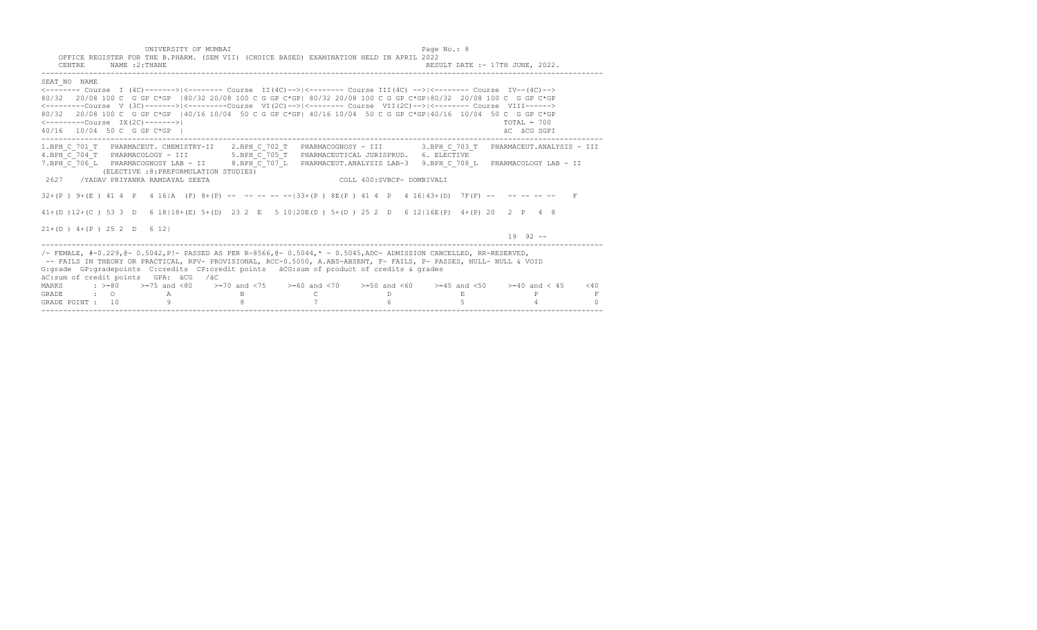UNIVERSITY OF MUMBAI

OFFICE REGISTER FOR THE B.PHARM. (SEM VII) (CHOICE BASED) EXAMINATION HELD IN APRIL 2022

CENTRE NAME :2:THANE RESULT DATE :- 17TH JUNE, 2022.

```
SEAT_NO  NAME
<-------- Course  I (4C)------->|<-------- Course  II(4C)-->|<-------- Course III(4C) -->|<-------- Course  IV--(4C)-->
80/32   20/08 100 C  G GP C*GP  |80/32 20/08 100 C G GP C*GP| 80/32 20/08 100 C G GP C*GP|80/32  20/08 100 C  G GP C*GP
<---------Course  V (3C)------->|<---------Course  VI(2C)-->|<-------- Course  VII(2C)-->|<-------- Course  VIII------>
80/32   20/08 100 C  G GP C*GP  |40/16 10/04  50 C G GP C*GP| 40/16 10/04  50 C G GP C*GP|40/16  10/04  50 C  G GP C*GP
<---------Course  IX(2C)------->|                                                                      TOTAL = 700
40/16   10/04  50 C  G GP C*GP  |                                                                      äC  äCG SGPI
```

```
1.BPH_C_701_T   PHARMACEUT. CHEMISTRY-II    2.BPH_C_702_T   PHARMACOGNOSY - III        3.BPH_C_703_T   PHARMACEUT.ANALYSIS - III
4.BPH_C_704_T   PHARMACOLOGY - III          5.BPH_C_705_T   PHARMACEUTICAL JURISPRUD.   6. ELECTIVE
7.BPH_C_706_L   PHARMACOGNOSY LAB - II      8.BPH_C_707_L   PHARMACEUT.ANALYSIS LAB-3   9.BPH_C_708_L   PHARMACOLOGY LAB - II
            (ELECTIVE :8:PREFORMULATION STUDIES)
 2627    /YADAV PRIYANKA RAMDAYAL SEETA                          COLL 400:SVBCP- DOMBIVALI

32+(P ) 9+(E ) 41 4  P   4 16|A  (F) 8+(P) --  -- -- -- --|33+(P ) 8E(P ) 41 4  P   4 16|43+(D)  7F(F) --   -- -- -- --    F

41+(D )12+(C ) 53 3  D   6 18|18+(E) 5+(D)  23 2  E   5 10|20E(D ) 5+(D ) 25 2  D   6 12|16E(P)  4+(P) 20   2  P   4  8

21+(D ) 4+(P ) 25 2  D   6 12|
                                                                                                        19  92 --
```

/- FEMALE, #-0.229,@- 0.5042,P!- PASSED AS PER R-8566,@- 0.5044,* - 0.5045,ADC- ADMISSION CANCELLED, RR-RESERVED,
-- FAILS IN THEORY OR PRACTICAL, RPV- PROVISIONAL, RCC-0.5050, A.ABS-ABSENT, F- FAILS, P- PASSES, NULL- NULL & VOID
G:grade GP:gradepoints C:credits CP:credit points äCG:sum of product of credits & grades
äC:sum of credit points GPA: äCG /äC

| MARKS | : >=80 | >=75 and <80 | >=70 and <75 | >=60 and <70 | >=50 and <60 | >=45 and <50 | >=40 and < 45 | <40 |
|---|---|---|---|---|---|---|---|---|
| GRADE | : O | A | B | C | D | E | P | F |
| GRADE POINT : | 10 | 9 | 8 | 7 | 6 | 5 | 4 | 0 |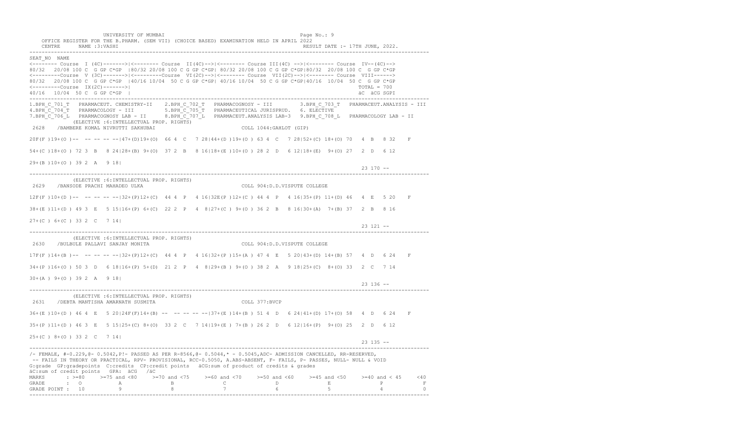UNIVERSITY OF MUMBAI

OFFICE REGISTER FOR THE B.PHARM. (SEM VII) (CHOICE BASED) EXAMINATION HELD IN APRIL 2022

CENTRE NAME :3:VASHI RESULT DATE :- 17TH JUNE, 2022.

```
SEAT_NO  NAME
<-------- Course  I (4C)------->|<-------- Course  II(4C)-->|<-------- Course III(4C) -->|<-------- Course  IV--(4C)-->
80/32  20/08 100 C  G GP C*GP  |80/32 20/08 100 C G GP C*GP| 80/32 20/08 100 C G GP C*GP|80/32  20/08 100 C  G GP C*GP
<--------Course  V (3C)------->|<--------Course  VI(2C)-->|<-------- Course  VII(2C)-->|<-------- Course  VIII------>
80/32  20/08 100 C  G GP C*GP  |40/16 10/04  50 C G GP C*GP| 40/16 10/04  50 C G GP C*GP|40/16  10/04  50 C  G GP C*GP
<---------Course  IX(2C)------->|                                                                        TOTAL = 700
40/16  10/04  50 C  G GP C*GP  |                                                                        äC  äCG SGPI
```

```
1.BPH_C_701_T   PHARMACEUT. CHEMISTRY-II    2.BPH_C_702_T   PHARMACOGNOSY - III        3.BPH_C_703_T   PHARMACEUT.ANALYSIS - III
4.BPH_C_704_T   PHARMACOLOGY - III          5.BPH_C_705_T   PHARMACEUTICAL JURISPRUD.   6. ELECTIVE
7.BPH_C_706_L   PHARMACOGNOSY LAB - II      8.BPH_C_707_L   PHARMACEUT.ANALYSIS LAB-3   9.BPH_C_708_L   PHARMACOLOGY LAB - II
```

```
          (ELECTIVE :6:INTELLECTUAL PROP. RIGHTS)
 2628    /BAMBERE KOMAL NIVRUTTI SAKHUBAI                          COLL 1044:GAHLOT (GIP)

20F(F )19+(O )--  -- -- -- --|47+(D)19+(O)  66 4  C   7 28|44+(D )19+(O ) 63 4  C   7 28|52+(C) 18+(O) 70   4  B   8 32    F

54+(C )18+(O ) 72 3  B   8 24|28+(B) 9+(O)  37 2  B   8 16|18+(E )10+(O ) 28 2  D   6 12|18+(E)  9+(O) 27   2  D   6 12

29+(B )10+(O ) 39 2  A   9 18|
                                                                                                         23 170 --
```

```
          (ELECTIVE :6:INTELLECTUAL PROP. RIGHTS)
 2629    /BANSODE PRACHI MAHADEO ULKA                              COLL 904:D.D.VISPUTE COLLEGE

12F(F )10+(D )--  -- -- -- --|32+(P)12+(C)  44 4  P   4 16|32E(P )12+(C ) 44 4  P   4 16|35+(P) 11+(D) 46   4  E   5 20    F

38+(E )11+(D ) 49 3  E   5 15|16+(P) 6+(C)  22 2  P   4  8|27+(C ) 9+(O ) 36 2  B   8 16|30+(A)  7+(B) 37   2  B   8 16

27+(C ) 6+(C ) 33 2  C   7 14|
                                                                                                         23 121 --
```

```
          (ELECTIVE :6:INTELLECTUAL PROP. RIGHTS)
 2630    /BULBULE PALLAVI SANJAY MONITA                            COLL 904:D.D.VISPUTE COLLEGE

17F(F )14+(B )--  -- -- -- --|32+(P)12+(C)  44 4  P   4 16|32+(P )15+(A ) 47 4  E   5 20|43+(D) 14+(B) 57   4  D   6 24    F

34+(P )16+(O ) 50 3  D   6 18|16+(P) 5+(D)  21 2  P   4  8|29+(B ) 9+(O ) 38 2  A   9 18|25+(C)  8+(O) 33   2  C   7 14

30+(A ) 9+(O ) 39 2  A   9 18|
                                                                                                         23 136 --
```

```
          (ELECTIVE :6:INTELLECTUAL PROP. RIGHTS)
 2631    /DEBTA MANTISHA AMARNATH SUSMITA                          COLL 377:BVCP

36+(E )10+(D ) 46 4  E   5 20|24F(F)14+(B)  --  -- -- -- --|37+(E )14+(B ) 51 4  D   6 24|41+(D) 17+(O) 58   4  D   6 24    F

35+(P )11+(D ) 46 3  E   5 15|25+(C) 8+(O)  33 2  C   7 14|19+(E ) 7+(B ) 26 2  D   6 12|16+(P)  9+(O) 25   2  D   6 12

25+(C ) 8+(O ) 33 2  C   7 14|
                                                                                                         23 135 --
```

/- FEMALE, #-0.229,@- 0.5042,P!- PASSED AS PER R-8566,@- 0.5044,* - 0.5045,ADC- ADMISSION CANCELLED, RR-RESERVED,
-- FAILS IN THEORY OR PRACTICAL, RPV- PROVISIONAL, RCC-0.5050, A.ABS-ABSENT, F- FAILS, P- PASSES, NULL- NULL & VOID
G:grade GP:gradepoints C:credits CP:credit points äCG:sum of product of credits & grades
äC:sum of credit points GPA: äCG /äC

| MARKS | >=80 | >=75 and <80 | >=70 and <75 | >=60 and <70 | >=50 and <60 | >=45 and <50 | >=40 and < 45 | <40 |
|---|---|---|---|---|---|---|---|---|
| GRADE | O | A | B | C | D | E | P | F |
| GRADE POINT | 10 | 9 | 8 | 7 | 6 | 5 | 4 | 0 |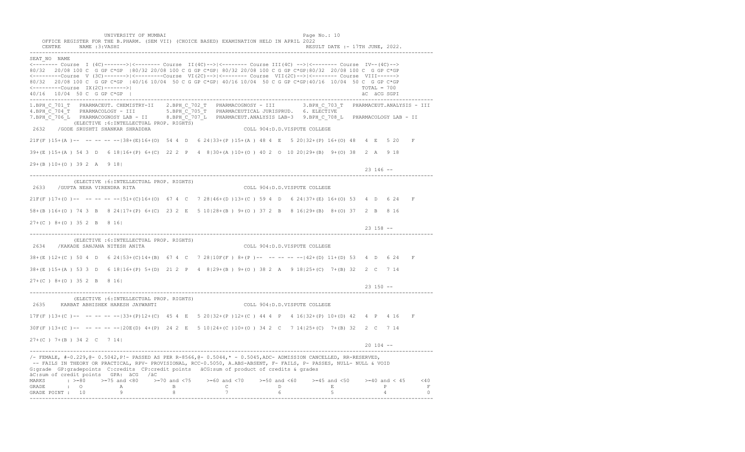UNIVERSITY OF MUMBAI

OFFICE REGISTER FOR THE B.PHARM. (SEM VII) (CHOICE BASED) EXAMINATION HELD IN APRIL 2022

CENTRE NAME :3:VASHI RESULT DATE :- 17TH JUNE, 2022.

```
SEAT_NO  NAME
<-------- Course  I (4C)------->|<-------- Course  II(4C)-->|<-------- Course III(4C) -->|<-------- Course  IV--(4C)-->
80/32  20/08 100 C  G GP C*GP  |80/32 20/08 100 C G GP C*GP| 80/32 20/08 100 C G GP C*GP|80/32  20/08 100 C  G GP C*GP
<---------Course  V (3C)------->|<---------Course  VI(2C)-->|<-------- Course  VII(2C)-->|<-------- Course  VIII------>
80/32  20/08 100 C  G GP C*GP  |40/16 10/04  50 C G GP C*GP| 40/16 10/04  50 C G GP C*GP|40/16  10/04  50 C  G GP C*GP
<---------Course  IX(2C)------->|                                                                          TOTAL = 700
40/16  10/04  50 C  G GP C*GP  |                                                                           äC  äCG SGPI
```

```
1.BPH_C_701_T  PHARMACEUT. CHEMISTRY-II    2.BPH_C_702_T  PHARMACOGNOSY - III        3.BPH_C_703_T  PHARMACEUT.ANALYSIS - III
4.BPH_C_704_T  PHARMACOLOGY - III          5.BPH_C_705_T  PHARMACEUTICAL JURISPRUD.  6. ELECTIVE
7.BPH_C_706_L  PHARMACOGNOSY LAB - II      8.BPH_C_707_L  PHARMACEUT.ANALYSIS LAB-3  9.BPH_C_708_L  PHARMACOLOGY LAB - II
```

```
          (ELECTIVE :6:INTELLECTUAL PROP. RIGHTS)
 2632    /GODE SRUSHTI SHANKAR SHRADDHA                         COLL 904:D.D.VISPUTE COLLEGE

21F(F )15+(A )--  -- -- -- --|38+(E)16+(O)  54 4  D   6 24|33+(P )15+(A ) 48 4  E   5 20|32+(P) 16+(O) 48   4  E   5 20    F

39+(E )15+(A ) 54 3  D   6 18|16+(P) 6+(C)  22 2  P   4  8|30+(A )10+(O ) 40 2  O  10 20|29+(B)  9+(O) 38   2  A   9 18

29+(B )10+(O ) 39 2  A   9 18|
                                                                                                          23 146 --
```

```
          (ELECTIVE :6:INTELLECTUAL PROP. RIGHTS)
 2633    /GUPTA NEHA VIRENDRA RITA                              COLL 904:D.D.VISPUTE COLLEGE

21F(F )17+(O )--  -- -- -- --|51+(C)16+(O)  67 4  C   7 28|46+(D )13+(C ) 59 4  D   6 24|37+(E) 16+(O) 53   4  D   6 24    F

58+(B )16+(O ) 74 3  B   8 24|17+(P) 6+(C)  23 2  E   5 10|28+(B ) 9+(O ) 37 2  B   8 16|29+(B)  8+(O) 37   2  B   8 16

27+(C ) 8+(O ) 35 2  B   8 16|
                                                                                                          23 158 --
```

```
          (ELECTIVE :6:INTELLECTUAL PROP. RIGHTS)
 2634    /KAKADE SANJANA NITESH ANITA                           COLL 904:D.D.VISPUTE COLLEGE

38+(E )12+(C ) 50 4  D   6 24|53+(C)14+(B)  67 4  C   7 28|10F(F ) 8+(P )--  -- -- -- --|42+(D) 11+(D) 53   4  D   6 24    F

38+(E )15+(A ) 53 3  D   6 18|16+(P) 5+(D)  21 2  P   4  8|29+(B ) 9+(O ) 38 2  A   9 18|25+(C)  7+(B) 32   2  C   7 14

27+(C ) 8+(O ) 35 2  B   8 16|
                                                                                                          23 150 --
```

```
          (ELECTIVE :6:INTELLECTUAL PROP. RIGHTS)
 2635     KARBAT ABHISHEK HARESH JAYWANTI                       COLL 904:D.D.VISPUTE COLLEGE

17F(F )13+(C )--  -- -- -- --|33+(P)12+(C)  45 4  E   5 20|32+(P )12+(C ) 44 4  P   4 16|32+(P) 10+(D) 42   4  P   4 16    F

30F(F )13+(C )--  -- -- -- --|20E(D) 4+(P)  24 2  E   5 10|24+(C )10+(O ) 34 2  C   7 14|25+(C)  7+(B) 32   2  C   7 14

27+(C ) 7+(B ) 34 2  C   7 14|
                                                                                                          20 104 --
```

/- FEMALE, #-0.229,@- 0.5042,P!- PASSED AS PER R-8566,@- 0.5044,* - 0.5045,ADC- ADMISSION CANCELLED, RR-RESERVED,
-- FAILS IN THEORY OR PRACTICAL, RPV- PROVISIONAL, RCC-0.5050, A.ABS-ABSENT, F- FAILS, P- PASSES, NULL- NULL & VOID
G:grade GP:gradepoints C:credits CP:credit points äCG:sum of product of credits & grades
äC:sum of credit points GPA: äCG /äC

| MARKS | : >=80 | >=75 and <80 | >=70 and <75 | >=60 and <70 | >=50 and <60 | >=45 and <50 | >=40 and < 45 | <40 |
|---|---|---|---|---|---|---|---|---|
| GRADE | : O | A | B | C | D | E | P | F |
| GRADE POINT | : 10 | 9 | 8 | 7 | 6 | 5 | 4 | 0 |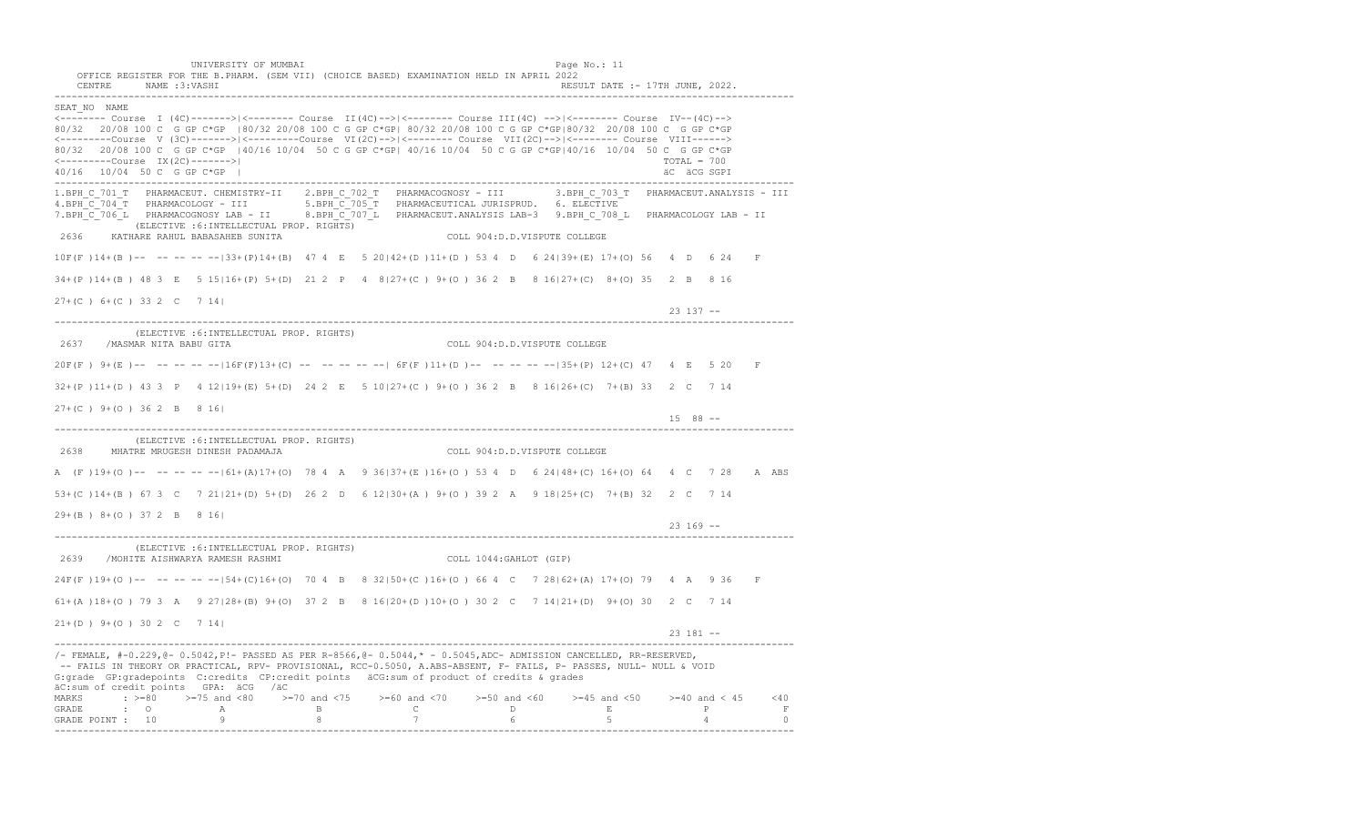UNIVERSITY OF MUMBAI

OFFICE REGISTER FOR THE B.PHARM. (SEM VII) (CHOICE BASED) EXAMINATION HELD IN APRIL 2022

CENTRE NAME :3:VASHI RESULT DATE :- 17TH JUNE, 2022.

```
SEAT_NO  NAME
<-------- Course  I (4C)------->|<-------- Course  II(4C)-->|<-------- Course III(4C) -->|<-------- Course  IV--(4C)-->
80/32  20/08 100 C  G GP C*GP  |80/32 20/08 100 C G GP C*GP| 80/32 20/08 100 C G GP C*GP|80/32  20/08 100 C  G GP C*GP
<---------Course  V (3C)------->|<---------Course  VI(2C)-->|<-------- Course  VII(2C)-->|<-------- Course  VIII------>
80/32  20/08 100 C  G GP C*GP  |40/16 10/04  50 C G GP C*GP| 40/16 10/04  50 C G GP C*GP|40/16  10/04  50 C  G GP C*GP
<---------Course  IX(2C)------->|                                                                          TOTAL = 700
40/16  10/04  50 C  G GP C*GP  |                                                                          äC  äCG SGPI
```

```
1.BPH_C_701_T   PHARMACEUT. CHEMISTRY-II    2.BPH_C_702_T   PHARMACOGNOSY - III         3.BPH_C_703_T   PHARMACEUT.ANALYSIS - III
4.BPH_C_704_T   PHARMACOLOGY - III          5.BPH_C_705_T   PHARMACEUTICAL JURISPRUD.   6. ELECTIVE
7.BPH_C_706_L   PHARMACOGNOSY LAB - II      8.BPH_C_707_L   PHARMACEUT.ANALYSIS LAB-3   9.BPH_C_708_L   PHARMACOLOGY LAB - II
```

```
        (ELECTIVE :6:INTELLECTUAL PROP. RIGHTS)
 2636     KATHARE RAHUL BABASAHEB SUNITA                          COLL 904:D.D.VISPUTE COLLEGE

10F(F )14+(B )--  -- -- -- --|33+(P)14+(B)  47 4  E   5 20|42+(D )11+(D ) 53 4  D   6 24|39+(E) 17+(O) 56   4  D   6 24    F

34+(P )14+(B ) 48 3  E   5 15|16+(P) 5+(D)  21 2  P   4  8|27+(C ) 9+(O ) 36 2  B   8 16|27+(C)  8+(O) 35   2  B   8 16

27+(C ) 6+(C ) 33 2  C   7 14|
                                                                                                          23 137 --
```

```
        (ELECTIVE :6:INTELLECTUAL PROP. RIGHTS)
 2637    /MASMAR NITA BABU GITA                                   COLL 904:D.D.VISPUTE COLLEGE

20F(F ) 9+(E )--  -- -- -- --|16F(F)13+(C) --  -- -- -- --| 6F(F )11+(D )--  -- -- -- --|35+(P) 12+(C) 47   4  E   5 20    F

32+(P )11+(D ) 43 3  P   4 12|19+(E) 5+(D)  24 2  E   5 10|27+(C ) 9+(O ) 36 2  B   8 16|26+(C)  7+(B) 33   2  C   7 14

27+(C ) 9+(O ) 36 2  B   8 16|
                                                                                                          15  88 --
```

```
        (ELECTIVE :6:INTELLECTUAL PROP. RIGHTS)
 2638    MHATRE MRUGESH DINESH PADAMAJA                           COLL 904:D.D.VISPUTE COLLEGE

A  (F )19+(O )--  -- -- -- --|61+(A)17+(O)  78 4  A   9 36|37+(E )16+(O ) 53 4  D   6 24|48+(C) 16+(O) 64   4  C   7 28    A ABS

53+(C )14+(B ) 67 3  C   7 21|21+(D) 5+(D)  26 2  D   6 12|30+(A ) 9+(O ) 39 2  A   9 18|25+(C)  7+(B) 32   2  C   7 14

29+(B ) 8+(O ) 37 2  B   8 16|
                                                                                                          23 169 --
```

```
        (ELECTIVE :6:INTELLECTUAL PROP. RIGHTS)
 2639    /MOHITE AISHWARYA RAMESH RASHMI                          COLL 1044:GAHLOT (GIP)

24F(F )19+(O )--  -- -- -- --|54+(C)16+(O)  70 4  B   8 32|50+(C )16+(O ) 66 4  C   7 28|62+(A) 17+(O) 79   4  A   9 36    F

61+(A )18+(O ) 79 3  A   9 27|28+(B) 9+(O)  37 2  B   8 16|20+(D )10+(O ) 30 2  C   7 14|21+(D)  9+(O) 30   2  C   7 14

21+(D ) 9+(O ) 30 2  C   7 14|
                                                                                                          23 181 --
```

/- FEMALE, #-0.229,@- 0.5042,P!- PASSED AS PER R-8566,@- 0.5044,* - 0.5045,ADC- ADMISSION CANCELLED, RR-RESERVED,
-- FAILS IN THEORY OR PRACTICAL, RPV- PROVISIONAL, RCC-0.5050, A.ABS-ABSENT, F- FAILS, P- PASSES, NULL- NULL & VOID
G:grade GP:gradepoints C:credits CP:credit points äCG:sum of product of credits & grades
äC:sum of credit points GPA: äCG /äC

| MARKS | : >=80 | >=75 and <80 | >=70 and <75 | >=60 and <70 | >=50 and <60 | >=45 and <50 | >=40 and < 45 | <40 |
|---|---|---|---|---|---|---|---|---|
| GRADE | : O | A | B | C | D | E | P | F |
| GRADE POINT | : 10 | 9 | 8 | 7 | 6 | 5 | 4 | 0 |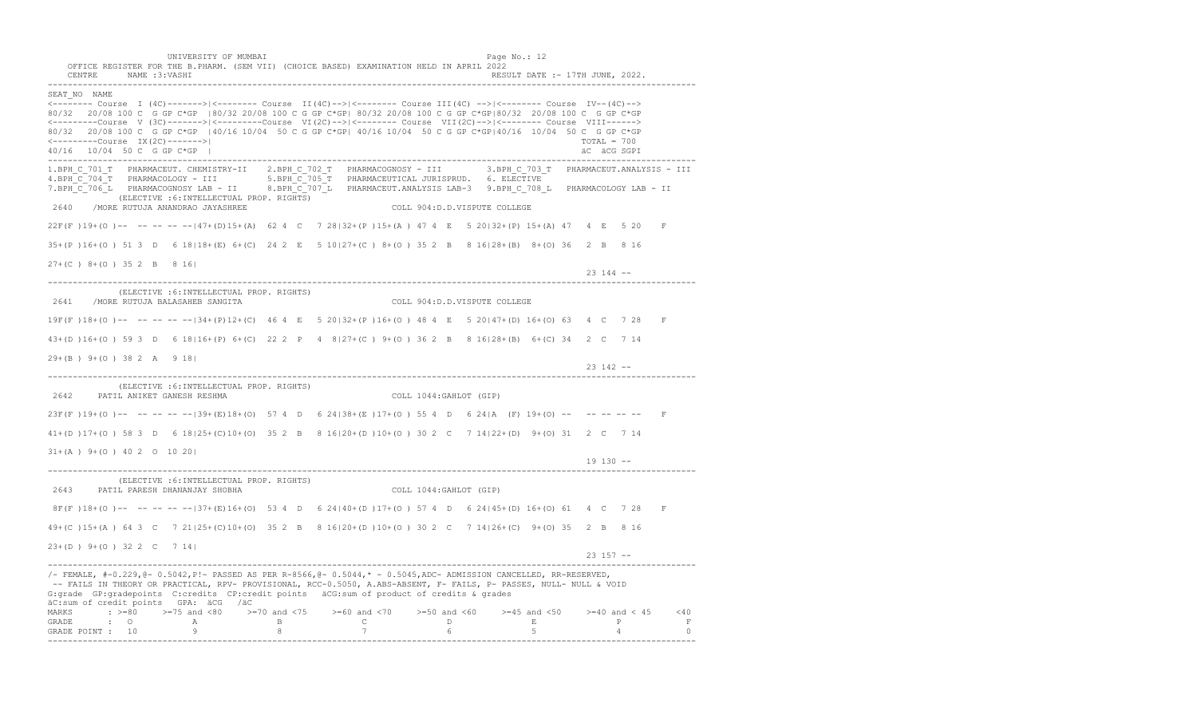UNIVERSITY OF MUMBAI

OFFICE REGISTER FOR THE B.PHARM. (SEM VII) (CHOICE BASED) EXAMINATION HELD IN APRIL 2022

CENTRE NAME :3:VASHI RESULT DATE :- 17TH JUNE, 2022.

```
SEAT_NO  NAME
<-------- Course  I (4C)------->|<-------- Course  II(4C)-->|<-------- Course III(4C) -->|<-------- Course  IV--(4C)-->
80/32  20/08 100 C  G GP C*GP  |80/32 20/08 100 C G GP C*GP| 80/32 20/08 100 C G GP C*GP|80/32  20/08 100 C  G GP C*GP
<--------Course  V (3C)------->|<---------Course  VI(2C)-->|<-------- Course  VII(2C)-->|<-------- Course  VIII------>
80/32  20/08 100 C  G GP C*GP  |40/16 10/04  50 C G GP C*GP| 40/16 10/04  50 C G GP C*GP|40/16  10/04  50 C  G GP C*GP
<---------Course  IX(2C)------->|                                                                          TOTAL = 700
40/16  10/04  50 C  G GP C*GP  |                                                                          äC  äCG SGPI
```

```
1.BPH_C_701_T  PHARMACEUT. CHEMISTRY-II    2.BPH_C_702_T  PHARMACOGNOSY - III        3.BPH_C_703_T  PHARMACEUT.ANALYSIS - III
4.BPH_C_704_T  PHARMACOLOGY - III          5.BPH_C_705_T  PHARMACEUTICAL JURISPRUD.  6. ELECTIVE
7.BPH_C_706_L  PHARMACOGNOSY LAB - II      8.BPH_C_707_L  PHARMACEUT.ANALYSIS LAB-3   9.BPH_C_708_L  PHARMACOLOGY LAB - II
```

```
        (ELECTIVE :6:INTELLECTUAL PROP. RIGHTS)
 2640    /MORE RUTUJA ANANDRAO JAYASHREE                         COLL 904:D.D.VISPUTE COLLEGE

22F(F )19+(O )--  -- -- -- --|47+(D)15+(A)  62 4  C   7 28|32+(P )15+(A ) 47 4  E   5 20|32+(P) 15+(A) 47   4  E   5 20    F

35+(P )16+(O ) 51 3  D   6 18|18+(E) 6+(C)  24 2  E   5 10|27+(C ) 8+(O ) 35 2  B   8 16|28+(B)  8+(O) 36   2  B   8 16

27+(C ) 8+(O ) 35 2  B   8 16|
                                                                                                          23 144 --
```

```
        (ELECTIVE :6:INTELLECTUAL PROP. RIGHTS)
 2641    /MORE RUTUJA BALASAHEB SANGITA                          COLL 904:D.D.VISPUTE COLLEGE

19F(F )18+(O )--  -- -- -- --|34+(P)12+(C)  46 4  E   5 20|32+(P )16+(O ) 48 4  E   5 20|47+(D) 16+(O) 63   4  C   7 28    F

43+(D )16+(O ) 59 3  D   6 18|16+(P) 6+(C)  22 2  P   4  8|27+(C ) 9+(O ) 36 2  B   8 16|28+(B)  6+(C) 34   2  C   7 14

29+(B ) 9+(O ) 38 2  A   9 18|
                                                                                                          23 142 --
```

```
        (ELECTIVE :6:INTELLECTUAL PROP. RIGHTS)
 2642    PATIL ANIKET GANESH RESHMA                              COLL 1044:GAHLOT (GIP)

23F(F )19+(O )--  -- -- -- --|39+(E)18+(O)  57 4  D   6 24|38+(E )17+(O ) 55 4  D   6 24|A  (F) 19+(O) --   -- -- -- --    F

41+(D )17+(O ) 58 3  D   6 18|25+(C)10+(O)  35 2  B   8 16|20+(D )10+(O ) 30 2  C   7 14|22+(D)  9+(O) 31   2  C   7 14

31+(A ) 9+(O ) 40 2  O  10 20|
                                                                                                          19 130 --
```

```
        (ELECTIVE :6:INTELLECTUAL PROP. RIGHTS)
 2643    PATIL PARESH DHANANJAY SHOBHA                           COLL 1044:GAHLOT (GIP)

 8F(F )18+(O )--  -- -- -- --|37+(E)16+(O)  53 4  D   6 24|40+(D )17+(O ) 57 4  D   6 24|45+(D) 16+(O) 61   4  C   7 28    F

49+(C )15+(A ) 64 3  C   7 21|25+(C)10+(O)  35 2  B   8 16|20+(D )10+(O ) 30 2  C   7 14|26+(C)  9+(O) 35   2  B   8 16

23+(D ) 9+(O ) 32 2  C   7 14|
                                                                                                          23 157 --
```

/- FEMALE, #-0.229,@- 0.5042,P!- PASSED AS PER R-8566,@- 0.5044,* - 0.5045,ADC- ADMISSION CANCELLED, RR-RESERVED,
-- FAILS IN THEORY OR PRACTICAL, RPV- PROVISIONAL, RCC-0.5050, A.ABS-ABSENT, F- FAILS, P- PASSES, NULL- NULL & VOID
G:grade GP:gradepoints C:credits CP:credit points äCG:sum of product of credits & grades
äC:sum of credit points GPA: äCG /äC

| MARKS | >=80 | >=75 and <80 | >=70 and <75 | >=60 and <70 | >=50 and <60 | >=45 and <50 | >=40 and < 45 | <40 |
|---|---|---|---|---|---|---|---|---|
| GRADE | O | A | B | C | D | E | P | F |
| GRADE POINT | 10 | 9 | 8 | 7 | 6 | 5 | 4 | 0 |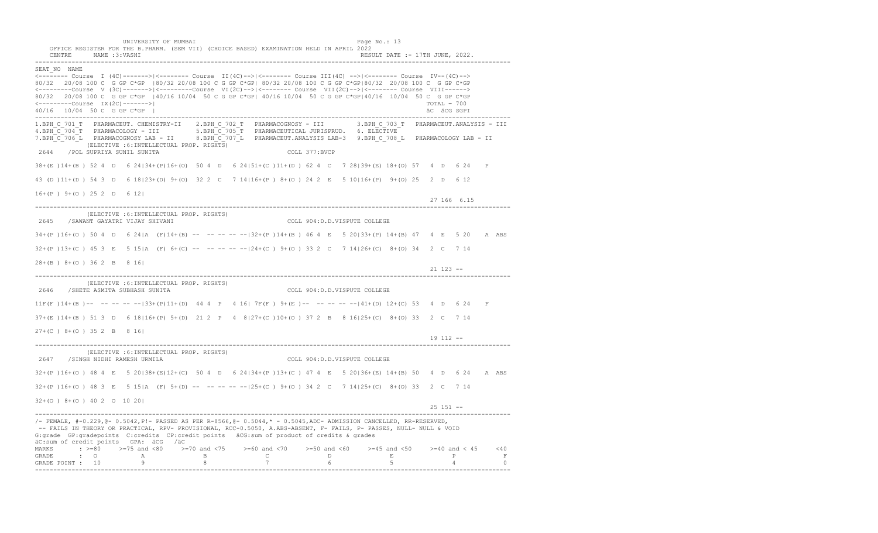UNIVERSITY OF MUMBAI

OFFICE REGISTER FOR THE B.PHARM. (SEM VII) (CHOICE BASED) EXAMINATION HELD IN APRIL 2022

CENTRE NAME :3:VASHI RESULT DATE :- 17TH JUNE, 2022.

```
SEAT_NO  NAME
<-------- Course  I (4C)------->|<-------- Course  II(4C)-->|<-------- Course III(4C) -->|<-------- Course  IV--(4C)-->
80/32  20/08 100 C  G GP C*GP  |80/32 20/08 100 C G GP C*GP| 80/32 20/08 100 C G GP C*GP|80/32  20/08 100 C  G GP C*GP
<---------Course  V (3C)------->|<---------Course  VI(2C)-->|<-------- Course  VII(2C)-->|<-------- Course  VIII------>
80/32  20/08 100 C  G GP C*GP  |40/16 10/04  50 C G GP C*GP| 40/16 10/04  50 C G GP C*GP|40/16  10/04  50 C  G GP C*GP
<---------Course  IX(2C)------->|                                                                  TOTAL = 700
40/16  10/04  50 C  G GP C*GP  |                                                                  äC  äCG SGPI
-----------------------------------------------------------------------------------------------------------------------
1.BPH_C_701_T  PHARMACEUT. CHEMISTRY-II    2.BPH_C_702_T  PHARMACOGNOSY - III       3.BPH_C_703_T  PHARMACEUT.ANALYSIS - III
4.BPH_C_704_T  PHARMACOLOGY - III          5.BPH_C_705_T  PHARMACEUTICAL JURISPRUD.  6. ELECTIVE
7.BPH_C_706_L  PHARMACOGNOSY LAB - II      8.BPH_C_707_L  PHARMACEUT.ANALYSIS LAB-3   9.BPH_C_708_L  PHARMACOLOGY LAB - II
         (ELECTIVE :6:INTELLECTUAL PROP. RIGHTS)
 2644   /POL SUPRIYA SUNIL SUNITA                          COLL 377:BVCP

38+(E )14+(B ) 52 4  D   6 24|34+(P)16+(O)  50 4  D   6 24|51+(C )11+(D ) 62 4  C   7 28|39+(E) 18+(O) 57   4  D   6 24    P

43 (D )11+(D ) 54 3  D   6 18|23+(D) 9+(O)  32 2  C   7 14|16+(P ) 8+(O ) 24 2  E   5 10|16+(P)  9+(O) 25   2  D   6 12

16+(P ) 9+(O ) 25 2  D   6 12|
                                                                                                  27 166  6.15
-----------------------------------------------------------------------------------------------------------------------
         (ELECTIVE :6:INTELLECTUAL PROP. RIGHTS)
 2645   /SAWANT GAYATRI VIJAY SHIVANI                      COLL 904:D.D.VISPUTE COLLEGE

34+(P )16+(O ) 50 4  D   6 24|A  (F)14+(B) --  -- -- -- --|32+(P )14+(B ) 46 4  E   5 20|33+(P) 14+(B) 47   4  E   5 20    A ABS

32+(P )13+(C ) 45 3  E   5 15|A  (F) 6+(C) --  -- -- -- --|24+(C ) 9+(O ) 33 2  C   7 14|26+(C)  8+(O) 34   2  C   7 14

28+(B ) 8+(O ) 36 2  B   8 16|
                                                                                                  21 123  --
-----------------------------------------------------------------------------------------------------------------------
         (ELECTIVE :6:INTELLECTUAL PROP. RIGHTS)
 2646   /SHETE ASMITA SUBHASH SUNITA                       COLL 904:D.D.VISPUTE COLLEGE

11F(F )14+(B )--  -- -- -- --|33+(P)11+(D)  44 4  P   4 16| 7F(F ) 9+(E )--  -- -- -- --|41+(D) 12+(C) 53   4  D   6 24    F

37+(E )14+(B ) 51 3  D   6 18|16+(P) 5+(D)  21 2  P   4  8|27+(C )10+(O ) 37 2  B   8 16|25+(C)  8+(O) 33   2  C   7 14

27+(C ) 8+(O ) 35 2  B   8 16|
                                                                                                  19 112  --
-----------------------------------------------------------------------------------------------------------------------
         (ELECTIVE :6:INTELLECTUAL PROP. RIGHTS)
 2647   /SINGH NIDHI RAMESH URMILA                         COLL 904:D.D.VISPUTE COLLEGE

32+(P )16+(O ) 48 4  E   5 20|38+(E)12+(C)  50 4  D   6 24|34+(P )13+(C ) 47 4  E   5 20|36+(E) 14+(B) 50   4  D   6 24    A ABS

32+(P )16+(O ) 48 3  E   5 15|A  (F) 5+(D) --  -- -- -- --|25+(C ) 9+(O ) 34 2  C   7 14|25+(C)  8+(O) 33   2  C   7 14

32+(O ) 8+(O ) 40 2  O  10 20|
                                                                                                  25 151  --
-----------------------------------------------------------------------------------------------------------------------
/- FEMALE, #-0.229,@- 0.5042,P!- PASSED AS PER R-8566,@- 0.5044,* - 0.5045,ADC- ADMISSION CANCELLED, RR-RESERVED,
 -- FAILS IN THEORY OR PRACTICAL, RPV- PROVISIONAL, RCC-0.5050, A.ABS-ABSENT, F- FAILS, P- PASSES, NULL- NULL & VOID
G:grade  GP:gradepoints  C:credits  CP:credit points   äCG:sum of product of credits & grades
äC:sum of credit points   GPA: äCG  /äC
MARKS        : >=80     >=75 and <80     >=70 and <75     >=60 and <70     >=50 and <60     >=45 and <50     >=40 and < 45     <40
GRADE        :  O           A                B                C                D                E                P              F
GRADE POINT  :  10          9                8                7                6                5                4              0
-----------------------------------------------------------------------------------------------------------------------
```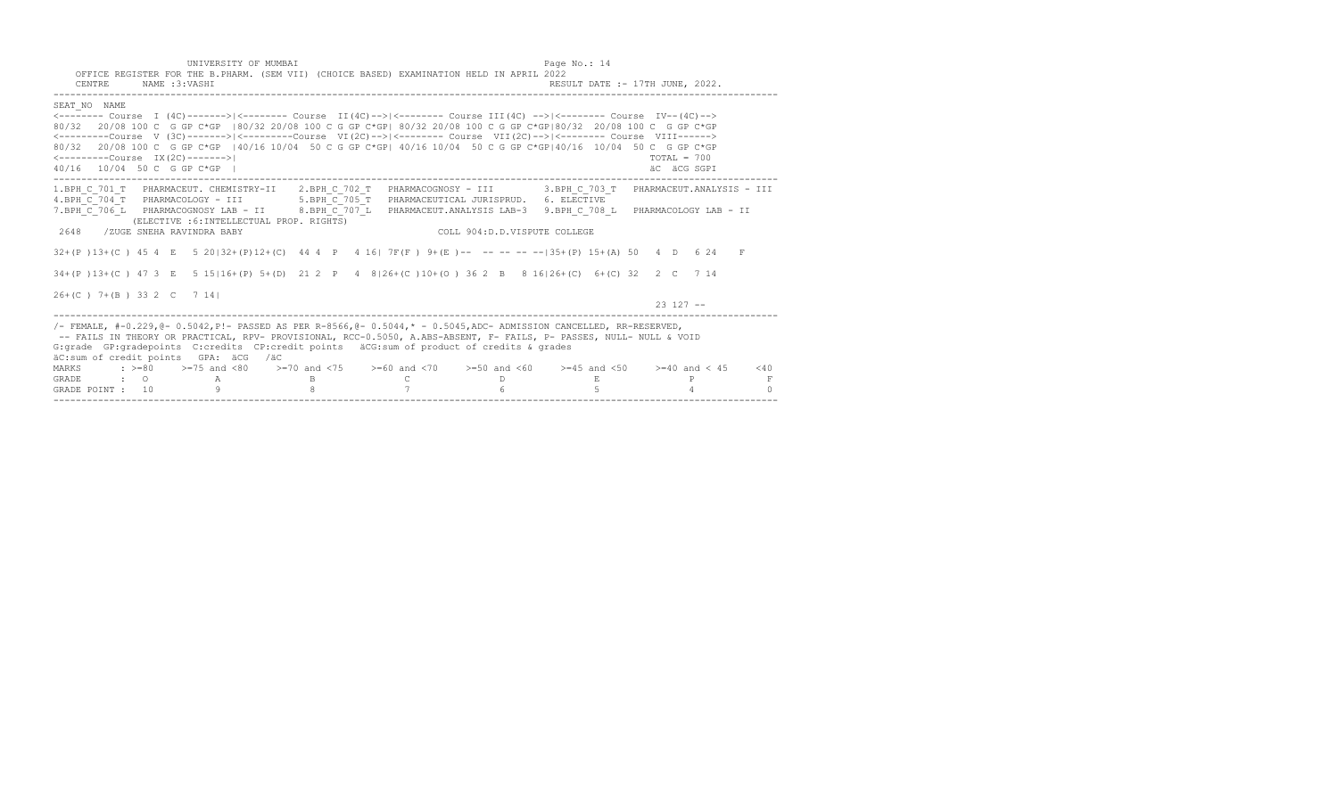UNIVERSITY OF MUMBAI

OFFICE REGISTER FOR THE B.PHARM. (SEM VII) (CHOICE BASED) EXAMINATION HELD IN APRIL 2022

CENTRE NAME :3:VASHI RESULT DATE :- 17TH JUNE, 2022.

```
SEAT_NO  NAME
<-------- Course  I (4C)------->|<-------- Course  II(4C)-->|<-------- Course III(4C) -->|<-------- Course  IV--(4C)-->
80/32   20/08 100 C  G GP C*GP  |80/32 20/08 100 C G GP C*GP| 80/32 20/08 100 C G GP C*GP|80/32  20/08 100 C  G GP C*GP
<---------Course  V (3C)------->|<---------Course  VI(2C)-->|<-------- Course  VII(2C)-->|<-------- Course  VIII------>
80/32   20/08 100 C  G GP C*GP  |40/16 10/04  50 C G GP C*GP| 40/16 10/04  50 C G GP C*GP|40/16  10/04  50 C  G GP C*GP
<---------Course  IX(2C)------->|                                                                  TOTAL = 700
40/16   10/04  50 C  G GP C*GP  |                                                                  äC  äCG SGPI
```

```
1.BPH_C_701_T   PHARMACEUT. CHEMISTRY-II    2.BPH_C_702_T   PHARMACOGNOSY - III         3.BPH_C_703_T   PHARMACEUT.ANALYSIS - III
4.BPH_C_704_T   PHARMACOLOGY - III          5.BPH_C_705_T   PHARMACEUTICAL JURISPRUD.   6. ELECTIVE
7.BPH_C_706_L   PHARMACOGNOSY LAB - II      8.BPH_C_707_L   PHARMACEUT.ANALYSIS LAB-3   9.BPH_C_708_L   PHARMACOLOGY LAB - II
           (ELECTIVE :6:INTELLECTUAL PROP. RIGHTS)
```

```
 2648    /ZUGE SNEHA RAVINDRA BABY                                    COLL 904:D.D.VISPUTE COLLEGE

32+(P )13+(C ) 45 4  E   5 20|32+(P)12+(C)  44 4  P   4 16| 7F(F ) 9+(E )--  -- -- -- --|35+(P) 15+(A) 50   4  D   6 24    F

34+(P )13+(C ) 47 3  E   5 15|16+(P) 5+(D)  21 2  P   4  8|26+(C )10+(O ) 36 2  B   8 16|26+(C)  6+(C) 32   2  C   7 14

26+(C ) 7+(B ) 33 2  C   7 14|
                                                                                                                  23 127 --
```

```
/- FEMALE, #-0.229,@- 0.5042,P!- PASSED AS PER R-8566,@- 0.5044,* - 0.5045,ADC- ADMISSION CANCELLED, RR-RESERVED,
 -- FAILS IN THEORY OR PRACTICAL, RPV- PROVISIONAL, RCC-0.5050, A.ABS-ABSENT, F- FAILS, P- PASSES, NULL- NULL & VOID
G:grade  GP:gradepoints  C:credits  CP:credit points   äCG:sum of product of credits & grades
äC:sum of credit points   GPA: äCG   /äC
```

| MARKS | : >=80 | >=75 and <80 | >=70 and <75 | >=60 and <70 | >=50 and <60 | >=45 and <50 | >=40 and < 45 | <40 |
|---|---|---|---|---|---|---|---|---|
| GRADE | : O | A | B | C | D | E | P | F |
| GRADE POINT : | 10 | 9 | 8 | 7 | 6 | 5 | 4 | 0 |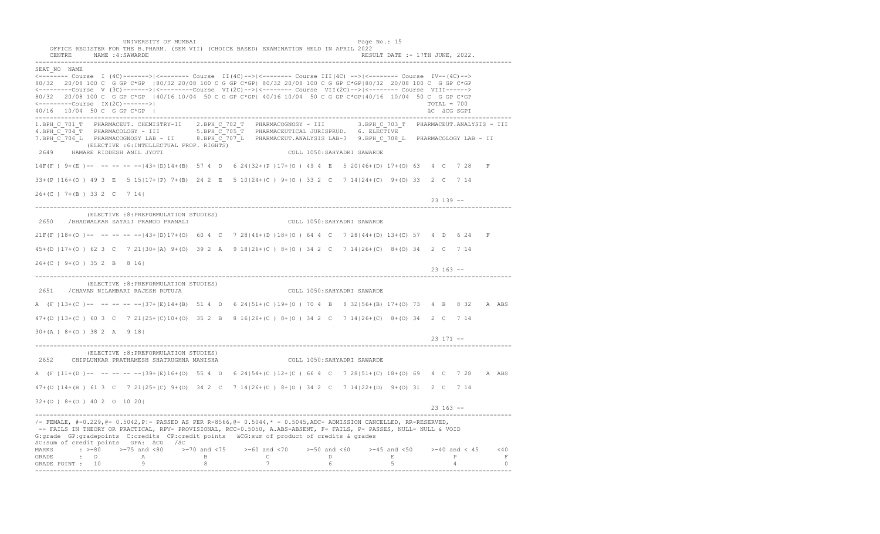UNIVERSITY OF MUMBAI

OFFICE REGISTER FOR THE B.PHARM. (SEM VII) (CHOICE BASED) EXAMINATION HELD IN APRIL 2022

CENTRE NAME :4:SAWARDE RESULT DATE :- 17TH JUNE, 2022.

```
SEAT_NO  NAME
<-------- Course  I (4C)------->|<-------- Course  II(4C)-->|<-------- Course III(4C) -->|<-------- Course  IV--(4C)-->
80/32  20/08 100 C  G GP C*GP  |80/32 20/08 100 C G GP C*GP| 80/32 20/08 100 C G GP C*GP|80/32  20/08 100 C  G GP C*GP
<---------Course  V (3C)------->|<---------Course  VI(2C)-->|<-------- Course  VII(2C)-->|<-------- Course  VIII------>
80/32  20/08 100 C  G GP C*GP  |40/16 10/04  50 C G GP C*GP| 40/16 10/04  50 C G GP C*GP|40/16  10/04  50 C  G GP C*GP
<---------Course  IX(2C)------->|                                                                         TOTAL = 700
40/16  10/04  50 C  G GP C*GP  |                                                                         äC  äCG SGPI
```

1.BPH_C_701_T PHARMACEUT. CHEMISTRY-II 2.BPH_C_702_T PHARMACOGNOSY - III 3.BPH_C_703_T PHARMACEUT.ANALYSIS - III
4.BPH_C_704_T PHARMACOLOGY - III 5.BPH_C_705_T PHARMACEUTICAL JURISPRUD. 6. ELECTIVE
7.BPH_C_706_L PHARMACOGNOSY LAB - II 8.BPH_C_707_L PHARMACEUT.ANALYSIS LAB-3 9.BPH_C_708_L PHARMACOLOGY LAB - II

```
        (ELECTIVE :6:INTELLECTUAL PROP. RIGHTS)
 2649    HAMARE RIDDESH ANIL JYOTI                                   COLL 1050:SAHYADRI SAWARDE

14F(F ) 9+(E )--  -- -- -- --|43+(D)14+(B)  57 4  D   6 24|32+(P )17+(O ) 49 4  E   5 20|46+(D) 17+(O) 63   4  C   7 28    F

33+(P )16+(O ) 49 3  E   5 15|17+(P) 7+(B)  24 2  E   5 10|24+(C ) 9+(O ) 33 2  C   7 14|24+(C)  9+(O) 33   2  C   7 14

26+(C ) 7+(B ) 33 2  C   7 14|
                                                                                                          23 139 --
```

```
        (ELECTIVE :8:PREFORMULATION STUDIES)
 2650    /BHADWALKAR SAYALI PRAMOD PRANALI                           COLL 1050:SAHYADRI SAWARDE

21F(F )18+(O )--  -- -- -- --|43+(D)17+(O)  60 4  C   7 28|46+(D )18+(O ) 64 4  C   7 28|44+(D) 13+(C) 57   4  D   6 24    F

45+(D )17+(O ) 62 3  C   7 21|30+(A) 9+(O)  39 2  A   9 18|26+(C ) 8+(O ) 34 2  C   7 14|26+(C)  8+(O) 34   2  C   7 14

26+(C ) 9+(O ) 35 2  B   8 16|
                                                                                                          23 163 --
```

```
        (ELECTIVE :8:PREFORMULATION STUDIES)
 2651    /CHAVAN NILAMBARI RAJESH RUTUJA                             COLL 1050:SAHYADRI SAWARDE

A  (F )13+(C )--  -- -- -- --|37+(E)14+(B)  51 4  D   6 24|51+(C )19+(O ) 70 4  B   8 32|56+(B) 17+(O) 73   4  B   8 32    A ABS

47+(D )13+(C ) 60 3  C   7 21|25+(C)10+(O)  35 2  B   8 16|26+(C ) 8+(O ) 34 2  C   7 14|26+(C)  8+(O) 34   2  C   7 14

30+(A ) 8+(O ) 38 2  A   9 18|
                                                                                                          23 171 --
```

```
        (ELECTIVE :8:PREFORMULATION STUDIES)
 2652    CHIPLUNKAR PRATHAMESH SHATRUGHNA MANISHA                    COLL 1050:SAHYADRI SAWARDE

A  (F )11+(D )--  -- -- -- --|39+(E)16+(O)  55 4  D   6 24|54+(C )12+(C ) 66 4  C   7 28|51+(C) 18+(O) 69   4  C   7 28    A ABS

47+(D )14+(B ) 61 3  C   7 21|25+(C) 9+(O)  34 2  C   7 14|26+(C ) 8+(O ) 34 2  C   7 14|22+(D)  9+(O) 31   2  C   7 14

32+(O ) 8+(O ) 40 2  O  10 20|
                                                                                                          23 163 --
```

/- FEMALE, #-0.229,@- 0.5042,P!- PASSED AS PER R-8566,@- 0.5044,* - 0.5045,ADC- ADMISSION CANCELLED, RR-RESERVED,
-- FAILS IN THEORY OR PRACTICAL, RPV- PROVISIONAL, RCC-0.5050, A.ABS-ABSENT, F- FAILS, P- PASSES, NULL- NULL & VOID
G:grade GP:gradepoints C:credits CP:credit points äCG:sum of product of credits & grades
äC:sum of credit points GPA: äCG /äC

| MARKS | : >=80 | >=75 and <80 | >=70 and <75 | >=60 and <70 | >=50 and <60 | >=45 and <50 | >=40 and < 45 | <40 |
|---|---|---|---|---|---|---|---|---|
| GRADE | : O | A | B | C | D | E | P | F |
| GRADE POINT | : 10 | 9 | 8 | 7 | 6 | 5 | 4 | 0 |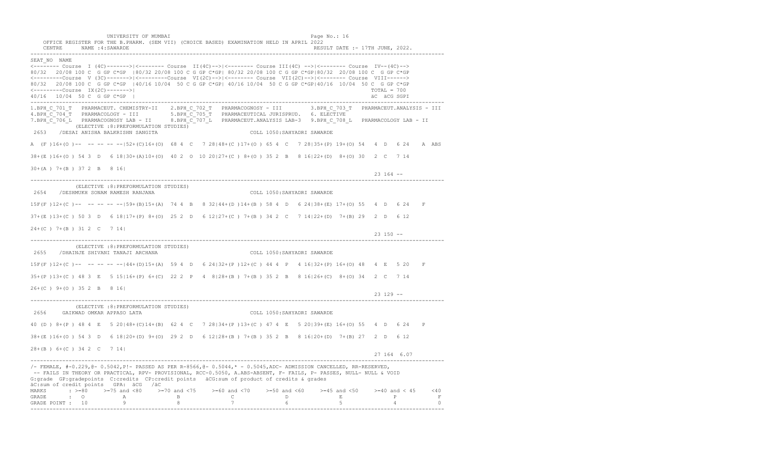UNIVERSITY OF MUMBAI

OFFICE REGISTER FOR THE B.PHARM. (SEM VII) (CHOICE BASED) EXAMINATION HELD IN APRIL 2022

CENTRE NAME :4:SAWARDE RESULT DATE :- 17TH JUNE, 2022.

```
SEAT_NO  NAME
<-------- Course  I (4C)------->|<-------- Course  II(4C)-->|<-------- Course III(4C) -->|<-------- Course  IV--(4C)-->
80/32  20/08 100 C  G GP C*GP  |80/32 20/08 100 C G GP C*GP| 80/32 20/08 100 C G GP C*GP|80/32  20/08 100 C  G GP C*GP
<--------Course  V (3C)------->|<---------Course  VI(2C)-->|<-------- Course  VII(2C)-->|<-------- Course  VIII------>
80/32  20/08 100 C  G GP C*GP  |40/16 10/04  50 C G GP C*GP| 40/16 10/04  50 C G GP C*GP|40/16  10/04  50 C  G GP C*GP
<---------Course  IX(2C)------->|                                                                    TOTAL = 700
40/16  10/04  50 C  G GP C*GP  |                                                                     äC  äCG SGPI
```

```
1.BPH_C_701_T   PHARMACEUT. CHEMISTRY-II    2.BPH_C_702_T   PHARMACOGNOSY - III        3.BPH_C_703_T   PHARMACEUT.ANALYSIS - III
4.BPH_C_704_T   PHARMACOLOGY - III          5.BPH_C_705_T   PHARMACEUTICAL JURISPRUD.  6. ELECTIVE
7.BPH_C_706_L   PHARMACOGNOSY LAB - II      8.BPH_C_707_L   PHARMACEUT.ANALYSIS LAB-3  9.BPH_C_708_L   PHARMACOLOGY LAB - II
```

```
        (ELECTIVE :8:PREFORMULATION STUDIES)
 2653   /DESAI ANISHA BALKRISHN SANGITA                         COLL 1050:SAHYADRI SAWARDE

A  (F )16+(O )--  -- -- -- --|52+(C)16+(O)  68 4  C   7 28|48+(C )17+(O ) 65 4  C   7 28|35+(P) 19+(O) 54   4  D   6 24    A  ABS

38+(E )16+(O ) 54 3  D   6 18|30+(A)10+(O)  40 2  O  10 20|27+(C ) 8+(O ) 35 2  B   8 16|22+(D)  8+(O) 30   2  C   7 14

30+(A ) 7+(B ) 37 2  B   8 16|
                                                                                                     23 164 --
```

```
        (ELECTIVE :8:PREFORMULATION STUDIES)
 2654   /DESHMUKH SONAM RAMESH RANJANA                          COLL 1050:SAHYADRI SAWARDE

15F(F )12+(C )--  -- -- -- --|59+(B)15+(A)  74 4  B   8 32|44+(D )14+(B ) 58 4  D   6 24|38+(E) 17+(O) 55   4  D   6 24    F

37+(E )13+(C ) 50 3  D   6 18|17+(P) 8+(O)  25 2  D   6 12|27+(C ) 7+(B ) 34 2  C   7 14|22+(D)  7+(B) 29   2  D   6 12

24+(C ) 7+(B ) 31 2  C   7 14|
                                                                                                     23 150 --
```

```
        (ELECTIVE :8:PREFORMULATION STUDIES)
 2655   /DHAINJE SHIVANI TANAJI ARCHANA                         COLL 1050:SAHYADRI SAWARDE

15F(F )12+(C )--  -- -- -- --|44+(D)15+(A)  59 4  D   6 24|32+(P )12+(C ) 44 4  P   4 16|32+(P) 16+(O) 48   4  E   5 20    F

35+(P )13+(C ) 48 3  E   5 15|16+(P) 6+(C)  22 2  P   4  8|28+(B ) 7+(B ) 35 2  B   8 16|26+(C)  8+(O) 34   2  C   7 14

26+(C ) 9+(O ) 35 2  B   8 16|
                                                                                                     23 129 --
```

```
        (ELECTIVE :8:PREFORMULATION STUDIES)
 2656    GAIKWAD OMKAR APPASO LATA                              COLL 1050:SAHYADRI SAWARDE

40 (D ) 8+(P ) 48 4  E   5 20|48+(C)14+(B)  62 4  C   7 28|34+(P )13+(C ) 47 4  E   5 20|39+(E) 16+(O) 55   4  D   6 24    P

38+(E )16+(O ) 54 3  D   6 18|20+(D) 9+(O)  29 2  D   6 12|28+(B ) 7+(B ) 35 2  B   8 16|20+(D)  7+(B) 27   2  D   6 12

28+(B ) 6+(C ) 34 2  C   7 14|
                                                                                                     27 164  6.07
```

/- FEMALE, #-0.229,@- 0.5042,P!- PASSED AS PER R-8566,@- 0.5044,* - 0.5045,ADC- ADMISSION CANCELLED, RR-RESERVED,
-- FAILS IN THEORY OR PRACTICAL, RPV- PROVISIONAL, RCC-0.5050, A.ABS-ABSENT, F- FAILS, P- PASSES, NULL- NULL & VOID
G:grade GP:gradepoints C:credits CP:credit points äCG:sum of product of credits & grades
äC:sum of credit points GPA: äCG /äC

| MARKS | >=80 | >=75 and <80 | >=70 and <75 | >=60 and <70 | >=50 and <60 | >=45 and <50 | >=40 and < 45 | <40 |
|---|---|---|---|---|---|---|---|---|
| GRADE | O | A | B | C | D | E | P | F |
| GRADE POINT | 10 | 9 | 8 | 7 | 6 | 5 | 4 | 0 |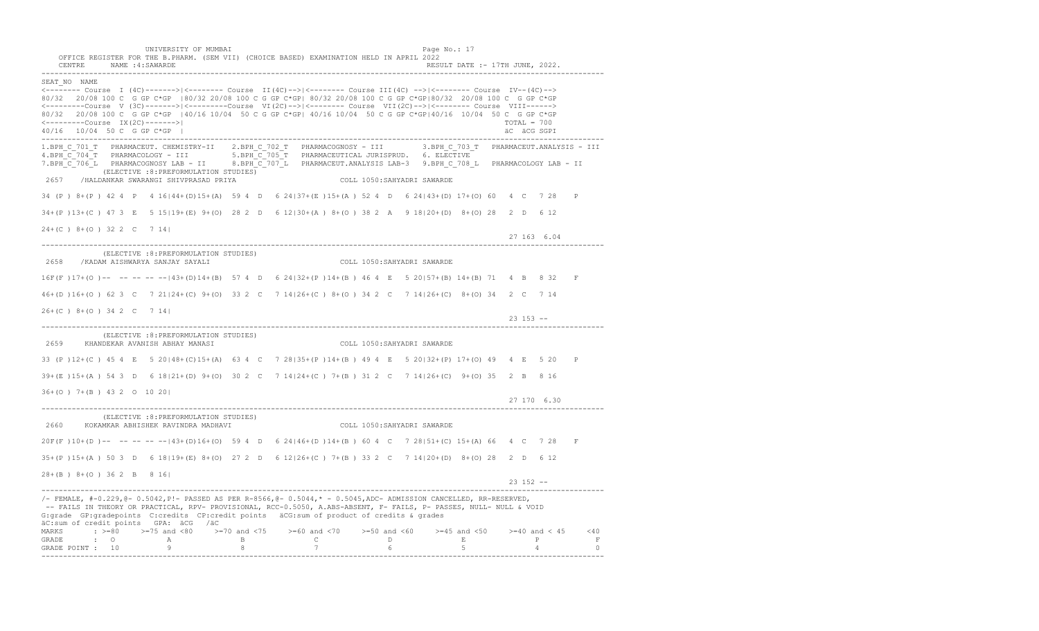UNIVERSITY OF MUMBAI

OFFICE REGISTER FOR THE B.PHARM. (SEM VII) (CHOICE BASED) EXAMINATION HELD IN APRIL 2022

CENTRE NAME :4:SAWARDE RESULT DATE :- 17TH JUNE, 2022.

```
SEAT_NO  NAME
<-------- Course  I (4C)------->|<-------- Course  II(4C)-->|<-------- Course III(4C) -->|<-------- Course  IV--(4C)-->
80/32  20/08 100 C  G GP C*GP  |80/32 20/08 100 C G GP C*GP| 80/32 20/08 100 C G GP C*GP|80/32  20/08 100 C  G GP C*GP
<---------Course  V (3C)------->|<---------Course  VI(2C)-->|<-------- Course  VII(2C)-->|<-------- Course  VIII------>
80/32  20/08 100 C  G GP C*GP  |40/16 10/04  50 C G GP C*GP| 40/16 10/04  50 C G GP C*GP|40/16  10/04  50 C  G GP C*GP
<---------Course  IX(2C)------->|                                                                          TOTAL = 700
40/16  10/04  50 C  G GP C*GP  |                                                                          äC  äCG SGPI
```

```
1.BPH_C_701_T   PHARMACEUT. CHEMISTRY-II    2.BPH_C_702_T   PHARMACOGNOSY - III        3.BPH_C_703_T   PHARMACEUT.ANALYSIS - III
4.BPH_C_704_T   PHARMACOLOGY - III          5.BPH_C_705_T   PHARMACEUTICAL JURISPRUD.  6. ELECTIVE
7.BPH_C_706_L   PHARMACOGNOSY LAB - II      8.BPH_C_707_L   PHARMACEUT.ANALYSIS LAB-3   9.BPH_C_708_L   PHARMACOLOGY LAB - II
```

```
         (ELECTIVE :8:PREFORMULATION STUDIES)
 2657   /HALDANKAR SWARANGI SHIVPRASAD PRIYA                     COLL 1050:SAHYADRI SAWARDE

34 (P ) 8+(P ) 42 4  P   4 16|44+(D)15+(A)  59 4  D   6 24|37+(E )15+(A ) 52 4  D   6 24|43+(D) 17+(O) 60   4  C   7 28    P

34+(P )13+(C ) 47 3  E   5 15|19+(E) 9+(O)  28 2  D   6 12|30+(A ) 8+(O ) 38 2  A   9 18|20+(D)  8+(O) 28   2  D   6 12

24+(C ) 8+(O ) 32 2  C   7 14|
                                                                                                        27 163  6.04
```

```
         (ELECTIVE :8:PREFORMULATION STUDIES)
 2658   /KADAM AISHWARYA SANJAY SAYALI                           COLL 1050:SAHYADRI SAWARDE

16F(F )17+(O )--  -- -- -- --|43+(D)14+(B)  57 4  D   6 24|32+(P )14+(B ) 46 4  E   5 20|57+(B) 14+(B) 71   4  B   8 32    F

46+(D )16+(O ) 62 3  C   7 21|24+(C) 9+(O)  33 2  C   7 14|26+(C ) 8+(O ) 34 2  C   7 14|26+(C)  8+(O) 34   2  C   7 14

26+(C ) 8+(O ) 34 2  C   7 14|
                                                                                                        23 153  --
```

```
         (ELECTIVE :8:PREFORMULATION STUDIES)
 2659    KHANDEKAR AVANISH ABHAY MANASI                          COLL 1050:SAHYADRI SAWARDE

33 (P )12+(C ) 45 4  E   5 20|48+(C)15+(A)  63 4  C   7 28|35+(P )14+(B ) 49 4  E   5 20|32+(P) 17+(O) 49   4  E   5 20    P

39+(E )15+(A ) 54 3  D   6 18|21+(D) 9+(O)  30 2  C   7 14|24+(C ) 7+(B ) 31 2  C   7 14|26+(C)  9+(O) 35   2  B   8 16

36+(O ) 7+(B ) 43 2  O  10 20|
                                                                                                        27 170  6.30
```

```
         (ELECTIVE :8:PREFORMULATION STUDIES)
 2660    KOKAMKAR ABHISHEK RAVINDRA MADHAVI                      COLL 1050:SAHYADRI SAWARDE

20F(F )10+(D )--  -- -- -- --|43+(D)16+(O)  59 4  D   6 24|46+(D )14+(B ) 60 4  C   7 28|51+(C) 15+(A) 66   4  C   7 28    F

35+(P )15+(A ) 50 3  D   6 18|19+(E) 8+(O)  27 2  D   6 12|26+(C ) 7+(B ) 33 2  C   7 14|20+(D)  8+(O) 28   2  D   6 12

28+(B ) 8+(O ) 36 2  B   8 16|
                                                                                                        23 152  --
```

/- FEMALE, #-0.229,@- 0.5042,P!- PASSED AS PER R-8566,@- 0.5044,* - 0.5045,ADC- ADMISSION CANCELLED, RR-RESERVED,
-- FAILS IN THEORY OR PRACTICAL, RPV- PROVISIONAL, RCC-0.5050, A.ABS-ABSENT, F- FAILS, P- PASSES, NULL- NULL & VOID
G:grade GP:gradepoints C:credits CP:credit points äCG:sum of product of credits & grades
äC:sum of credit points GPA: äCG /äC

| MARKS | : >=80 | >=75 and <80 | >=70 and <75 | >=60 and <70 | >=50 and <60 | >=45 and <50 | >=40 and < 45 | <40 |
|---|---|---|---|---|---|---|---|---|
| GRADE | : O | A | B | C | D | E | P | F |
| GRADE POINT | : 10 | 9 | 8 | 7 | 6 | 5 | 4 | 0 |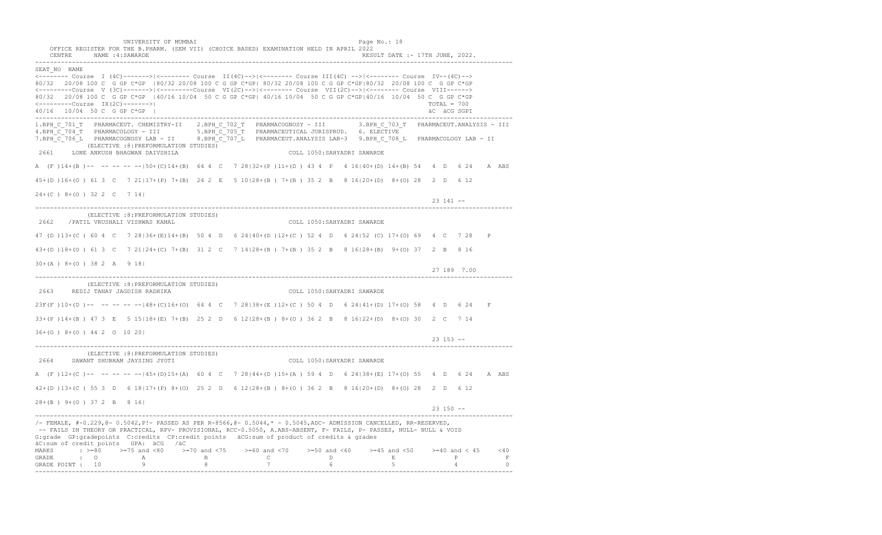UNIVERSITY OF MUMBAI

OFFICE REGISTER FOR THE B.PHARM. (SEM VII) (CHOICE BASED) EXAMINATION HELD IN APRIL 2022

CENTRE NAME :4:SAWARDE                                                RESULT DATE :- 17TH JUNE, 2022.

```
SEAT_NO  NAME
<-------- Course  I (4C)------->|<-------- Course  II(4C)-->|<-------- Course III(4C) -->|<-------- Course  IV--(4C)-->
80/32  20/08 100 C  G GP C*GP  |80/32 20/08 100 C G GP C*GP| 80/32 20/08 100 C G GP C*GP|80/32  20/08 100 C  G GP C*GP
<--------Course  V (3C)------->|<---------Course  VI(2C)-->|<-------- Course  VII(2C)-->|<-------- Course  VIII------>
80/32  20/08 100 C  G GP C*GP  |40/16 10/04  50 C G GP C*GP| 40/16 10/04  50 C G GP C*GP|40/16  10/04  50 C  G GP C*GP
<---------Course  IX(2C)------->|                                                                     TOTAL = 700
40/16  10/04  50 C  G GP C*GP  |                                                                      äC  äCG SGPI
```

```
1.BPH_C_701_T   PHARMACEUT. CHEMISTRY-II    2.BPH_C_702_T   PHARMACOGNOSY - III        3.BPH_C_703_T   PHARMACEUT.ANALYSIS - III
4.BPH_C_704_T   PHARMACOLOGY - III          5.BPH_C_705_T   PHARMACEUTICAL JURISPRUD.  6. ELECTIVE
7.BPH_C_706_L   PHARMACOGNOSY LAB - II      8.BPH_C_707_L   PHARMACEUT.ANALYSIS LAB-3  9.BPH_C_708_L   PHARMACOLOGY LAB - II
```

```
            (ELECTIVE :8:PREFORMULATION STUDIES)
 2661     LONE ANKUSH BHAGWAN DAIVSHILA                          COLL 1050:SAHYADRI SAWARDE

A  (F )14+(B )--  -- -- -- --|50+(C)14+(B)  64 4  C   7 28|32+(P )11+(D ) 43 4  P   4 16|40+(D) 14+(B) 54   4  D   6 24    A  ABS

45+(D )16+(O ) 61 3  C   7 21|17+(P) 7+(B)  24 2  E   5 10|28+(B ) 7+(B ) 35 2  B   8 16|20+(D)  8+(O) 28   2  D   6 12

24+(C ) 8+(O ) 32 2  C   7 14|
                                                                                                       23 141 --
```

```
            (ELECTIVE :8:PREFORMULATION STUDIES)
 2662    /PATIL VRUSHALI VISHWAS KAMAL                            COLL 1050:SAHYADRI SAWARDE

47 (D )13+(C ) 60 4  C   7 28|36+(E)14+(B)  50 4  D   6 24|40+(D )12+(C ) 52 4  D   6 24|52 (C) 17+(O) 69   4  C   7 28    P

43+(D )18+(O ) 61 3  C   7 21|24+(C) 7+(B)  31 2  C   7 14|28+(B ) 7+(B ) 35 2  B   8 16|28+(B)  9+(O) 37   2  B   8 16

30+(A ) 8+(O ) 38 2  A   9 18|
                                                                                                       27 189  7.00
```

```
            (ELECTIVE :8:PREFORMULATION STUDIES)
 2663     REDIJ TANAY JAGDISH RADHIKA                            COLL 1050:SAHYADRI SAWARDE

23F(F )10+(D )--  -- -- -- --|48+(C)16+(O)  64 4  C   7 28|38+(E )12+(C ) 50 4  D   6 24|41+(D) 17+(O) 58   4  D   6 24    F

33+(P )14+(B ) 47 3  E   5 15|18+(E) 7+(B)  25 2  D   6 12|28+(B ) 8+(O ) 36 2  B   8 16|22+(D)  8+(O) 30   2  C   7 14

36+(O ) 8+(O ) 44 2  O  10 20|
                                                                                                       23 153 --
```

```
            (ELECTIVE :8:PREFORMULATION STUDIES)
 2664     SAWANT SHUBHAM JAYSING JYOTI                           COLL 1050:SAHYADRI SAWARDE

A  (F )12+(C )--  -- -- -- --|45+(D)15+(A)  60 4  C   7 28|44+(D )15+(A ) 59 4  D   6 24|38+(E) 17+(O) 55   4  D   6 24    A  ABS

42+(D )13+(C ) 55 3  D   6 18|17+(P) 8+(O)  25 2  D   6 12|28+(B ) 8+(O ) 36 2  B   8 16|20+(D)  8+(O) 28   2  D   6 12

28+(B ) 9+(O ) 37 2  B   8 16|
                                                                                                       23 150 --
```

/- FEMALE, #-0.229,@- 0.5042,P!- PASSED AS PER R-8566,@- 0.5044,* - 0.5045,ADC- ADMISSION CANCELLED, RR-RESERVED,
-- FAILS IN THEORY OR PRACTICAL, RPV- PROVISIONAL, RCC-0.5050, A.ABS-ABSENT, F- FAILS, P- PASSES, NULL- NULL & VOID
G:grade GP:gradepoints C:credits CP:credit points äCG:sum of product of credits & grades
äC:sum of credit points GPA: äCG /äC

| MARKS | >=80 | >=75 and <80 | >=70 and <75 | >=60 and <70 | >=50 and <60 | >=45 and <50 | >=40 and < 45 | <40 |
|---|---|---|---|---|---|---|---|---|
| GRADE | O | A | B | C | D | E | P | F |
| GRADE POINT | 10 | 9 | 8 | 7 | 6 | 5 | 4 | 0 |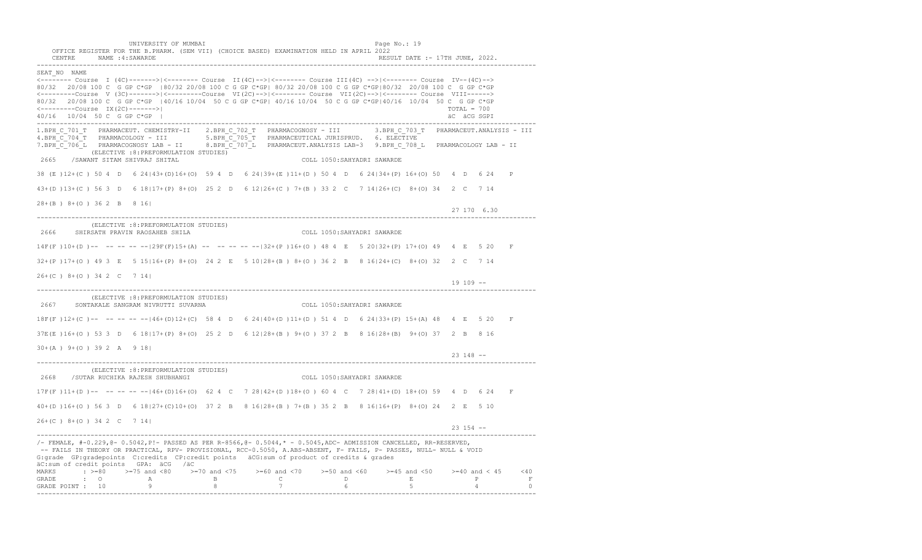UNIVERSITY OF MUMBAI

OFFICE REGISTER FOR THE B.PHARM. (SEM VII) (CHOICE BASED) EXAMINATION HELD IN APRIL 2022

CENTRE NAME :4:SAWARDE RESULT DATE :- 17TH JUNE, 2022.

```
SEAT_NO  NAME
<-------- Course  I (4C)------->|<-------- Course  II(4C)-->|<-------- Course III(4C) -->|<-------- Course  IV--(4C)-->
80/32   20/08 100 C  G GP C*GP  |80/32 20/08 100 C G GP C*GP| 80/32 20/08 100 C G GP C*GP|80/32  20/08 100 C  G GP C*GP
<---------Course  V (3C)------->|<---------Course  VI(2C)-->|<-------- Course  VII(2C)-->|<-------- Course  VIII------>
80/32   20/08 100 C  G GP C*GP  |40/16 10/04  50 C G GP C*GP| 40/16 10/04  50 C G GP C*GP|40/16  10/04  50 C  G GP C*GP
<---------Course  IX(2C)------->|                                                                        TOTAL = 700
40/16   10/04  50 C  G GP C*GP  |                                                                        äC  äCG SGPI
```

```
1.BPH_C_701_T   PHARMACEUT. CHEMISTRY-II    2.BPH_C_702_T   PHARMACOGNOSY - III        3.BPH_C_703_T   PHARMACEUT.ANALYSIS - III
4.BPH_C_704_T   PHARMACOLOGY - III          5.BPH_C_705_T   PHARMACEUTICAL JURISPRUD.   6. ELECTIVE
7.BPH_C_706_L   PHARMACOGNOSY LAB - II      8.BPH_C_707_L   PHARMACEUT.ANALYSIS LAB-3   9.BPH_C_708_L   PHARMACOLOGY LAB - II
         (ELECTIVE :8:PREFORMULATION STUDIES)
 2665   /SAWANT SITAM SHIVRAJ SHITAL                              COLL 1050:SAHYADRI SAWARDE

38 (E )12+(C ) 50 4  D   6 24|43+(D)16+(O)  59 4  D   6 24|39+(E )11+(D ) 50 4  D   6 24|34+(P) 16+(O) 50   4  D   6 24    P

43+(D )13+(C ) 56 3  D   6 18|17+(P) 8+(O)  25 2  D   6 12|26+(C ) 7+(B ) 33 2  C   7 14|26+(C)  8+(O) 34   2  C   7 14

28+(B ) 8+(O ) 36 2  B   8 16|
                                                                                                          27 170  6.30
```

```
         (ELECTIVE :8:PREFORMULATION STUDIES)
 2666    SHIRSATH PRAVIN RAOSAHEB SHILA                           COLL 1050:SAHYADRI SAWARDE

14F(F )10+(D )--  -- -- -- --|29F(F)15+(A) --  -- -- -- --|32+(P )16+(O ) 48 4  E   5 20|32+(P) 17+(O) 49   4  E   5 20    F

32+(P )17+(O ) 49 3  E   5 15|16+(P) 8+(O)  24 2  E   5 10|28+(B ) 8+(O ) 36 2  B   8 16|24+(C)  8+(O) 32   2  C   7 14

26+(C ) 8+(O ) 34 2  C   7 14|
                                                                                                          19 109 --
```

```
         (ELECTIVE :8:PREFORMULATION STUDIES)
 2667    SONTAKALE SANGRAM NIVRUTTI SUVARNA                       COLL 1050:SAHYADRI SAWARDE

18F(F )12+(C )--  -- -- -- --|46+(D)12+(C)  58 4  D   6 24|40+(D )11+(D ) 51 4  D   6 24|33+(P) 15+(A) 48   4  E   5 20    F

37E(E )16+(O ) 53 3  D   6 18|17+(P) 8+(O)  25 2  D   6 12|28+(B ) 9+(O ) 37 2  B   8 16|28+(B)  9+(O) 37   2  B   8 16

30+(A ) 9+(O ) 39 2  A   9 18|
                                                                                                          23 148 --
```

```
         (ELECTIVE :8:PREFORMULATION STUDIES)
 2668   /SUTAR RUCHIKA RAJESH SHUBHANGI                           COLL 1050:SAHYADRI SAWARDE

17F(F )11+(D )--  -- -- -- --|46+(D)16+(O)  62 4  C   7 28|42+(D )18+(O ) 60 4  C   7 28|41+(D) 18+(O) 59   4  D   6 24    F

40+(D )16+(O ) 56 3  D   6 18|27+(C)10+(O)  37 2  B   8 16|28+(B ) 7+(B ) 35 2  B   8 16|16+(P)  8+(O) 24   2  E   5 10

26+(C ) 8+(O ) 34 2  C   7 14|
                                                                                                          23 154 --
```

/- FEMALE, #-0.229,@- 0.5042,P!- PASSED AS PER R-8566,@- 0.5044,* - 0.5045,ADC- ADMISSION CANCELLED, RR-RESERVED,
-- FAILS IN THEORY OR PRACTICAL, RPV- PROVISIONAL, RCC-0.5050, A.ABS-ABSENT, F- FAILS, P- PASSES, NULL- NULL & VOID
G:grade GP:gradepoints C:credits CP:credit points äCG:sum of product of credits & grades
äC:sum of credit points GPA: äCG /äC

| MARKS | >=80 | >=75 and <80 | >=70 and <75 | >=60 and <70 | >=50 and <60 | >=45 and <50 | >=40 and < 45 | <40 |
|---|---|---|---|---|---|---|---|---|
| GRADE | O | A | B | C | D | E | P | F |
| GRADE POINT | 10 | 9 | 8 | 7 | 6 | 5 | 4 | 0 |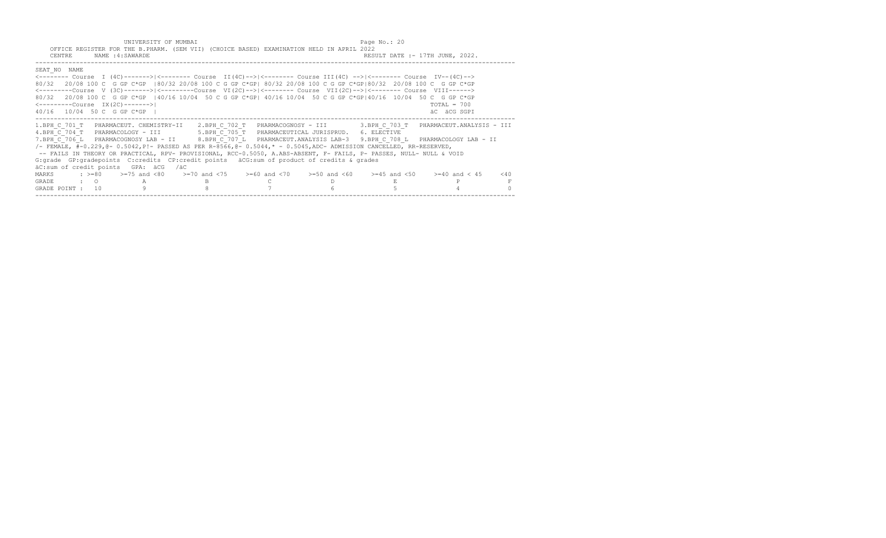UNIVERSITY OF MUMBAI

OFFICE REGISTER FOR THE B.PHARM. (SEM VII) (CHOICE BASED) EXAMINATION HELD IN APRIL 2022

CENTRE NAME :4:SAWARDE

RESULT DATE :- 17TH JUNE, 2022.

```
SEAT_NO  NAME
<-------- Course  I (4C)------->|<-------- Course  II(4C)-->|<-------- Course III(4C) -->|<-------- Course  IV--(4C)-->
80/32   20/08 100 C  G GP C*GP  |80/32 20/08 100 C G GP C*GP| 80/32 20/08 100 C G GP C*GP|80/32  20/08 100 C  G GP C*GP
<---------Course  V (3C)------->|<---------Course  VI(2C)-->|<-------- Course  VII(2C)-->|<-------- Course  VIII------>
80/32   20/08 100 C  G GP C*GP  |40/16 10/04  50 C G GP C*GP| 40/16 10/04  50 C G GP C*GP|40/16  10/04  50 C  G GP C*GP
<---------Course  IX(2C)------->|                                                                       TOTAL = 700
40/16   10/04  50 C  G GP C*GP  |                                                                       äC  äCG SGPI
```

1.BPH_C_701_T PHARMACEUT. CHEMISTRY-II 2.BPH_C_702_T PHARMACOGNOSY - III 3.BPH_C_703_T PHARMACEUT.ANALYSIS - III
4.BPH_C_704_T PHARMACOLOGY - III 5.BPH_C_705_T PHARMACEUTICAL JURISPRUD. 6. ELECTIVE
7.BPH_C_706_L PHARMACOGNOSY LAB - II 8.BPH_C_707_L PHARMACEUT.ANALYSIS LAB-3 9.BPH_C_708_L PHARMACOLOGY LAB - II

/- FEMALE, #-0.229,@- 0.5042,P!- PASSED AS PER R-8566,@- 0.5044,* - 0.5045,ADC- ADMISSION CANCELLED, RR-RESERVED,
-- FAILS IN THEORY OR PRACTICAL, RPV- PROVISIONAL, RCC-0.5050, A.ABS-ABSENT, F- FAILS, P- PASSES, NULL- NULL & VOID
G:grade GP:gradepoints C:credits CP:credit points äCG:sum of product of credits & grades
äC:sum of credit points GPA: äCG /äC

| MARKS | : >=80 | >=75 and <80 | >=70 and <75 | >=60 and <70 | >=50 and <60 | >=45 and <50 | >=40 and < 45 | <40 |
|---|---|---|---|---|---|---|---|---|
| GRADE | : O | A | B | C | D | E | P | F |
| GRADE POINT | : 10 | 9 | 8 | 7 | 6 | 5 | 4 | 0 |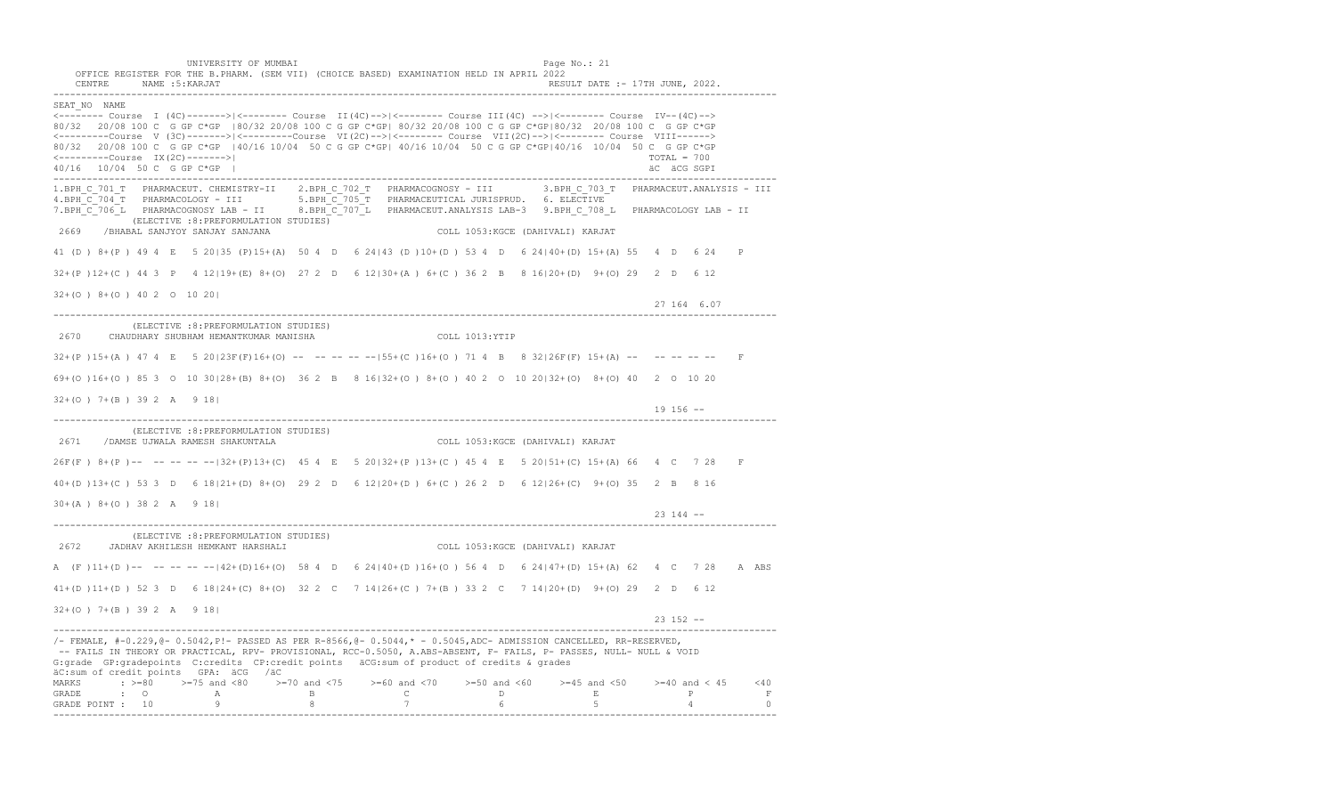UNIVERSITY OF MUMBAI

OFFICE REGISTER FOR THE B.PHARM. (SEM VII) (CHOICE BASED) EXAMINATION HELD IN APRIL 2022

CENTRE NAME :5:KARJAT RESULT DATE :- 17TH JUNE, 2022.

```
SEAT_NO  NAME
<-------- Course  I (4C)------->|<-------- Course  II(4C)-->|<-------- Course III(4C) -->|<-------- Course  IV--(4C)-->
80/32   20/08 100 C  G GP C*GP  |80/32 20/08 100 C G GP C*GP| 80/32 20/08 100 C G GP C*GP|80/32  20/08 100 C  G GP C*GP
<--------Course  V (3C)------->|<---------Course  VI(2C)-->|<-------- Course  VII(2C)-->|<-------- Course  VIII------>
80/32   20/08 100 C  G GP C*GP  |40/16 10/04  50 C G GP C*GP| 40/16 10/04  50 C G GP C*GP|40/16  10/04  50 C  G GP C*GP
<---------Course  IX(2C)------->|                                                                      TOTAL = 700
40/16   10/04  50 C  G GP C*GP  |                                                                      äC  äCG SGPI
```

```
1.BPH_C_701_T  PHARMACEUT. CHEMISTRY-II    2.BPH_C_702_T  PHARMACOGNOSY - III        3.BPH_C_703_T  PHARMACEUT.ANALYSIS - III
4.BPH_C_704_T  PHARMACOLOGY - III          5.BPH_C_705_T  PHARMACEUTICAL JURISPRUD.  6. ELECTIVE
7.BPH_C_706_L  PHARMACOGNOSY LAB - II      8.BPH_C_707_L  PHARMACEUT.ANALYSIS LAB-3  9.BPH_C_708_L  PHARMACOLOGY LAB - II
```

```
           (ELECTIVE :8:PREFORMULATION STUDIES)
 2669    /BHABAL SANJYOY SANJAY SANJANA                            COLL 1053:KGCE (DAHIVALI) KARJAT

41 (D ) 8+(P ) 49 4  E   5 20|35 (P)15+(A)  50 4  D   6 24|43 (D )10+(D ) 53 4  D   6 24|40+(D) 15+(A) 55   4  D   6 24    P

32+(P )12+(C ) 44 3  P   4 12|19+(E) 8+(O)  27 2  D   6 12|30+(A ) 6+(C ) 36 2  B   8 16|20+(D)  9+(O) 29   2  D   6 12

32+(O ) 8+(O ) 40 2  O  10 20|
                                                                                                              27 164  6.07
```

```
           (ELECTIVE :8:PREFORMULATION STUDIES)
 2670     CHAUDHARY SHUBHAM HEMANTKUMAR MANISHA                    COLL 1013:YTIP

32+(P )15+(A ) 47 4  E   5 20|23F(F)16+(O) --  -- -- -- --|55+(C )16+(O ) 71 4  B   8 32|26F(F) 15+(A) --   -- -- -- --    F

69+(O )16+(O ) 85 3  O  10 30|28+(B) 8+(O)  36 2  B   8 16|32+(O ) 8+(O ) 40 2  O  10 20|32+(O)  8+(O) 40   2  O  10 20

32+(O ) 7+(B ) 39 2  A   9 18|
                                                                                                              19 156 --
```

```
           (ELECTIVE :8:PREFORMULATION STUDIES)
 2671    /DAMSE UJWALA RAMESH SHAKUNTALA                           COLL 1053:KGCE (DAHIVALI) KARJAT

26F(F ) 8+(P )--  -- -- -- --|32+(P)13+(C)  45 4  E   5 20|32+(P )13+(C ) 45 4  E   5 20|51+(C) 15+(A) 66   4  C   7 28    F

40+(D )13+(C ) 53 3  D   6 18|21+(D) 8+(O)  29 2  D   6 12|20+(D ) 6+(C ) 26 2  D   6 12|26+(C)  9+(O) 35   2  B   8 16

30+(A ) 8+(O ) 38 2  A   9 18|
                                                                                                              23 144 --
```

```
           (ELECTIVE :8:PREFORMULATION STUDIES)
 2672     JADHAV AKHILESH HEMKANT HARSHALI                         COLL 1053:KGCE (DAHIVALI) KARJAT

A  (F )11+(D )--  -- -- -- --|42+(D)16+(O)  58 4  D   6 24|40+(D )16+(O ) 56 4  D   6 24|47+(D) 15+(A) 62   4  C   7 28    A ABS

41+(D )11+(D ) 52 3  D   6 18|24+(C) 8+(O)  32 2  C   7 14|26+(C ) 7+(B ) 33 2  C   7 14|20+(D)  9+(O) 29   2  D   6 12

32+(O ) 7+(B ) 39 2  A   9 18|
                                                                                                              23 152 --
```

/- FEMALE, #-0.229,@- 0.5042,P!- PASSED AS PER R-8566,@- 0.5044,* - 0.5045,ADC- ADMISSION CANCELLED, RR-RESERVED,
-- FAILS IN THEORY OR PRACTICAL, RPV- PROVISIONAL, RCC-0.5050, A.ABS-ABSENT, F- FAILS, P- PASSES, NULL- NULL & VOID
G:grade GP:gradepoints C:credits CP:credit points äCG:sum of product of credits & grades
äC:sum of credit points GPA: äCG /äC

| MARKS | >=80 | >=75 and <80 | >=70 and <75 | >=60 and <70 | >=50 and <60 | >=45 and <50 | >=40 and < 45 | <40 |
|---|---|---|---|---|---|---|---|---|
| GRADE | O | A | B | C | D | E | P | F |
| GRADE POINT | 10 | 9 | 8 | 7 | 6 | 5 | 4 | 0 |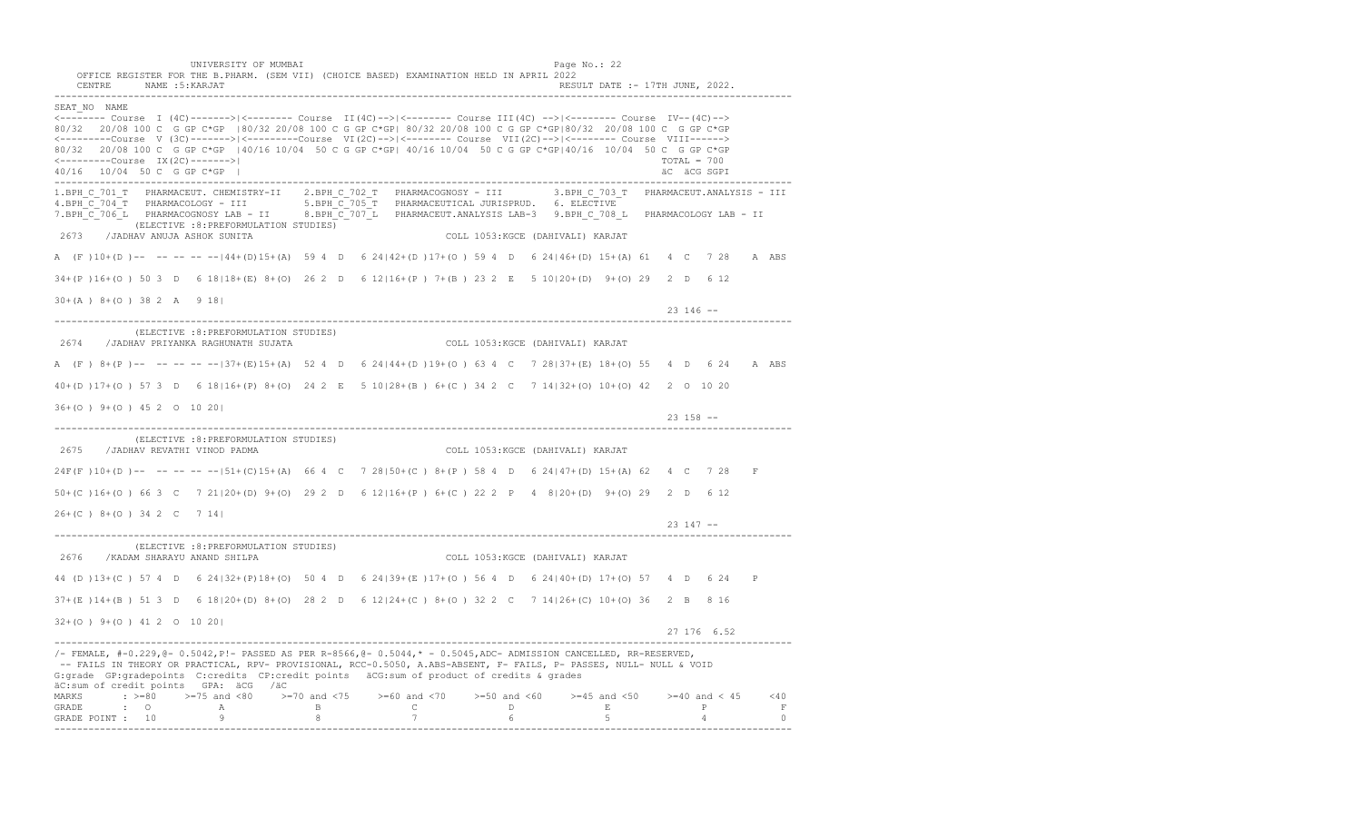UNIVERSITY OF MUMBAI

OFFICE REGISTER FOR THE B.PHARM. (SEM VII) (CHOICE BASED) EXAMINATION HELD IN APRIL 2022

CENTRE NAME :5:KARJAT RESULT DATE :- 17TH JUNE, 2022.

```
SEAT_NO  NAME
<-------- Course  I (4C)------->|<-------- Course  II(4C)-->|<-------- Course III(4C) -->|<-------- Course  IV--(4C)-->
80/32  20/08 100 C  G GP C*GP  |80/32 20/08 100 C G GP C*GP| 80/32 20/08 100 C G GP C*GP|80/32  20/08 100 C  G GP C*GP
<---------Course  V (3C)------->|<---------Course  VI(2C)-->|<-------- Course  VII(2C)-->|<-------- Course  VIII------>
80/32  20/08 100 C  G GP C*GP  |40/16 10/04  50 C G GP C*GP| 40/16 10/04  50 C G GP C*GP|40/16  10/04  50 C  G GP C*GP
<---------Course  IX(2C)------->|                                                                        TOTAL = 700
40/16  10/04  50 C  G GP C*GP  |                                                                        äC  äCG SGPI

1.BPH_C_701_T   PHARMACEUT. CHEMISTRY-II    2.BPH_C_702_T   PHARMACOGNOSY - III        3.BPH_C_703_T   PHARMACEUT.ANALYSIS - III
4.BPH_C_704_T   PHARMACOLOGY - III          5.BPH_C_705_T   PHARMACEUTICAL JURISPRUD.  6. ELECTIVE
7.BPH_C_706_L   PHARMACOGNOSY LAB - II      8.BPH_C_707_L   PHARMACEUT.ANALYSIS LAB-3  9.BPH_C_708_L   PHARMACOLOGY LAB - II
         (ELECTIVE :8:PREFORMULATION STUDIES)
 2673   /JADHAV ANUJA ASHOK SUNITA                            COLL 1053:KGCE (DAHIVALI) KARJAT

A  (F )10+(D )--  -- -- -- --|44+(D)15+(A)  59 4  D   6 24|42+(D )17+(O ) 59 4  D   6 24|46+(D) 15+(A) 61   4  C   7 28    A  ABS

34+(P )16+(O ) 50 3  D   6 18|18+(E) 8+(O)  26 2  D   6 12|16+(P ) 7+(B ) 23 2  E   5 10|20+(D)  9+(O) 29   2  D   6 12

30+(A ) 8+(O ) 38 2  A   9 18|
                                                                                                          23 146 --

         (ELECTIVE :8:PREFORMULATION STUDIES)
 2674   /JADHAV PRIYANKA RAGHUNATH SUJATA                     COLL 1053:KGCE (DAHIVALI) KARJAT

A  (F ) 8+(P )--  -- -- -- --|37+(E)15+(A)  52 4  D   6 24|44+(D )19+(O ) 63 4  C   7 28|37+(E) 18+(O) 55   4  D   6 24    A  ABS

40+(D )17+(O ) 57 3  D   6 18|16+(P) 8+(O)  24 2  E   5 10|28+(B ) 6+(C ) 34 2  C   7 14|32+(O) 10+(O) 42   2  O  10 20

36+(O ) 9+(O ) 45 2  O  10 20|
                                                                                                          23 158 --

         (ELECTIVE :8:PREFORMULATION STUDIES)
 2675   /JADHAV REVATHI VINOD PADMA                           COLL 1053:KGCE (DAHIVALI) KARJAT

24F(F )10+(D )--  -- -- -- --|51+(C)15+(A)  66 4  C   7 28|50+(C ) 8+(P ) 58 4  D   6 24|47+(D) 15+(A) 62   4  C   7 28    F

50+(C )16+(O ) 66 3  C   7 21|20+(D) 9+(O)  29 2  D   6 12|16+(P ) 6+(C ) 22 2  P   4  8|20+(D)  9+(O) 29   2  D   6 12

26+(C ) 8+(O ) 34 2  C   7 14|
                                                                                                          23 147 --

         (ELECTIVE :8:PREFORMULATION STUDIES)
 2676   /KADAM SHARAYU ANAND SHILPA                           COLL 1053:KGCE (DAHIVALI) KARJAT

44 (D )13+(C ) 57 4  D   6 24|32+(P)18+(O)  50 4  D   6 24|39+(E )17+(O ) 56 4  D   6 24|40+(D) 17+(O) 57   4  D   6 24    P

37+(E )14+(B ) 51 3  D   6 18|20+(D) 8+(O)  28 2  D   6 12|24+(C ) 8+(O ) 32 2  C   7 14|26+(C) 10+(O) 36   2  B   8 16

32+(O ) 9+(O ) 41 2  O  10 20|
                                                                                                          27 176  6.52
```

/- FEMALE, #-0.229,@- 0.5042,P!- PASSED AS PER R-8566,@- 0.5044,* - 0.5045,ADC- ADMISSION CANCELLED, RR-RESERVED,
-- FAILS IN THEORY OR PRACTICAL, RPV- PROVISIONAL, RCC-0.5050, A.ABS-ABSENT, F- FAILS, P- PASSES, NULL- NULL & VOID
G:grade GP:gradepoints C:credits CP:credit points äCG:sum of product of credits & grades
äC:sum of credit points GPA: äCG /äC

| MARKS | : >=80 | >=75 and <80 | >=70 and <75 | >=60 and <70 | >=50 and <60 | >=45 and <50 | >=40 and < 45 | <40 |
|---|---|---|---|---|---|---|---|---|
| GRADE | : O | A | B | C | D | E | P | F |
| GRADE POINT | : 10 | 9 | 8 | 7 | 6 | 5 | 4 | 0 |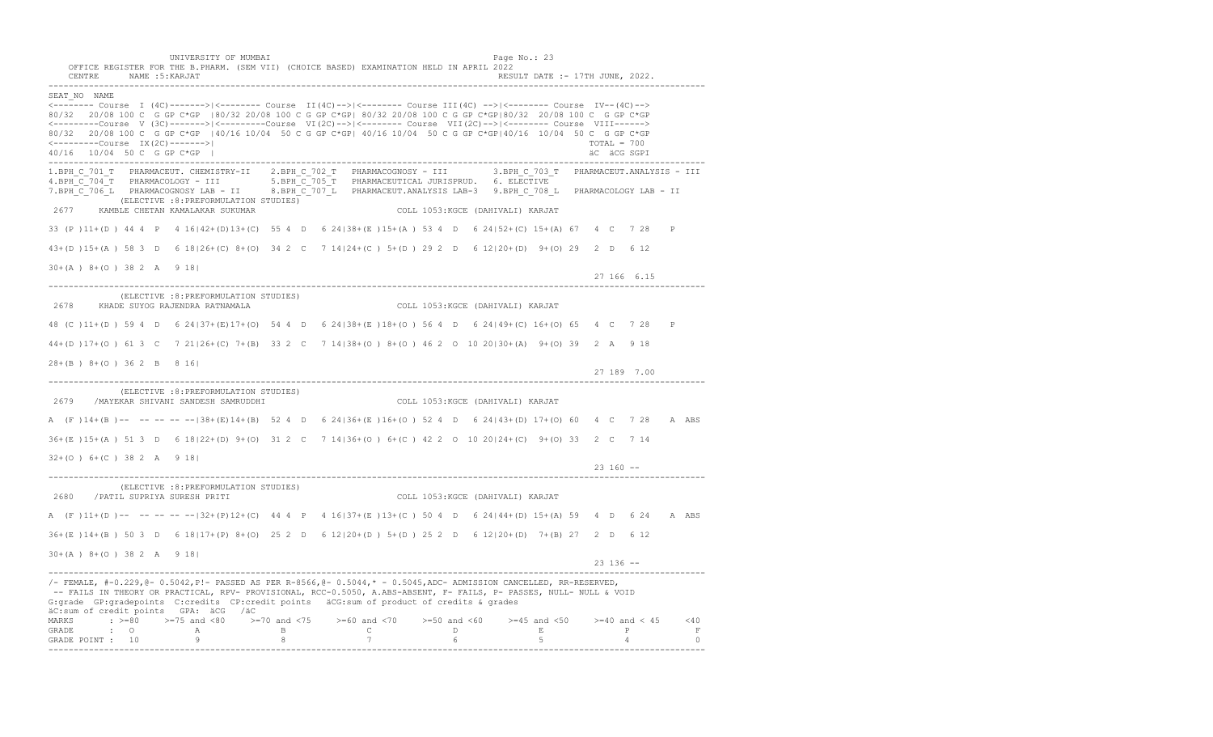UNIVERSITY OF MUMBAI

OFFICE REGISTER FOR THE B.PHARM. (SEM VII) (CHOICE BASED) EXAMINATION HELD IN APRIL 2022

CENTRE NAME :5:KARJAT RESULT DATE :- 17TH JUNE, 2022.

```
SEAT_NO  NAME
<-------- Course  I (4C)------->|<-------- Course  II(4C)-->|<-------- Course III(4C) -->|<-------- Course  IV--(4C)-->
80/32  20/08 100 C  G GP C*GP  |80/32 20/08 100 C G GP C*GP| 80/32 20/08 100 C G GP C*GP|80/32  20/08 100 C  G GP C*GP
<--------Course  V (3C)------->|<---------Course  VI(2C)-->|<-------- Course  VII(2C)-->|<-------- Course  VIII------>
80/32  20/08 100 C  G GP C*GP  |40/16 10/04  50 C G GP C*GP| 40/16 10/04  50 C G GP C*GP|40/16  10/04  50 C  G GP C*GP
<---------Course  IX(2C)------->|                                                                      TOTAL = 700
40/16  10/04  50 C  G GP C*GP  |                                                                       äC  äCG SGPI
```

```
1.BPH_C_701_T   PHARMACEUT. CHEMISTRY-II    2.BPH_C_702_T   PHARMACOGNOSY - III        3.BPH_C_703_T   PHARMACEUT.ANALYSIS - III
4.BPH_C_704_T   PHARMACOLOGY - III          5.BPH_C_705_T   PHARMACEUTICAL JURISPRUD.  6. ELECTIVE
7.BPH_C_706_L   PHARMACOGNOSY LAB - II      8.BPH_C_707_L   PHARMACEUT.ANALYSIS LAB-3  9.BPH_C_708_L   PHARMACOLOGY LAB - II
```

```
          (ELECTIVE :8:PREFORMULATION STUDIES)
 2677     KAMBLE CHETAN KAMALAKAR SUKUMAR                          COLL 1053:KGCE (DAHIVALI) KARJAT

33 (P )11+(D ) 44 4  P   4 16|42+(D)13+(C)  55 4  D   6 24|38+(E )15+(A ) 53 4  D   6 24|52+(C) 15+(A) 67   4  C   7 28    P

43+(D )15+(A ) 58 3  D   6 18|26+(C) 8+(O)  34 2  C   7 14|24+(C ) 5+(D ) 29 2  D   6 12|20+(D)  9+(O) 29   2  D   6 12

30+(A ) 8+(O ) 38 2  A   9 18|
                                                                                                          27 166  6.15
```

```
          (ELECTIVE :8:PREFORMULATION STUDIES)
 2678     KHADE SUYOG RAJENDRA RATNAMALA                           COLL 1053:KGCE (DAHIVALI) KARJAT

48 (C )11+(D ) 59 4  D   6 24|37+(E)17+(O)  54 4  D   6 24|38+(E )18+(O ) 56 4  D   6 24|49+(C) 16+(O) 65   4  C   7 28    P

44+(D )17+(O ) 61 3  C   7 21|26+(C) 7+(B)  33 2  C   7 14|38+(O ) 8+(O ) 46 2  O  10 20|30+(A)  9+(O) 39   2  A   9 18

28+(B ) 8+(O ) 36 2  B   8 16|
                                                                                                          27 189  7.00
```

```
          (ELECTIVE :8:PREFORMULATION STUDIES)
 2679    /MAYEKAR SHIVANI SANDESH SAMRUDDHI                        COLL 1053:KGCE (DAHIVALI) KARJAT

A  (F )14+(B )--  -- -- -- --|38+(E)14+(B)  52 4  D   6 24|36+(E )16+(O ) 52 4  D   6 24|43+(D) 17+(O) 60   4  C   7 28    A ABS

36+(E )15+(A ) 51 3  D   6 18|22+(D) 9+(O)  31 2  C   7 14|36+(O ) 6+(C ) 42 2  O  10 20|24+(C)  9+(O) 33   2  C   7 14

32+(O ) 6+(C ) 38 2  A   9 18|
                                                                                                          23 160 --
```

```
          (ELECTIVE :8:PREFORMULATION STUDIES)
 2680    /PATIL SUPRIYA SURESH PRITI                               COLL 1053:KGCE (DAHIVALI) KARJAT

A  (F )11+(D )--  -- -- -- --|32+(P)12+(C)  44 4  P   4 16|37+(E )13+(C ) 50 4  D   6 24|44+(D) 15+(A) 59   4  D   6 24    A ABS

36+(E )14+(B ) 50 3  D   6 18|17+(P) 8+(O)  25 2  D   6 12|20+(D ) 5+(D ) 25 2  D   6 12|20+(D)  7+(B) 27   2  D   6 12

30+(A ) 8+(O ) 38 2  A   9 18|
                                                                                                          23 136 --
```

/- FEMALE, #-0.229,@- 0.5042,P!- PASSED AS PER R-8566,@- 0.5044,* - 0.5045,ADC- ADMISSION CANCELLED, RR-RESERVED,
-- FAILS IN THEORY OR PRACTICAL, RPV- PROVISIONAL, RCC-0.5050, A.ABS-ABSENT, F- FAILS, P- PASSES, NULL- NULL & VOID
G:grade GP:gradepoints C:credits CP:credit points äCG:sum of product of credits & grades
äC:sum of credit points GPA: äCG /äC

| MARKS | >=80 | >=75 and <80 | >=70 and <75 | >=60 and <70 | >=50 and <60 | >=45 and <50 | >=40 and < 45 | <40 |
|---|---|---|---|---|---|---|---|---|
| GRADE | O | A | B | C | D | E | P | F |
| GRADE POINT | 10 | 9 | 8 | 7 | 6 | 5 | 4 | 0 |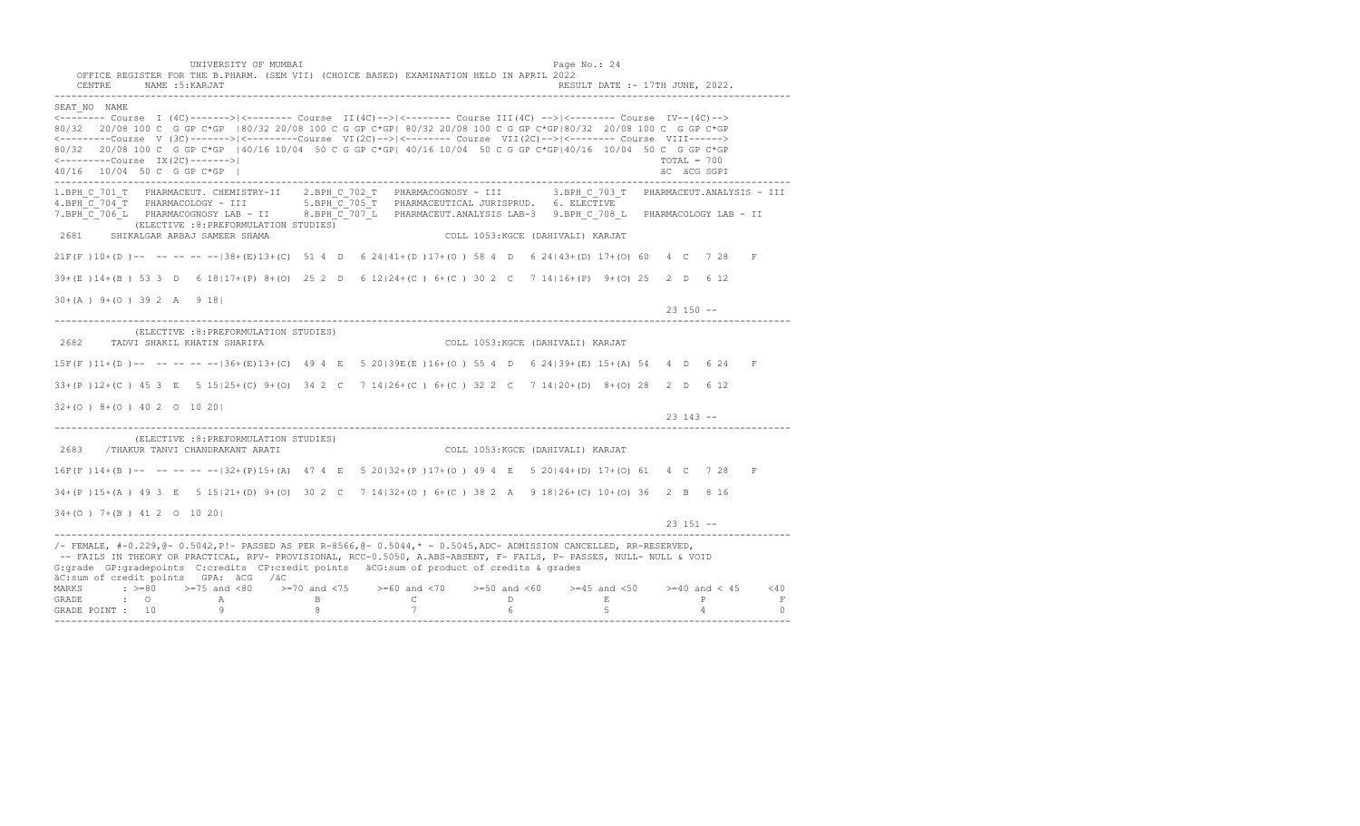UNIVERSITY OF MUMBAI

OFFICE REGISTER FOR THE B.PHARM. (SEM VII) (CHOICE BASED) EXAMINATION HELD IN APRIL 2022

CENTRE NAME :5:KARJAT RESULT DATE :- 17TH JUNE, 2022.

```
SEAT_NO  NAME
<-------- Course  I (4C)------->|<-------- Course  II(4C)-->|<-------- Course III(4C) -->|<-------- Course  IV--(4C)-->
80/32   20/08 100 C  G GP C*GP  |80/32 20/08 100 C G GP C*GP| 80/32 20/08 100 C G GP C*GP|80/32  20/08 100 C  G GP C*GP
<--------Course  V (3C)------->|<---------Course  VI(2C)-->|<-------- Course  VII(2C)-->|<-------- Course  VIII------>
80/32  20/08 100 C  G GP C*GP  |40/16 10/04  50 C G GP C*GP| 40/16 10/04  50 C G GP C*GP|40/16  10/04  50 C  G GP C*GP
<---------Course  IX(2C)------->|                                                                       TOTAL = 700
40/16  10/04  50 C  G GP C*GP  |                                                                        äC  äCG SGPI

1.BPH_C_701_T  PHARMACEUT. CHEMISTRY-II    2.BPH_C_702_T  PHARMACOGNOSY - III        3.BPH_C_703_T  PHARMACEUT.ANALYSIS - III
4.BPH_C_704_T  PHARMACOLOGY - III          5.BPH_C_705_T  PHARMACEUTICAL JURISPRUD.  6. ELECTIVE
7.BPH_C_706_L  PHARMACOGNOSY LAB - II      8.BPH_C_707_L  PHARMACEUT.ANALYSIS LAB-3  9.BPH_C_708_L  PHARMACOLOGY LAB - II
         (ELECTIVE :8:PREFORMULATION STUDIES)
 2681     SHIKALGAR ARBAJ SAMEER SHAMA                               COLL 1053:KGCE (DAHIVALI) KARJAT

21F(F )10+(D )--  -- -- -- --|38+(E)13+(C)  51 4  D   6 24|41+(D )17+(O ) 58 4  D   6 24|43+(D) 17+(O) 60   4  C   7 28    F

39+(E )14+(B ) 53 3  D   6 18|17+(P) 8+(O)  25 2  D   6 12|24+(C ) 6+(C ) 30 2  C   7 14|16+(P)  9+(O) 25   2  D   6 12

30+(A ) 9+(O ) 39 2  A   9 18|
                                                                                                         23 150 --

         (ELECTIVE :8:PREFORMULATION STUDIES)
 2682     TADVI SHAKIL KHATIN SHARIFA                                COLL 1053:KGCE (DAHIVALI) KARJAT

15F(F )11+(D )--  -- -- -- --|36+(E)13+(C)  49 4  E   5 20|39E(E )16+(O ) 55 4  D   6 24|39+(E) 15+(A) 54   4  D   6 24    F

33+(P )12+(C ) 45 3  E   5 15|25+(C) 9+(O)  34 2  C   7 14|26+(C ) 6+(C ) 32 2  C   7 14|20+(D)  8+(O) 28   2  D   6 12

32+(O ) 8+(O ) 40 2  O  10 20|
                                                                                                         23 143 --

         (ELECTIVE :8:PREFORMULATION STUDIES)
 2683    /THAKUR TANVI CHANDRAKANT ARATI                             COLL 1053:KGCE (DAHIVALI) KARJAT

16F(F )14+(B )--  -- -- -- --|32+(P)15+(A)  47 4  E   5 20|32+(P )17+(O ) 49 4  E   5 20|44+(D) 17+(O) 61   4  C   7 28    F

34+(P )15+(A ) 49 3  E   5 15|21+(D) 9+(O)  30 2  C   7 14|32+(O ) 6+(C ) 38 2  A   9 18|26+(C) 10+(O) 36   2  B   8 16

34+(O ) 7+(B ) 41 2  O  10 20|
                                                                                                         23 151 --
```

/- FEMALE, #-0.229,@- 0.5042,P!- PASSED AS PER R-8566,@- 0.5044,* - 0.5045,ADC- ADMISSION CANCELLED, RR-RESERVED,
-- FAILS IN THEORY OR PRACTICAL, RPV- PROVISIONAL, RCC-0.5050, A.ABS-ABSENT, F- FAILS, P- PASSES, NULL- NULL & VOID
G:grade GP:gradepoints C:credits CP:credit points äCG:sum of product of credits & grades
äC:sum of credit points GPA: äCG /äC

| MARKS | >=80 | >=75 and <80 | >=70 and <75 | >=60 and <70 | >=50 and <60 | >=45 and <50 | >=40 and < 45 | <40 |
|---|---|---|---|---|---|---|---|---|
| GRADE | O | A | B | C | D | E | P | F |
| GRADE POINT | 10 | 9 | 8 | 7 | 6 | 5 | 4 | 0 |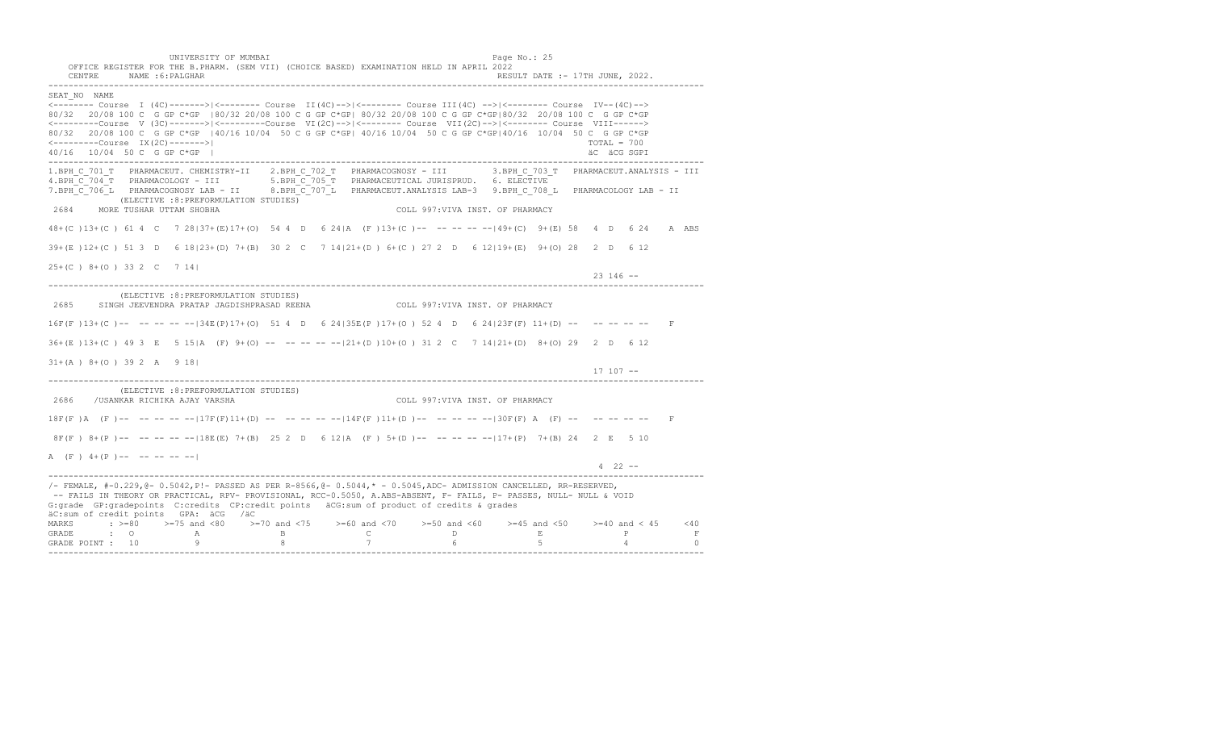UNIVERSITY OF MUMBAI

OFFICE REGISTER FOR THE B.PHARM. (SEM VII) (CHOICE BASED) EXAMINATION HELD IN APRIL 2022

CENTRE NAME :6:PALGHAR RESULT DATE :- 17TH JUNE, 2022.

```
SEAT_NO  NAME
<-------- Course  I (4C)------->|<-------- Course  II(4C)-->|<-------- Course III(4C) -->|<-------- Course  IV--(4C)-->
80/32  20/08 100 C  G GP C*GP  |80/32 20/08 100 C G GP C*GP| 80/32 20/08 100 C G GP C*GP|80/32  20/08 100 C  G GP C*GP
<---------Course  V (3C)------->|<---------Course  VI(2C)-->|<-------- Course  VII(2C)-->|<-------- Course  VIII------>
80/32  20/08 100 C  G GP C*GP  |40/16 10/04  50 C G GP C*GP| 40/16 10/04  50 C G GP C*GP|40/16  10/04  50 C  G GP C*GP
<---------Course  IX(2C)------->|                                                                    TOTAL = 700
40/16  10/04  50 C  G GP C*GP  |                                                                     äC  äCG SGPI
```

```
1.BPH_C_701_T  PHARMACEUT. CHEMISTRY-II    2.BPH_C_702_T  PHARMACOGNOSY - III        3.BPH_C_703_T  PHARMACEUT.ANALYSIS - III
4.BPH_C_704_T  PHARMACOLOGY - III          5.BPH_C_705_T  PHARMACEUTICAL JURISPRUD.  6. ELECTIVE
7.BPH_C_706_L  PHARMACOGNOSY LAB - II      8.BPH_C_707_L  PHARMACEUT.ANALYSIS LAB-3  9.BPH_C_708_L  PHARMACOLOGY LAB - II
```

```
        (ELECTIVE :8:PREFORMULATION STUDIES)
 2684    MORE TUSHAR UTTAM SHOBHA                              COLL 997:VIVA INST. OF PHARMACY

48+(C )13+(C ) 61 4  C   7 28|37+(E)17+(O)  54 4  D   6 24|A  (F )13+(C )--  -- -- -- --|49+(C)  9+(E) 58  4  D   6 24   A  ABS

39+(E )12+(C ) 51 3  D   6 18|23+(D) 7+(B)  30 2  C   7 14|21+(D ) 6+(C ) 27 2  D   6 12|19+(E)  9+(O) 28  2  D   6 12

25+(C ) 8+(O ) 33 2  C   7 14|
                                                                                                          23 146 --
```

```
        (ELECTIVE :8:PREFORMULATION STUDIES)
 2685    SINGH JEEVENDRA PRATAP JAGDISHPRASAD REENA             COLL 997:VIVA INST. OF PHARMACY

16F(F )13+(C )--  -- -- -- --|34E(P)17+(O)  51 4  D   6 24|35E(P )17+(O ) 52 4  D   6 24|23F(F) 11+(D) --  -- -- -- --    F

36+(E )13+(C ) 49 3  E   5 15|A  (F) 9+(O) --  -- -- -- --|21+(D )10+(O ) 31 2  C   7 14|21+(D)  8+(O) 29  2  D   6 12

31+(A ) 8+(O ) 39 2  A   9 18|
                                                                                                          17 107 --
```

```
        (ELECTIVE :8:PREFORMULATION STUDIES)
 2686    /USANKAR RICHIKA AJAY VARSHA                          COLL 997:VIVA INST. OF PHARMACY

18F(F )A  (F )--  -- -- -- --|17F(F)11+(D) --  -- -- -- --|14F(F )11+(D )--  -- -- -- --|30F(F) A  (F) --  -- -- -- --    F

 8F(F ) 8+(P )--  -- -- -- --|18E(E) 7+(B)  25 2  D   6 12|A  (F ) 5+(D )--  -- -- -- --|17+(P)  7+(B) 24  2  E   5 10

A  (F ) 4+(P )--  -- -- -- --|
                                                                                                           4  22 --
```

/- FEMALE, #-0.229,@- 0.5042,P!- PASSED AS PER R-8566,@- 0.5044,* - 0.5045,ADC- ADMISSION CANCELLED, RR-RESERVED,
-- FAILS IN THEORY OR PRACTICAL, RPV- PROVISIONAL, RCC-0.5050, A.ABS-ABSENT, F- FAILS, P- PASSES, NULL- NULL & VOID
G:grade GP:gradepoints C:credits CP:credit points äCG:sum of product of credits & grades
äC:sum of credit points GPA: äCG /äC

| MARKS | : >=80 | >=75 and <80 | >=70 and <75 | >=60 and <70 | >=50 and <60 | >=45 and <50 | >=40 and < 45 | <40 |
|---|---|---|---|---|---|---|---|---|
| GRADE | : O | A | B | C | D | E | P | F |
| GRADE POINT | : 10 | 9 | 8 | 7 | 6 | 5 | 4 | 0 |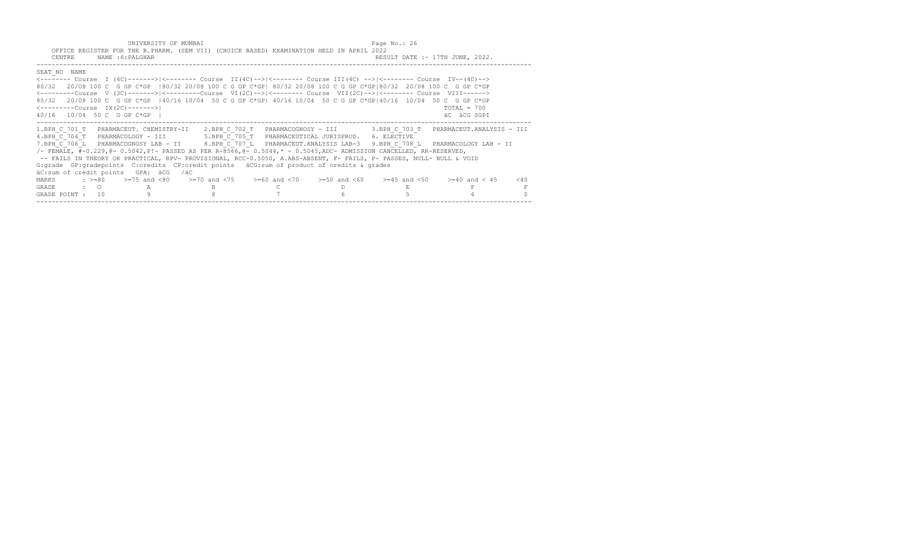UNIVERSITY OF MUMBAI

OFFICE REGISTER FOR THE B.PHARM. (SEM VII) (CHOICE BASED) EXAMINATION HELD IN APRIL 2022

CENTRE NAME :6:PALGHAR RESULT DATE :- 17TH JUNE, 2022.

```
SEAT_NO  NAME
<-------- Course  I (4C)------->|<-------- Course  II(4C)-->|<-------- Course III(4C) -->|<-------- Course  IV--(4C)-->
80/32   20/08 100 C  G GP C*GP  |80/32 20/08 100 C G GP C*GP| 80/32 20/08 100 C G GP C*GP|80/32  20/08 100 C  G GP C*GP
<---------Course  V (3C)------->|<---------Course  VI(2C)-->|<-------- Course  VII(2C)-->|<-------- Course  VIII------>
80/32   20/08 100 C  G GP C*GP  |40/16 10/04  50 C G GP C*GP| 40/16 10/04  50 C G GP C*GP|40/16  10/04  50 C  G GP C*GP
<---------Course  IX(2C)------->|                                                                          TOTAL = 700
40/16   10/04  50 C  G GP C*GP  |                                                                          äC  äCG SGPI
```

1.BPH_C_701_T PHARMACEUT. CHEMISTRY-II 2.BPH_C_702_T PHARMACOGNOSY - III 3.BPH_C_703_T PHARMACEUT.ANALYSIS - III
4.BPH_C_704_T PHARMACOLOGY - III 5.BPH_C_705_T PHARMACEUTICAL JURISPRUD. 6. ELECTIVE
7.BPH_C_706_L PHARMACOGNOSY LAB - II 8.BPH_C_707_L PHARMACEUT.ANALYSIS LAB-3 9.BPH_C_708_L PHARMACOLOGY LAB - II

/- FEMALE, #-0.229,@- 0.5042,P!- PASSED AS PER R-8566,@- 0.5044,* - 0.5045,ADC- ADMISSION CANCELLED, RR-RESERVED,
-- FAILS IN THEORY OR PRACTICAL, RPV- PROVISIONAL, RCC-0.5050, A.ABS-ABSENT, F- FAILS, P- PASSES, NULL- NULL & VOID
G:grade GP:gradepoints C:credits CP:credit points äCG:sum of product of credits & grades
äC:sum of credit points GPA: äCG /äC

| MARKS | >=80 | >=75 and <80 | >=70 and <75 | >=60 and <70 | >=50 and <60 | >=45 and <50 | >=40 and < 45 | <40 |
|---|---|---|---|---|---|---|---|---|
| GRADE | O | A | B | C | D | E | P | F |
| GRADE POINT | 10 | 9 | 8 | 7 | 6 | 5 | 4 | 0 |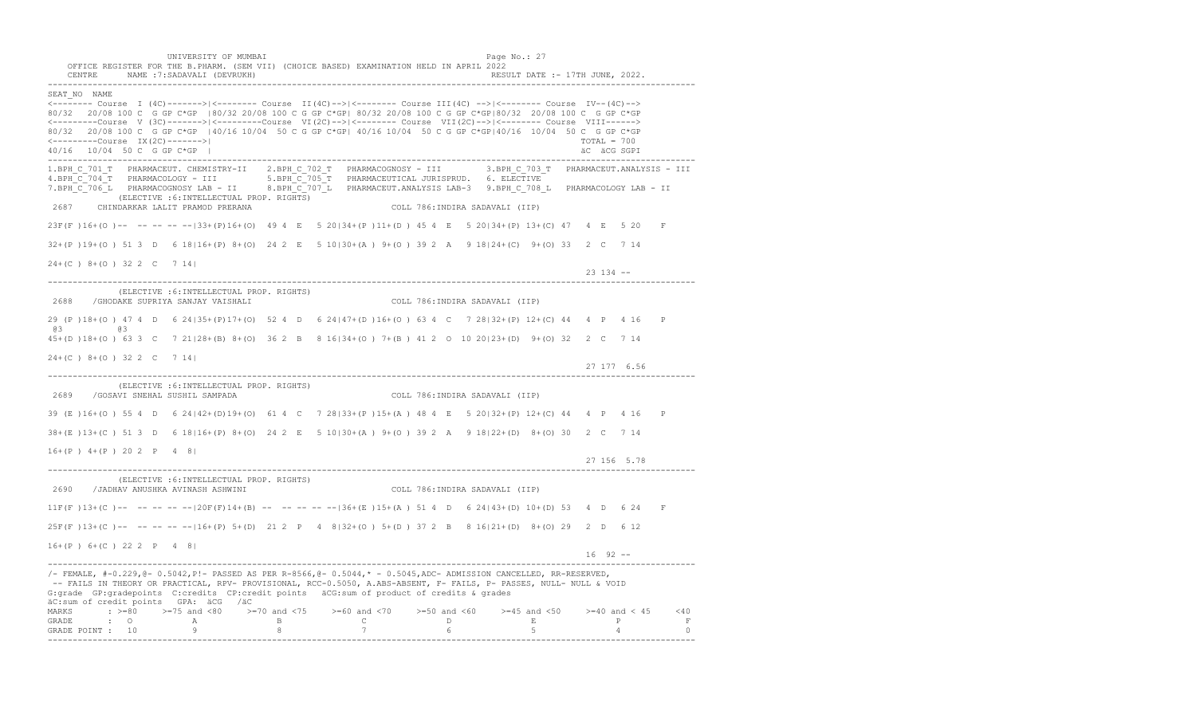UNIVERSITY OF MUMBAI

OFFICE REGISTER FOR THE B.PHARM. (SEM VII) (CHOICE BASED) EXAMINATION HELD IN APRIL 2022

CENTRE NAME :7:SADAVALI (DEVRUKH) RESULT DATE :- 17TH JUNE, 2022.

```
SEAT_NO  NAME
<-------- Course  I (4C)------->|<-------- Course  II(4C)-->|<-------- Course III(4C) -->|<-------- Course  IV--(4C)-->
80/32  20/08 100 C  G GP C*GP  |80/32 20/08 100 C G GP C*GP| 80/32 20/08 100 C G GP C*GP|80/32  20/08 100 C  G GP C*GP
<--------Course  V (3C)------->|<---------Course  VI(2C)-->|<-------- Course  VII(2C)-->|<-------- Course  VIII------>
80/32  20/08 100 C  G GP C*GP  |40/16 10/04  50 C G GP C*GP| 40/16 10/04  50 C G GP C*GP|40/16  10/04  50 C  G GP C*GP
<---------Course  IX(2C)------->|                                                                         TOTAL = 700
40/16  10/04  50 C  G GP C*GP  |                                                                         äC  äCG SGPI
-----------------------------------------------------------------------------------------------------------------------
1.BPH_C_701_T  PHARMACEUT. CHEMISTRY-II    2.BPH_C_702_T  PHARMACOGNOSY - III        3.BPH_C_703_T  PHARMACEUT.ANALYSIS - III
4.BPH_C_704_T  PHARMACOLOGY - III          5.BPH_C_705_T  PHARMACEUTICAL JURISPRUD.  6. ELECTIVE
7.BPH_C_706_L  PHARMACOGNOSY LAB - II      8.BPH_C_707_L  PHARMACEUT.ANALYSIS LAB-3  9.BPH_C_708_L  PHARMACOLOGY LAB - II
          (ELECTIVE :6:INTELLECTUAL PROP. RIGHTS)
 2687     CHINDARKAR LALIT PRAMOD PRERANA                         COLL 786:INDIRA SADAVALI (IIP)

23F(F )16+(O )--  -- -- -- --|33+(P)16+(O)  49 4  E   5 20|34+(P )11+(D ) 45 4  E   5 20|34+(P) 13+(C) 47   4  E   5 20    F

32+(P )19+(O ) 51 3  D   6 18|16+(P) 8+(O)  24 2  E   5 10|30+(A ) 9+(O ) 39 2  A   9 18|24+(C)  9+(O) 33   2  C   7 14

24+(C ) 8+(O ) 32 2  C   7 14|
                                                                                                          23 134 --
-----------------------------------------------------------------------------------------------------------------------
          (ELECTIVE :6:INTELLECTUAL PROP. RIGHTS)
 2688    /GHODAKE SUPRIYA SANJAY VAISHALI                         COLL 786:INDIRA SADAVALI (IIP)

29 (P )18+(O ) 47 4  D   6 24|35+(P)17+(O)  52 4  D   6 24|47+(D )16+(O ) 63 4  C   7 28|32+(P) 12+(C) 44   4  P   4 16    P
 @3          @3
45+(D )18+(O ) 63 3  C   7 21|28+(B) 8+(O)  36 2  B   8 16|34+(O ) 7+(B ) 41 2  O  10 20|23+(D)  9+(O) 32   2  C   7 14

24+(C ) 8+(O ) 32 2  C   7 14|
                                                                                                          27 177  6.56
-----------------------------------------------------------------------------------------------------------------------
          (ELECTIVE :6:INTELLECTUAL PROP. RIGHTS)
 2689    /GOSAVI SNEHAL SUSHIL SAMPADA                            COLL 786:INDIRA SADAVALI (IIP)

39 (E )16+(O ) 55 4  D   6 24|42+(D)19+(O)  61 4  C   7 28|33+(P )15+(A ) 48 4  E   5 20|32+(P) 12+(C) 44   4  P   4 16    P

38+(E )13+(C ) 51 3  D   6 18|16+(P) 8+(O)  24 2  E   5 10|30+(A ) 9+(O ) 39 2  A   9 18|22+(D)  8+(O) 30   2  C   7 14

16+(P ) 4+(P ) 20 2  P   4  8|
                                                                                                          27 156  5.78
-----------------------------------------------------------------------------------------------------------------------
          (ELECTIVE :6:INTELLECTUAL PROP. RIGHTS)
 2690    /JADHAV ANUSHKA AVINASH ASHWINI                          COLL 786:INDIRA SADAVALI (IIP)

11F(F )13+(C )--  -- -- -- --|20F(F)14+(B)  --  -- -- -- --|36+(E )15+(A ) 51 4  D   6 24|43+(D) 10+(D) 53   4  D   6 24    F

25F(F )13+(C )--  -- -- -- --|16+(P) 5+(D)  21 2  P   4  8|32+(O ) 5+(D ) 37 2  B   8 16|21+(D)  8+(O) 29   2  D   6 12

16+(P ) 6+(C ) 22 2  P   4  8|
                                                                                                          16  92 --
-----------------------------------------------------------------------------------------------------------------------
/- FEMALE, #-0.229,@- 0.5042,P!- PASSED AS PER R-8566,@- 0.5044,* - 0.5045,ADC- ADMISSION CANCELLED, RR-RESERVED,
 -- FAILS IN THEORY OR PRACTICAL, RPV- PROVISIONAL, RCC-0.5050, A.ABS-ABSENT, F- FAILS, P- PASSES, NULL- NULL & VOID
G:grade  GP:gradepoints  C:credits  CP:credit points   äCG:sum of product of credits & grades
äC:sum of credit points   GPA: äCG   /äC
MARKS        : >=80     >=75 and <80     >=70 and <75     >=60 and <70     >=50 and <60     >=45 and <50     >=40 and < 45     <40
GRADE        :  O           A                B                C                D                E                P              F
GRADE POINT :  10           9                8                7                6                5                4              0
```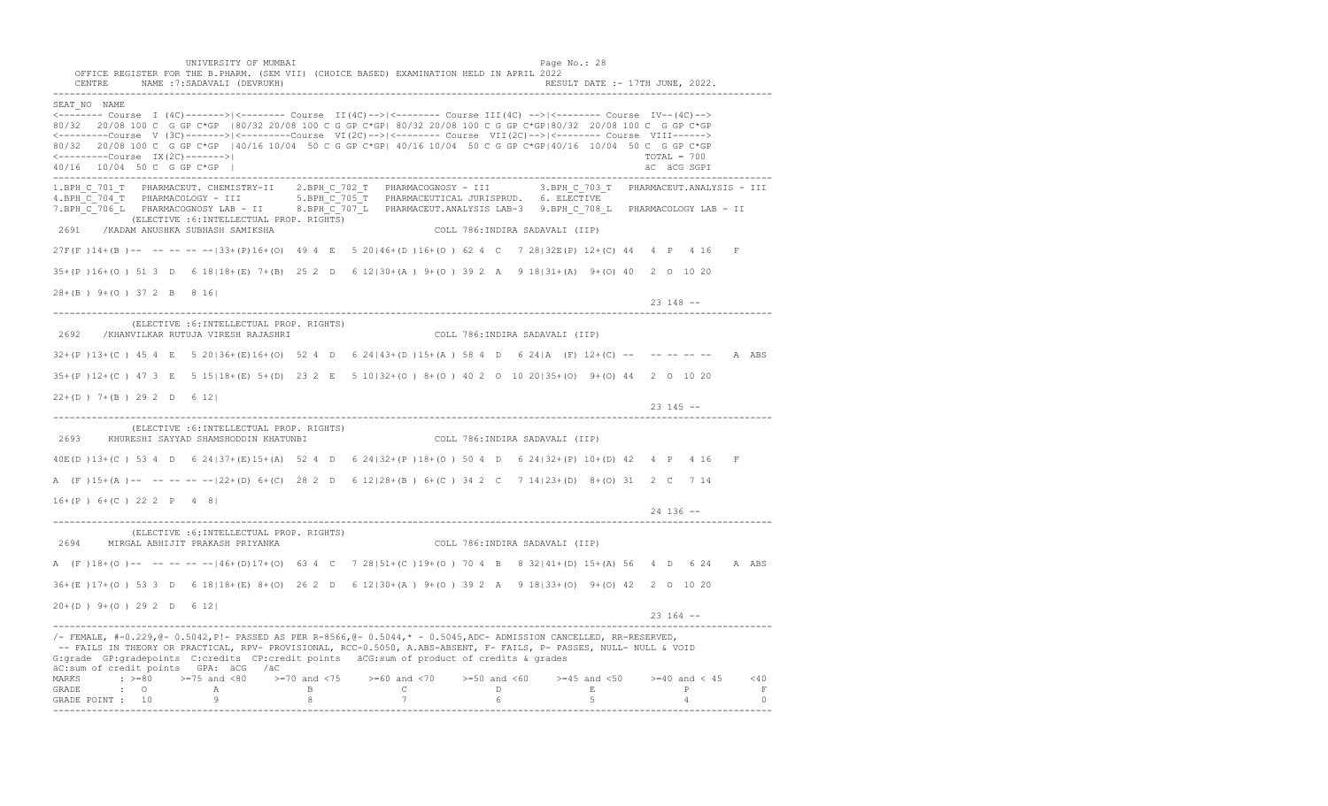UNIVERSITY OF MUMBAI

OFFICE REGISTER FOR THE B.PHARM. (SEM VII) (CHOICE BASED) EXAMINATION HELD IN APRIL 2022

CENTRE NAME :7:SADAVALI (DEVRUKH) RESULT DATE :- 17TH JUNE, 2022.

```
SEAT_NO  NAME
<-------- Course  I (4C)------->|<-------- Course  II(4C)-->|<-------- Course III(4C) -->|<-------- Course  IV--(4C)-->
80/32  20/08 100 C  G GP C*GP  |80/32 20/08 100 C G GP C*GP| 80/32 20/08 100 C G GP C*GP|80/32  20/08 100 C  G GP C*GP
<--------Course  V (3C)------->|<---------Course  VI(2C)-->|<-------- Course  VII(2C)-->|<-------- Course  VIII------>
80/32  20/08 100 C  G GP C*GP  |40/16 10/04  50 C G GP C*GP| 40/16 10/04  50 C G GP C*GP|40/16  10/04  50 C  G GP C*GP
<---------Course  IX(2C)------->|                                                                      TOTAL = 700
40/16  10/04  50 C  G GP C*GP  |                                                                      äC  äCG SGPI
```

1.BPH_C_701_T PHARMACEUT. CHEMISTRY-II 2.BPH_C_702_T PHARMACOGNOSY - III 3.BPH_C_703_T PHARMACEUT.ANALYSIS - III
4.BPH_C_704_T PHARMACOLOGY - III 5.BPH_C_705_T PHARMACEUTICAL JURISPRUD. 6. ELECTIVE
7.BPH_C_706_L PHARMACOGNOSY LAB - II 8.BPH_C_707_L PHARMACEUT.ANALYSIS LAB-3 9.BPH_C_708_L PHARMACOLOGY LAB - II

```
        (ELECTIVE :6:INTELLECTUAL PROP. RIGHTS)
 2691    /KADAM ANUSHKA SUBHASH SAMIKSHA                          COLL 786:INDIRA SADAVALI (IIP)

27F(F )14+(B )--  -- -- -- --|33+(P)16+(O)  49 4  E   5 20|46+(D )16+(O ) 62 4  C   7 28|32E(P) 12+(C) 44   4  P   4 16    F

35+(P )16+(O ) 51 3  D   6 18|18+(E) 7+(B)  25 2  D   6 12|30+(A ) 9+(O ) 39 2  A   9 18|31+(A)  9+(O) 40   2  O  10 20

28+(B ) 9+(O ) 37 2  B   8 16|
                                                                                                       23 148 --
```

```
        (ELECTIVE :6:INTELLECTUAL PROP. RIGHTS)
 2692    /KHANVILKAR RUTUJA VIRESH RAJASHRI                       COLL 786:INDIRA SADAVALI (IIP)

32+(P )13+(C ) 45 4  E   5 20|36+(E)16+(O)  52 4  D   6 24|43+(D )15+(A ) 58 4  D   6 24|A  (F) 12+(C) --   -- -- -- --    A  ABS

35+(P )12+(C ) 47 3  E   5 15|18+(E) 5+(D)  23 2  E   5 10|32+(O ) 8+(O ) 40 2  O  10 20|35+(O)  9+(O) 44   2  O  10 20

22+(D ) 7+(B ) 29 2  D   6 12|
                                                                                                       23 145 --
```

```
        (ELECTIVE :6:INTELLECTUAL PROP. RIGHTS)
 2693     KHURESHI SAYYAD SHAMSHODDIN KHATUNBI                    COLL 786:INDIRA SADAVALI (IIP)

40E(D )13+(C ) 53 4  D   6 24|37+(E)15+(A)  52 4  D   6 24|32+(P )18+(O ) 50 4  D   6 24|32+(P) 10+(D) 42   4  P   4 16    F

A  (F )15+(A )--  -- -- -- --|22+(D) 6+(C)  28 2  D   6 12|28+(B ) 6+(C ) 34 2  C   7 14|23+(D)  8+(O) 31   2  C   7 14

16+(P ) 6+(C ) 22 2  P   4  8|
                                                                                                       24 136 --
```

```
        (ELECTIVE :6:INTELLECTUAL PROP. RIGHTS)
 2694     MIRGAL ABHIJIT PRAKASH PRIYANKA                         COLL 786:INDIRA SADAVALI (IIP)

A  (F )18+(O )--  -- -- -- --|46+(D)17+(O)  63 4  C   7 28|51+(C )19+(O ) 70 4  B   8 32|41+(D) 15+(A) 56   4  D   6 24    A  ABS

36+(E )17+(O ) 53 3  D   6 18|18+(E) 8+(O)  26 2  D   6 12|30+(A ) 9+(O ) 39 2  A   9 18|33+(O)  9+(O) 42   2  O  10 20

20+(D ) 9+(O ) 29 2  D   6 12|
                                                                                                       23 164 --
```

/- FEMALE, #-0.229,@- 0.5042,P!- PASSED AS PER R-8566,@- 0.5044,* - 0.5045,ADC- ADMISSION CANCELLED, RR-RESERVED,
-- FAILS IN THEORY OR PRACTICAL, RPV- PROVISIONAL, RCC-0.5050, A.ABS-ABSENT, F- FAILS, P- PASSES, NULL- NULL & VOID
G:grade GP:gradepoints C:credits CP:credit points äCG:sum of product of credits & grades
äC:sum of credit points GPA: äCG /äC

| MARKS | : >=80 | >=75 and <80 | >=70 and <75 | >=60 and <70 | >=50 and <60 | >=45 and <50 | >=40 and < 45 | <40 |
|---|---|---|---|---|---|---|---|---|
| GRADE | : O | A | B | C | D | E | P | F |
| GRADE POINT | : 10 | 9 | 8 | 7 | 6 | 5 | 4 | 0 |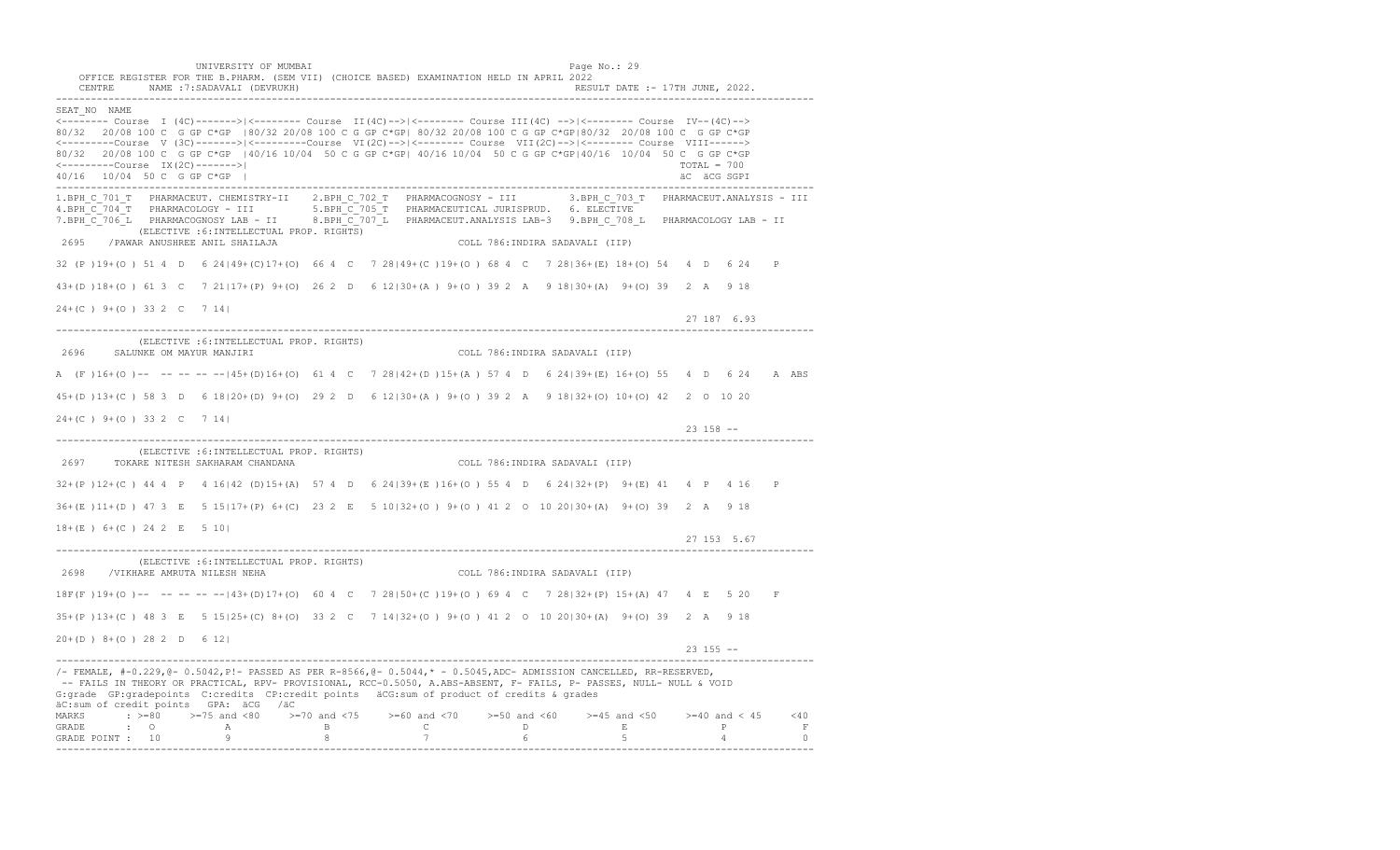UNIVERSITY OF MUMBAI

OFFICE REGISTER FOR THE B.PHARM. (SEM VII) (CHOICE BASED) EXAMINATION HELD IN APRIL 2022

CENTRE NAME :7:SADAVALI (DEVRUKH) RESULT DATE :- 17TH JUNE, 2022.

```
SEAT_NO  NAME
<-------- Course  I (4C)------->|<-------- Course  II(4C)-->|<-------- Course III(4C) -->|<-------- Course  IV--(4C)-->
80/32   20/08 100 C  G GP C*GP  |80/32 20/08 100 C G GP C*GP| 80/32 20/08 100 C G GP C*GP|80/32  20/08 100 C  G GP C*GP
<---------Course  V (3C)------->|<---------Course  VI(2C)-->|<-------- Course  VII(2C)-->|<-------- Course  VIII------>
80/32   20/08 100 C  G GP C*GP  |40/16 10/04  50 C G GP C*GP| 40/16 10/04  50 C G GP C*GP|40/16  10/04  50 C  G GP C*GP
<---------Course  IX(2C)------->|                                                                          TOTAL = 700
40/16   10/04  50 C  G GP C*GP  |                                                                          äC  äCG SGPI
```

```
1.BPH_C_701_T  PHARMACEUT. CHEMISTRY-II    2.BPH_C_702_T  PHARMACOGNOSY - III       3.BPH_C_703_T  PHARMACEUT.ANALYSIS - III
4.BPH_C_704_T  PHARMACOLOGY - III          5.BPH_C_705_T  PHARMACEUTICAL JURISPRUD.  6. ELECTIVE
7.BPH_C_706_L  PHARMACOGNOSY LAB - II      8.BPH_C_707_L  PHARMACEUT.ANALYSIS LAB-3   9.BPH_C_708_L  PHARMACOLOGY LAB - II
```

```
        (ELECTIVE :6:INTELLECTUAL PROP. RIGHTS)
 2695   /PAWAR ANUSHREE ANIL SHAILAJA                          COLL 786:INDIRA SADAVALI (IIP)

32 (P )19+(O ) 51 4  D   6 24|49+(C)17+(O)  66 4  C   7 28|49+(C )19+(O ) 68 4  C   7 28|36+(E) 18+(O) 54   4  D   6 24    P

43+(D )18+(O ) 61 3  C   7 21|17+(P) 9+(O)  26 2  D   6 12|30+(A ) 9+(O ) 39 2  A   9 18|30+(A)  9+(O) 39   2  A   9 18

24+(C ) 9+(O ) 33 2  C   7 14|
                                                                                                              27 187  6.93
```

```
        (ELECTIVE :6:INTELLECTUAL PROP. RIGHTS)
 2696     SALUNKE OM MAYUR MANJIRI                             COLL 786:INDIRA SADAVALI (IIP)

A  (F )16+(O )--  -- -- -- --|45+(D)16+(O)  61 4  C   7 28|42+(D )15+(A ) 57 4  D   6 24|39+(E) 16+(O) 55   4  D   6 24    A ABS

45+(D )13+(C ) 58 3  D   6 18|20+(D) 9+(O)  29 2  D   6 12|30+(A ) 9+(O ) 39 2  A   9 18|32+(O) 10+(O) 42   2  O  10 20

24+(C ) 9+(O ) 33 2  C   7 14|
                                                                                                              23 158 --
```

```
        (ELECTIVE :6:INTELLECTUAL PROP. RIGHTS)
 2697     TOKARE NITESH SAKHARAM CHANDANA                      COLL 786:INDIRA SADAVALI (IIP)

32+(P )12+(C ) 44 4  P   4 16|42 (D)15+(A)  57 4  D   6 24|39+(E )16+(O ) 55 4  D   6 24|32+(P)  9+(E) 41   4  P   4 16    P

36+(E )11+(D ) 47 3  E   5 15|17+(P) 6+(C)  23 2  E   5 10|32+(O ) 9+(O ) 41 2  O  10 20|30+(A)  9+(O) 39   2  A   9 18

18+(E ) 6+(C ) 24 2  E   5 10|
                                                                                                              27 153  5.67
```

```
        (ELECTIVE :6:INTELLECTUAL PROP. RIGHTS)
 2698   /VIKHARE AMRUTA NILESH NEHA                            COLL 786:INDIRA SADAVALI (IIP)

18F(F )19+(O )--  -- -- -- --|43+(D)17+(O)  60 4  C   7 28|50+(C )19+(O ) 69 4  C   7 28|32+(P) 15+(A) 47   4  E   5 20    F

35+(P )13+(C ) 48 3  E   5 15|25+(C) 8+(O)  33 2  C   7 14|32+(O ) 9+(O ) 41 2  O  10 20|30+(A)  9+(O) 39   2  A   9 18

20+(D ) 8+(O ) 28 2  D   6 12|
                                                                                                              23 155 --
```

/- FEMALE, #-0.229,@- 0.5042,P!- PASSED AS PER R-8566,@- 0.5044,* - 0.5045,ADC- ADMISSION CANCELLED, RR-RESERVED,
-- FAILS IN THEORY OR PRACTICAL, RPV- PROVISIONAL, RCC-0.5050, A.ABS-ABSENT, F- FAILS, P- PASSES, NULL- NULL & VOID
G:grade GP:gradepoints C:credits CP:credit points äCG:sum of product of credits & grades
äC:sum of credit points GPA: äCG /äC

| MARKS | >=80 | >=75 and <80 | >=70 and <75 | >=60 and <70 | >=50 and <60 | >=45 and <50 | >=40 and < 45 | <40 |
|---|---|---|---|---|---|---|---|---|
| GRADE | O | A | B | C | D | E | P | F |
| GRADE POINT | 10 | 9 | 8 | 7 | 6 | 5 | 4 | 0 |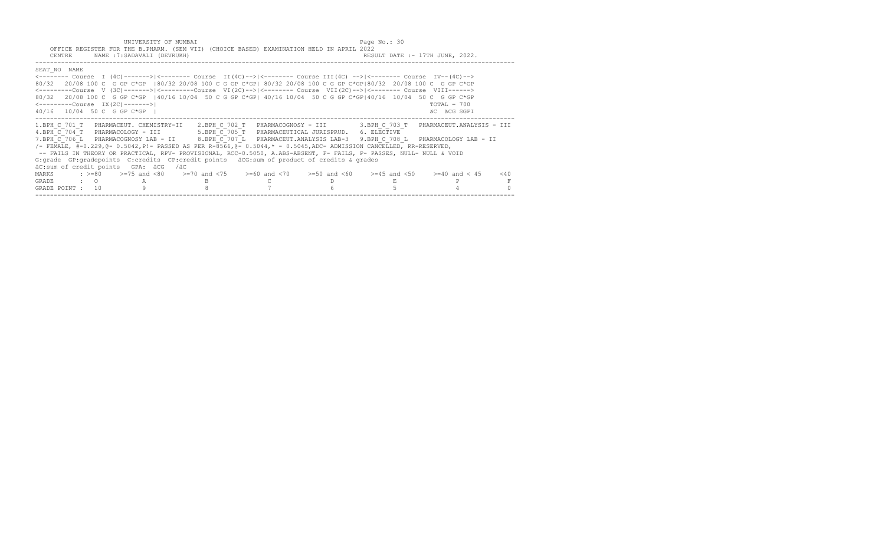UNIVERSITY OF MUMBAI

OFFICE REGISTER FOR THE B.PHARM. (SEM VII) (CHOICE BASED) EXAMINATION HELD IN APRIL 2022

CENTRE NAME :7:SADAVALI (DEVRUKH) RESULT DATE :- 17TH JUNE, 2022.

```
SEAT_NO  NAME
<-------- Course  I (4C)------->|<-------- Course  II(4C)-->|<-------- Course III(4C) -->|<-------- Course  IV--(4C)-->
80/32   20/08 100 C  G GP C*GP  |80/32 20/08 100 C G GP C*GP| 80/32 20/08 100 C G GP C*GP|80/32  20/08 100 C  G GP C*GP
<---------Course  V (3C)------->|<---------Course  VI(2C)-->|<-------- Course  VII(2C)-->|<-------- Course  VIII------>
80/32   20/08 100 C  G GP C*GP  |40/16 10/04  50 C G GP C*GP| 40/16 10/04  50 C G GP C*GP|40/16  10/04  50 C  G GP C*GP
<---------Course  IX(2C)------->|                                                                          TOTAL = 700
40/16   10/04  50 C  G GP C*GP  |                                                                          äC  äCG SGPI
```

1.BPH_C_701_T PHARMACEUT. CHEMISTRY-II 2.BPH_C_702_T PHARMACOGNOSY - III 3.BPH_C_703_T PHARMACEUT.ANALYSIS - III
4.BPH_C_704_T PHARMACOLOGY - III 5.BPH_C_705_T PHARMACEUTICAL JURISPRUD. 6. ELECTIVE
7.BPH_C_706_L PHARMACOGNOSY LAB - II 8.BPH_C_707_L PHARMACEUT.ANALYSIS LAB-3 9.BPH_C_708_L PHARMACOLOGY LAB - II

/- FEMALE, #-0.229,@- 0.5042,P!- PASSED AS PER R-8566,@- 0.5044,* - 0.5045,ADC- ADMISSION CANCELLED, RR-RESERVED,
-- FAILS IN THEORY OR PRACTICAL, RPV- PROVISIONAL, RCC-0.5050, A.ABS-ABSENT, F- FAILS, P- PASSES, NULL- NULL & VOID
G:grade GP:gradepoints C:credits CP:credit points äCG:sum of product of credits & grades
äC:sum of credit points GPA: äCG /äC

| MARKS | >=80 | >=75 and <80 | >=70 and <75 | >=60 and <70 | >=50 and <60 | >=45 and <50 | >=40 and < 45 | <40 |
|---|---|---|---|---|---|---|---|---|
| GRADE | O | A | B | C | D | E | P | F |
| GRADE POINT | 10 | 9 | 8 | 7 | 6 | 5 | 4 | 0 |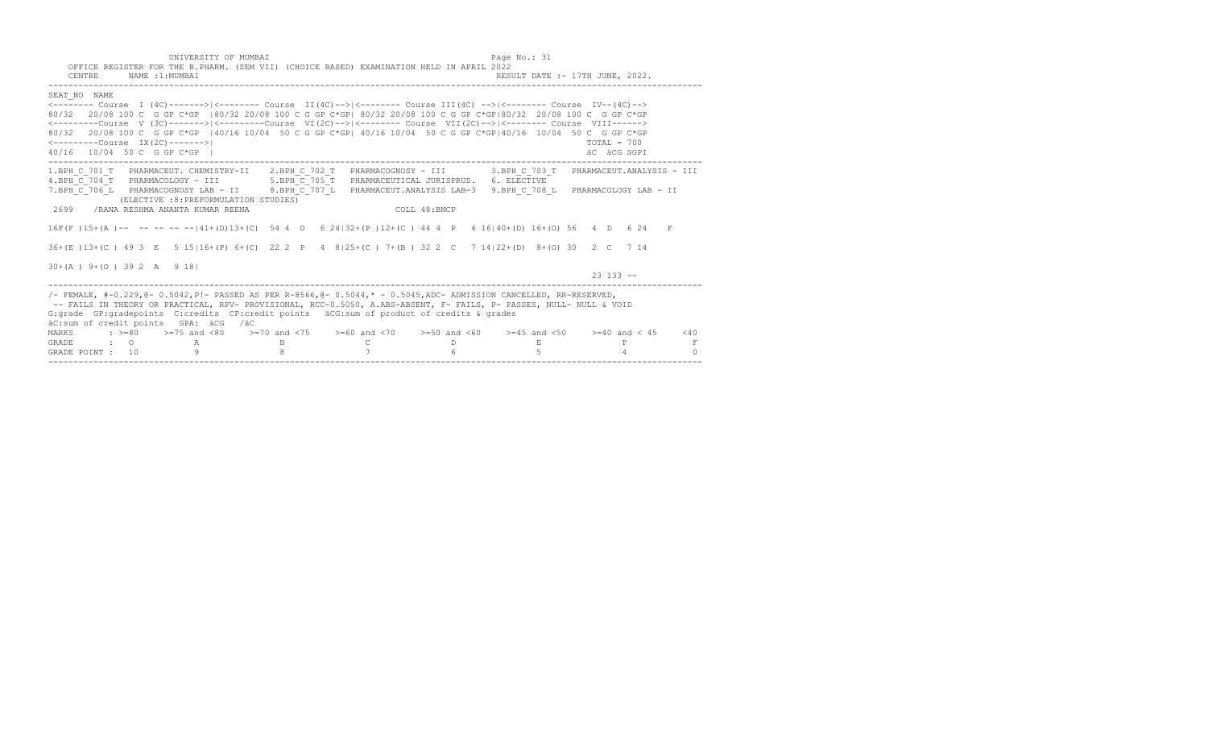UNIVERSITY OF MUMBAI

OFFICE REGISTER FOR THE B.PHARM. (SEM VII) (CHOICE BASED) EXAMINATION HELD IN APRIL 2022

CENTRE NAME :1:MUMBAI RESULT DATE :- 17TH JUNE, 2022.

```
SEAT_NO  NAME
<-------- Course  I (4C)------->|<-------- Course  II(4C)-->|<-------- Course III(4C) -->|<-------- Course  IV--(4C)-->
80/32  20/08 100 C  G GP C*GP  |80/32 20/08 100 C G GP C*GP| 80/32 20/08 100 C G GP C*GP|80/32  20/08 100 C  G GP C*GP
<---------Course  V (3C)------->|<---------Course  VI(2C)-->|<-------- Course  VII(2C)-->|<-------- Course  VIII------>
80/32  20/08 100 C  G GP C*GP  |40/16 10/04  50 C G GP C*GP| 40/16 10/04  50 C G GP C*GP|40/16  10/04  50 C  G GP C*GP
<---------Course  IX(2C)------->|                                                              TOTAL = 700
40/16  10/04  50 C  G GP C*GP  |                                                               äC  äCG SGPI
```

```
1.BPH_C_701_T   PHARMACEUT. CHEMISTRY-II    2.BPH_C_702_T   PHARMACOGNOSY - III        3.BPH_C_703_T   PHARMACEUT.ANALYSIS - III
4.BPH_C_704_T   PHARMACOLOGY - III          5.BPH_C_705_T   PHARMACEUTICAL JURISPRUD.   6. ELECTIVE
7.BPH_C_706_L   PHARMACOGNOSY LAB - II      8.BPH_C_707_L   PHARMACEUT.ANALYSIS LAB-3   9.BPH_C_708_L   PHARMACOLOGY LAB - II
          (ELECTIVE :8:PREFORMULATION STUDIES)
```

```
 2699   /RANA RESHMA ANANTA KUMAR REENA                              COLL 48:BNCP

16F(F )15+(A )--  -- -- -- --|41+(D)13+(C)  54 4  D   6 24|32+(P )12+(C ) 44 4  P   4 16|40+(D) 16+(O) 56   4  D   6 24    F

36+(E )13+(C ) 49 3  E   5 15|16+(P) 6+(C)  22 2  P   4  8|25+(C ) 7+(B ) 32 2  C   7 14|22+(D)  8+(O) 30   2  C   7 14

30+(A ) 9+(O ) 39 2  A   9 18|
                                                                                                                23 133 --
```

/- FEMALE, #-0.229,@- 0.5042,P!- PASSED AS PER R-8566,@- 0.5044,* - 0.5045,ADC- ADMISSION CANCELLED, RR-RESERVED,
-- FAILS IN THEORY OR PRACTICAL, RPV- PROVISIONAL, RCC-0.5050, A.ABS-ABSENT, F- FAILS, P- PASSES, NULL- NULL & VOID
G:grade GP:gradepoints C:credits CP:credit points äCG:sum of product of credits & grades
äC:sum of credit points GPA: äCG /äC

| MARKS | : >=80 | >=75 and <80 | >=70 and <75 | >=60 and <70 | >=50 and <60 | >=45 and <50 | >=40 and < 45 | <40 |
|---|---|---|---|---|---|---|---|---|
| GRADE | : O | A | B | C | D | E | P | F |
| GRADE POINT | : 10 | 9 | 8 | 7 | 6 | 5 | 4 | 0 |